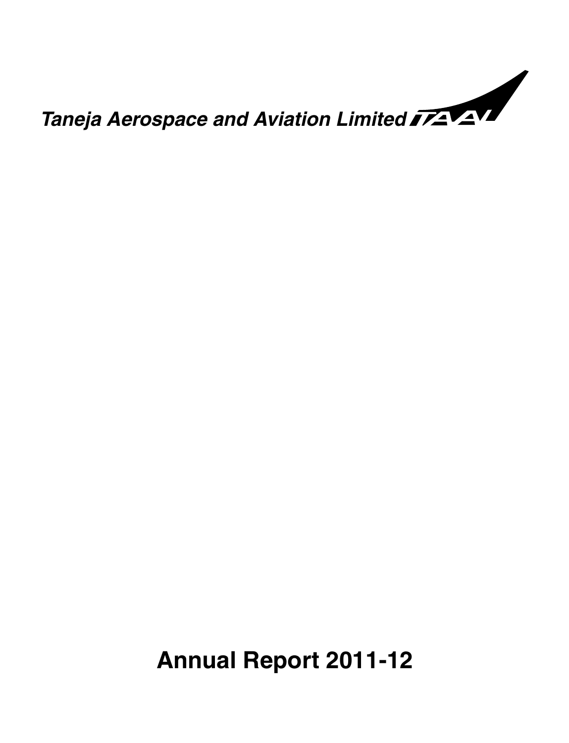*Taneja Aerospace and Aviation Limited* TAAL

# Annual Report 2011-12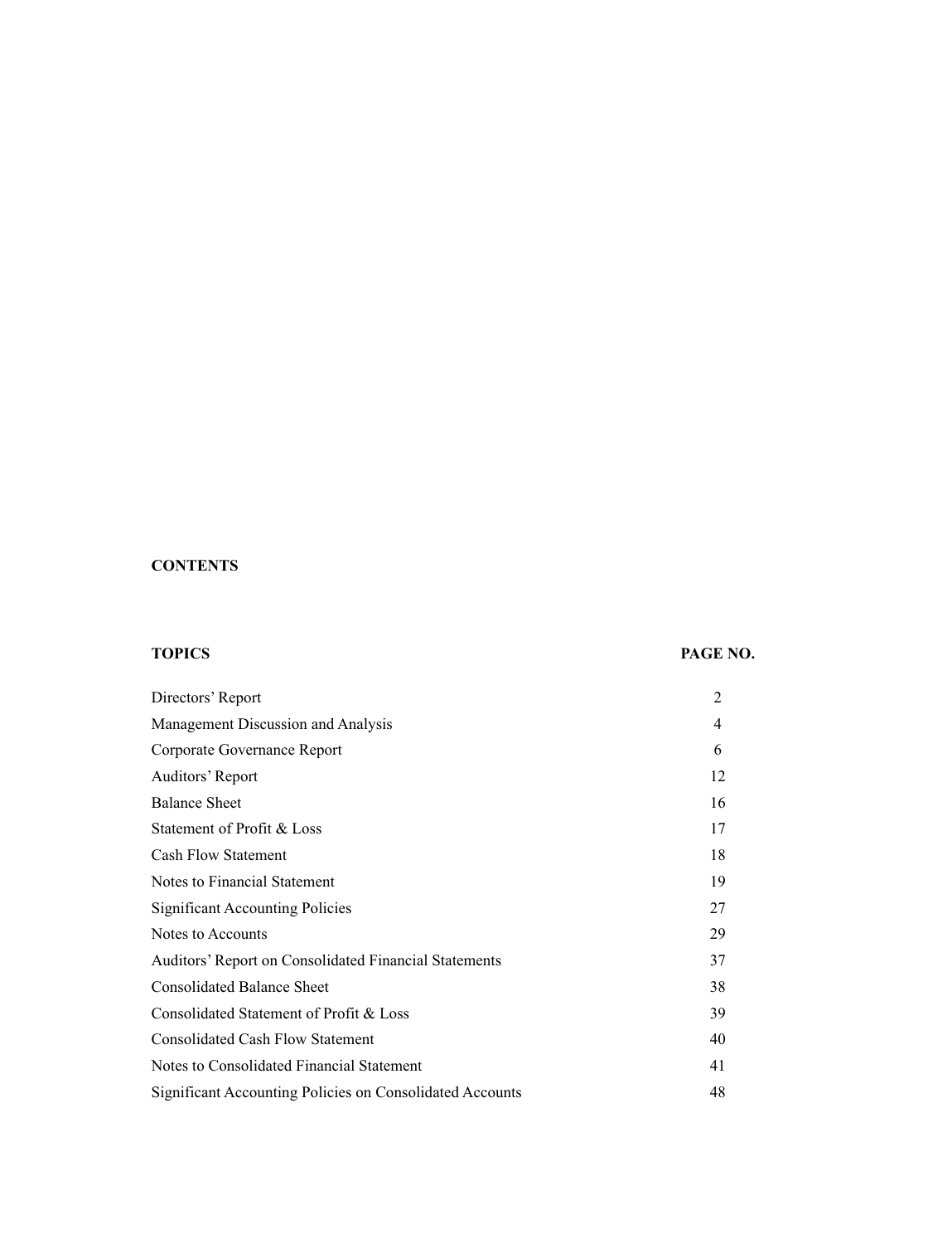# CONTENTS

| TOPICS | PAGE NO. |
|---|---|
| Directors' Report | 2 |
| Management Discussion and Analysis | 4 |
| Corporate Governance Report | 6 |
| Auditors' Report | 12 |
| Balance Sheet | 16 |
| Statement of Profit & Loss | 17 |
| Cash Flow Statement | 18 |
| Notes to Financial Statement | 19 |
| Significant Accounting Policies | 27 |
| Notes to Accounts | 29 |
| Auditors' Report on Consolidated Financial Statements | 37 |
| Consolidated Balance Sheet | 38 |
| Consolidated Statement of Profit & Loss | 39 |
| Consolidated Cash Flow Statement | 40 |
| Notes to Consolidated Financial Statement | 41 |
| Significant Accounting Policies on Consolidated Accounts | 48 |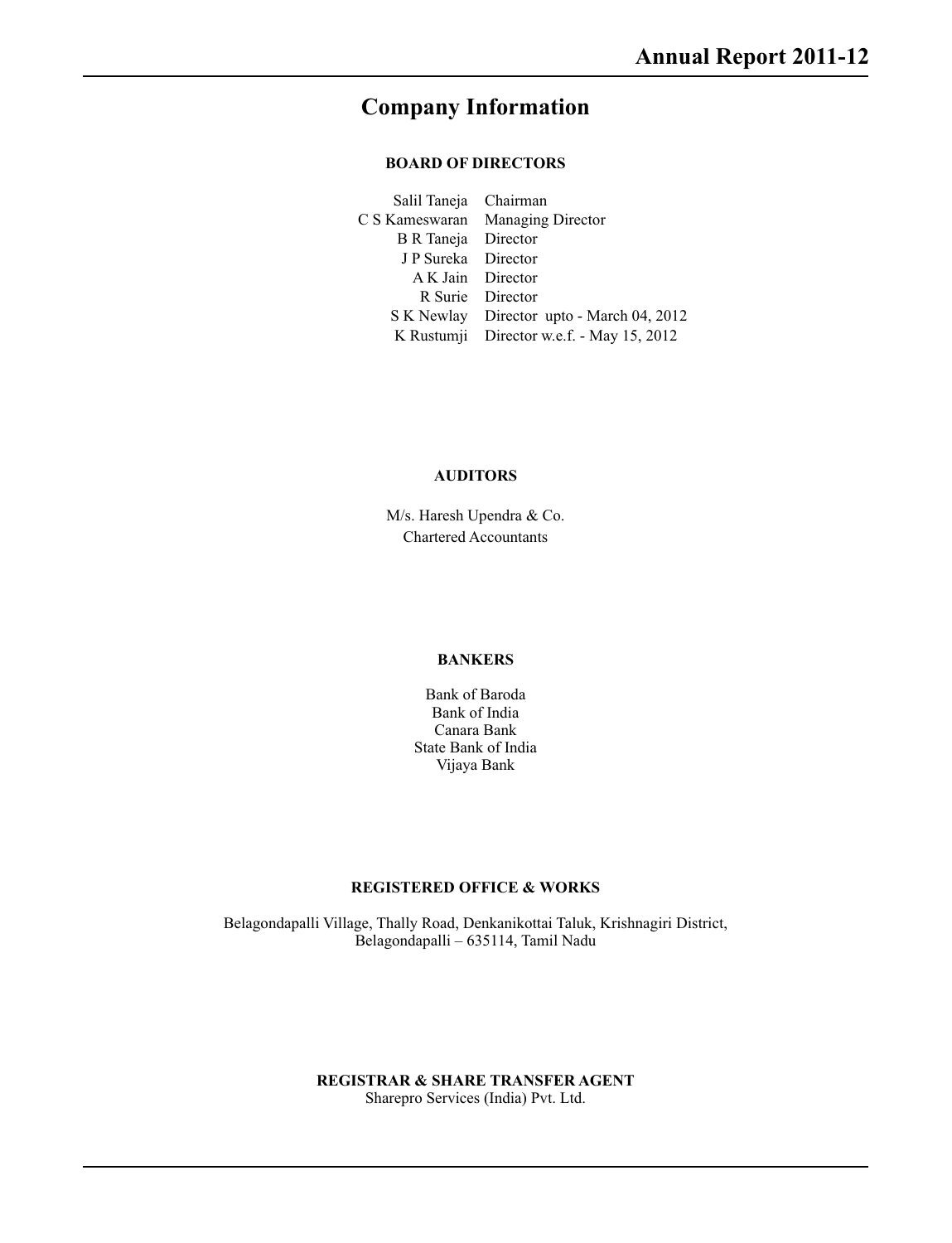# Company Information

### BOARD OF DIRECTORS

| | |
|---|---|
| Salil Taneja | Chairman |
| C S Kameswaran | Managing Director |
| B R Taneja | Director |
| J P Sureka | Director |
| A K Jain | Director |
| R Surie | Director |
| S K Newlay | Director upto - March 04, 2012 |
| K Rustumji | Director w.e.f. - May 15, 2012 |

### AUDITORS

M/s. Haresh Upendra & Co.
Chartered Accountants

### BANKERS

Bank of Baroda
Bank of India
Canara Bank
State Bank of India
Vijaya Bank

### REGISTERED OFFICE & WORKS

Belagondapalli Village, Thally Road, Denkanikottai Taluk, Krishnagiri District,
Belagondapalli – 635114, Tamil Nadu

### REGISTRAR & SHARE TRANSFER AGENT

Sharepro Services (India) Pvt. Ltd.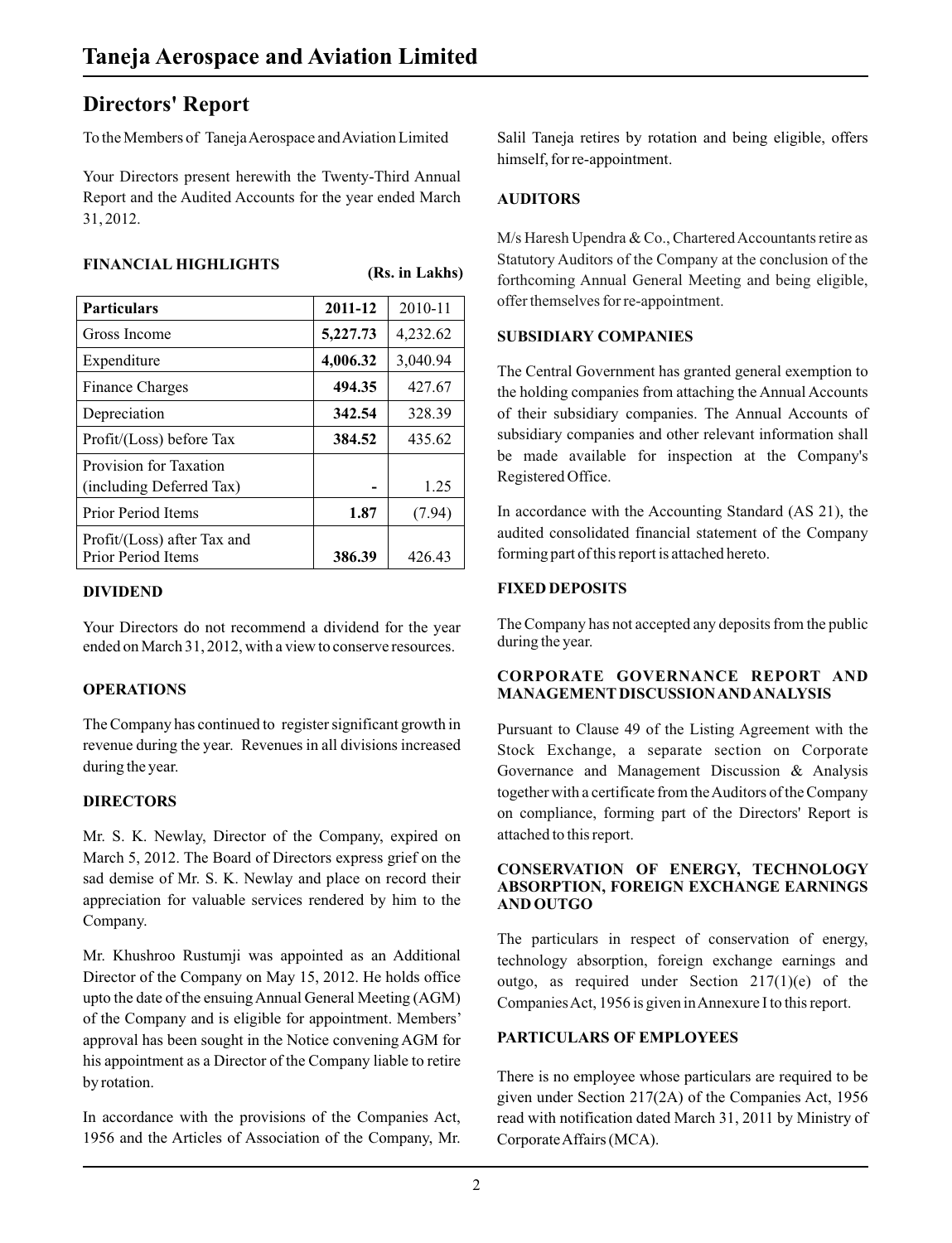# Directors' Report

To the Members of Taneja Aerospace and Aviation Limited

Your Directors present herewith the Twenty-Third Annual Report and the Audited Accounts for the year ended March 31, 2012.

## FINANCIAL HIGHLIGHTS

**(Rs. in Lakhs)**

| Particulars | 2011-12 | 2010-11 |
|---|---|---|
| Gross Income | **5,227.73** | 4,232.62 |
| Expenditure | **4,006.32** | 3,040.94 |
| Finance Charges | **494.35** | 427.67 |
| Depreciation | **342.54** | 328.39 |
| Profit/(Loss) before Tax | **384.52** | 435.62 |
| Provision for Taxation (including Deferred Tax) | **-** | 1.25 |
| Prior Period Items | **1.87** | (7.94) |
| Profit/(Loss) after Tax and Prior Period Items | **386.39** | 426.43 |

## DIVIDEND

Your Directors do not recommend a dividend for the year ended on March 31, 2012, with a view to conserve resources.

## OPERATIONS

The Company has continued to register significant growth in revenue during the year. Revenues in all divisions increased during the year.

## DIRECTORS

Mr. S. K. Newlay, Director of the Company, expired on March 5, 2012. The Board of Directors express grief on the sad demise of Mr. S. K. Newlay and place on record their appreciation for valuable services rendered by him to the Company.

Mr. Khushroo Rustumji was appointed as an Additional Director of the Company on May 15, 2012. He holds office upto the date of the ensuing Annual General Meeting (AGM) of the Company and is eligible for appointment. Members' approval has been sought in the Notice convening AGM for his appointment as a Director of the Company liable to retire by rotation.

In accordance with the provisions of the Companies Act, 1956 and the Articles of Association of the Company, Mr. Salil Taneja retires by rotation and being eligible, offers himself, for re-appointment.

## AUDITORS

M/s Haresh Upendra & Co., Chartered Accountants retire as Statutory Auditors of the Company at the conclusion of the forthcoming Annual General Meeting and being eligible, offer themselves for re-appointment.

## SUBSIDIARY COMPANIES

The Central Government has granted general exemption to the holding companies from attaching the Annual Accounts of their subsidiary companies. The Annual Accounts of subsidiary companies and other relevant information shall be made available for inspection at the Company's Registered Office.

In accordance with the Accounting Standard (AS 21), the audited consolidated financial statement of the Company forming part of this report is attached hereto.

## FIXED DEPOSITS

The Company has not accepted any deposits from the public during the year.

## CORPORATE GOVERNANCE REPORT AND MANAGEMENT DISCUSSION AND ANALYSIS

Pursuant to Clause 49 of the Listing Agreement with the Stock Exchange, a separate section on Corporate Governance and Management Discussion & Analysis together with a certificate from the Auditors of the Company on compliance, forming part of the Directors' Report is attached to this report.

## CONSERVATION OF ENERGY, TECHNOLOGY ABSORPTION, FOREIGN EXCHANGE EARNINGS AND OUTGO

The particulars in respect of conservation of energy, technology absorption, foreign exchange earnings and outgo, as required under Section 217(1)(e) of the Companies Act, 1956 is given in Annexure I to this report.

## PARTICULARS OF EMPLOYEES

There is no employee whose particulars are required to be given under Section 217(2A) of the Companies Act, 1956 read with notification dated March 31, 2011 by Ministry of Corporate Affairs (MCA).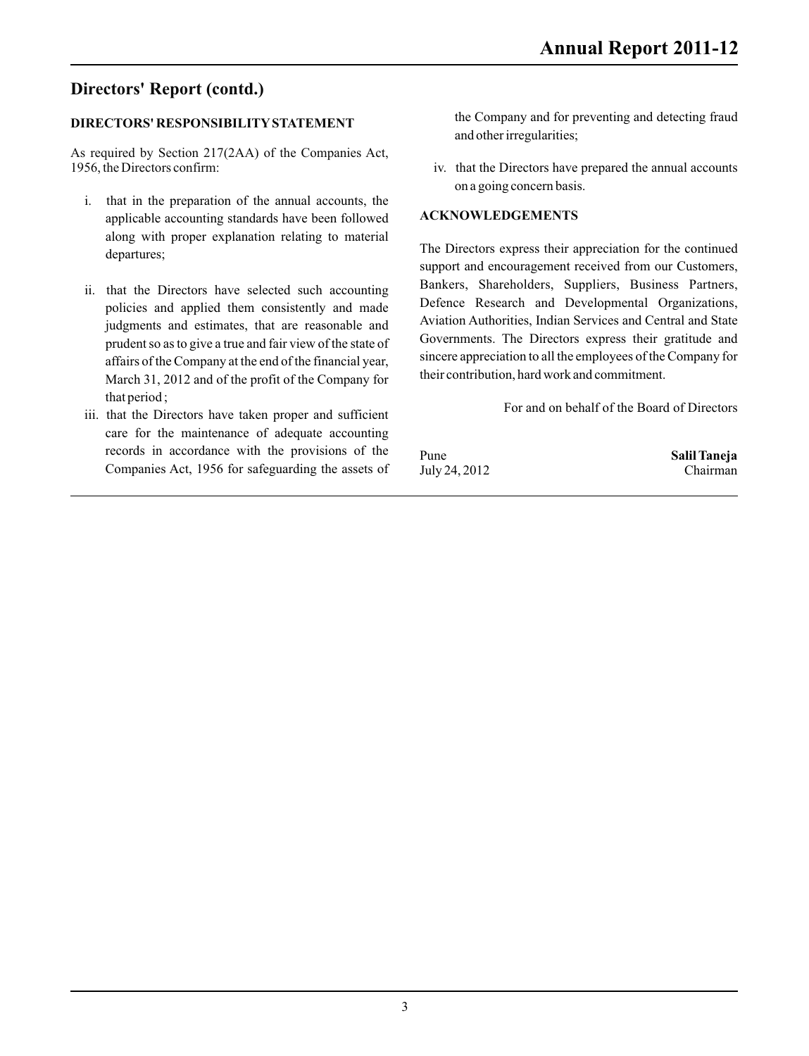## Directors' Report (contd.)

### DIRECTORS' RESPONSIBILITY STATEMENT

As required by Section 217(2AA) of the Companies Act, 1956, the Directors confirm:

i. that in the preparation of the annual accounts, the applicable accounting standards have been followed along with proper explanation relating to material departures;

ii. that the Directors have selected such accounting policies and applied them consistently and made judgments and estimates, that are reasonable and prudent so as to give a true and fair view of the state of affairs of the Company at the end of the financial year, March 31, 2012 and of the profit of the Company for that period ;

iii. that the Directors have taken proper and sufficient care for the maintenance of adequate accounting records in accordance with the provisions of the Companies Act, 1956 for safeguarding the assets of the Company and for preventing and detecting fraud and other irregularities;

iv. that the Directors have prepared the annual accounts on a going concern basis.

### ACKNOWLEDGEMENTS

The Directors express their appreciation for the continued support and encouragement received from our Customers, Bankers, Shareholders, Suppliers, Business Partners, Defence Research and Developmental Organizations, Aviation Authorities, Indian Services and Central and State Governments. The Directors express their gratitude and sincere appreciation to all the employees of the Company for their contribution, hard work and commitment.

For and on behalf of the Board of Directors

Pune
July 24, 2012

**Salil Taneja**
Chairman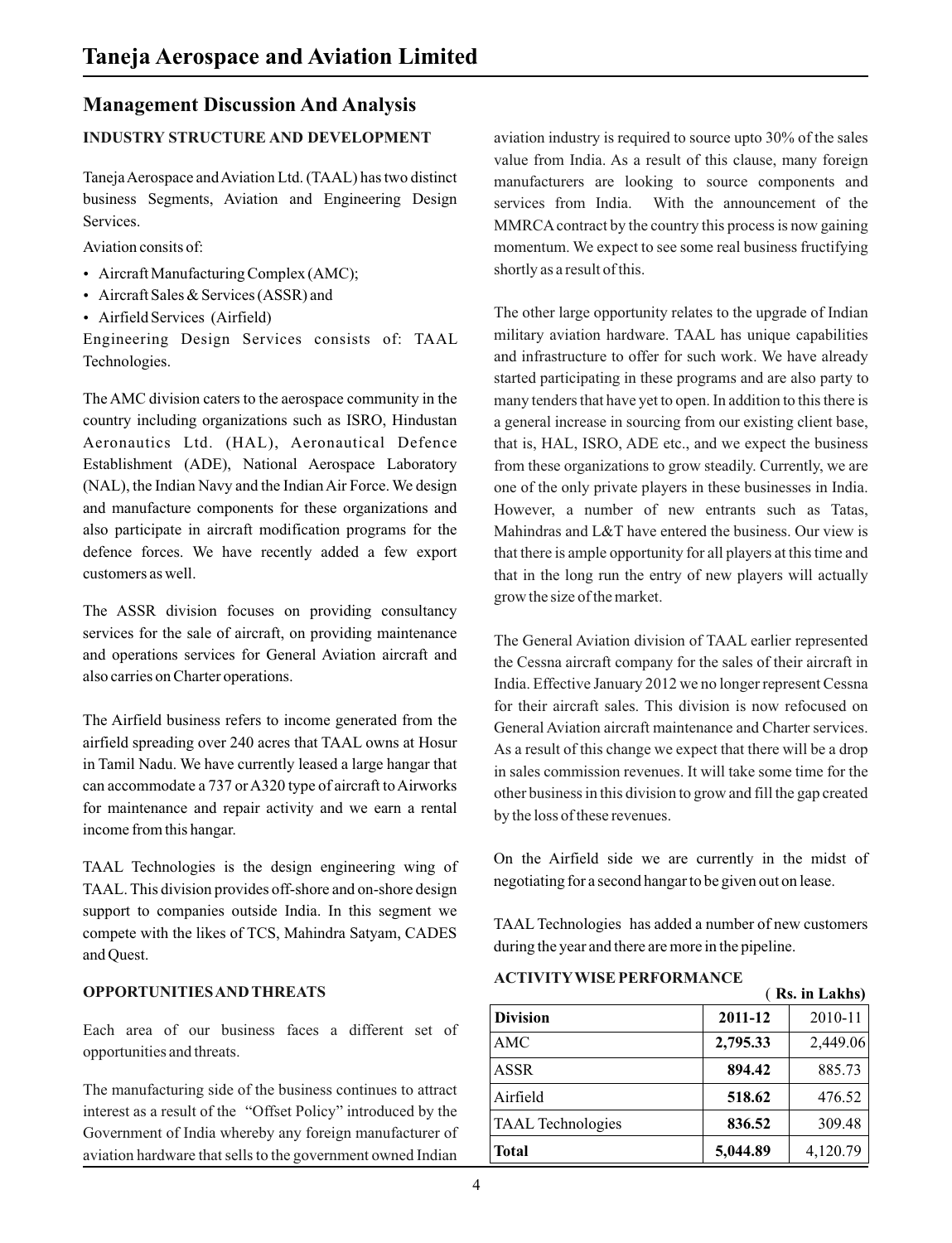# Taneja Aerospace and Aviation Limited

## Management Discussion And Analysis

### INDUSTRY STRUCTURE AND DEVELOPMENT

Taneja Aerospace and Aviation Ltd. (TAAL) has two distinct business Segments, Aviation and Engineering Design Services.

Aviation consits of:

- Aircraft Manufacturing Complex (AMC);
- Aircraft Sales & Services (ASSR) and
- Airfield Services (Airfield)

Engineering Design Services consists of: TAAL Technologies.

The AMC division caters to the aerospace community in the country including organizations such as ISRO, Hindustan Aeronautics Ltd. (HAL), Aeronautical Defence Establishment (ADE), National Aerospace Laboratory (NAL), the Indian Navy and the Indian Air Force. We design and manufacture components for these organizations and also participate in aircraft modification programs for the defence forces. We have recently added a few export customers as well.

The ASSR division focuses on providing consultancy services for the sale of aircraft, on providing maintenance and operations services for General Aviation aircraft and also carries on Charter operations.

The Airfield business refers to income generated from the airfield spreading over 240 acres that TAAL owns at Hosur in Tamil Nadu. We have currently leased a large hangar that can accommodate a 737 or A320 type of aircraft to Airworks for maintenance and repair activity and we earn a rental income from this hangar.

TAAL Technologies is the design engineering wing of TAAL. This division provides off-shore and on-shore design support to companies outside India. In this segment we compete with the likes of TCS, Mahindra Satyam, CADES and Quest.

### OPPORTUNITIES AND THREATS

Each area of our business faces a different set of opportunities and threats.

The manufacturing side of the business continues to attract interest as a result of the "Offset Policy" introduced by the Government of India whereby any foreign manufacturer of aviation hardware that sells to the government owned Indian aviation industry is required to source upto 30% of the sales value from India. As a result of this clause, many foreign manufacturers are looking to source components and services from India. With the announcement of the MMRCA contract by the country this process is now gaining momentum. We expect to see some real business fructifying shortly as a result of this.

The other large opportunity relates to the upgrade of Indian military aviation hardware. TAAL has unique capabilities and infrastructure to offer for such work. We have already started participating in these programs and are also party to many tenders that have yet to open. In addition to this there is a general increase in sourcing from our existing client base, that is, HAL, ISRO, ADE etc., and we expect the business from these organizations to grow steadily. Currently, we are one of the only private players in these businesses in India. However, a number of new entrants such as Tatas, Mahindras and L&T have entered the business. Our view is that there is ample opportunity for all players at this time and that in the long run the entry of new players will actually grow the size of the market.

The General Aviation division of TAAL earlier represented the Cessna aircraft company for the sales of their aircraft in India. Effective January 2012 we no longer represent Cessna for their aircraft sales. This division is now refocused on General Aviation aircraft maintenance and Charter services. As a result of this change we expect that there will be a drop in sales commission revenues. It will take some time for the other business in this division to grow and fill the gap created by the loss of these revenues.

On the Airfield side we are currently in the midst of negotiating for a second hangar to be given out on lease.

TAAL Technologies has added a number of new customers during the year and there are more in the pipeline.

### ACTIVITY WISE PERFORMANCE

( **Rs. in Lakhs**)

| Division | 2011-12 | 2010-11 |
|---|---|---|
| AMC | **2,795.33** | 2,449.06 |
| ASSR | **894.42** | 885.73 |
| Airfield | **518.62** | 476.52 |
| TAAL Technologies | **836.52** | 309.48 |
| **Total** | **5,044.89** | 4,120.79 |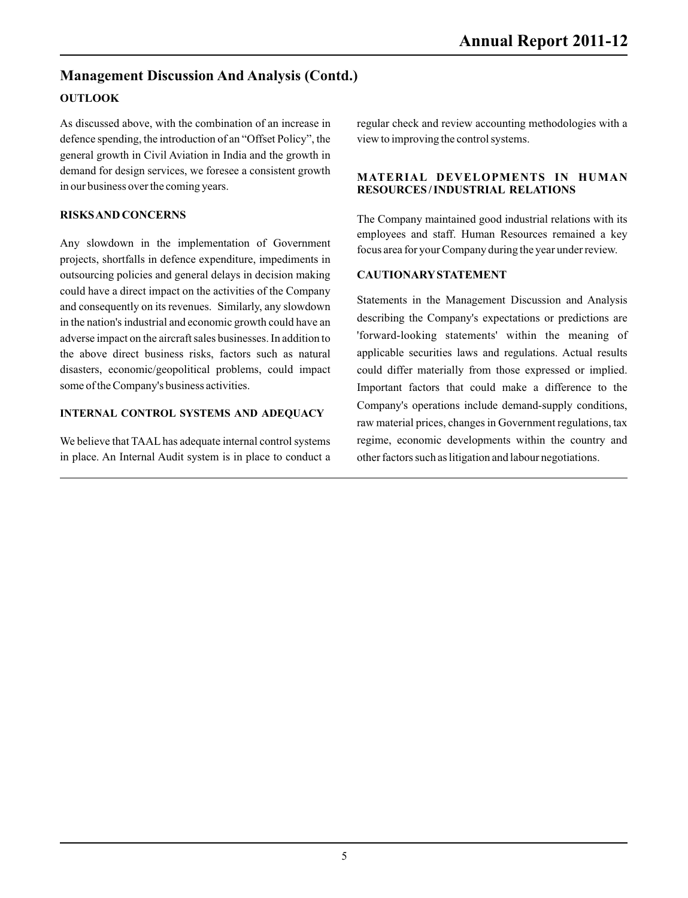## Management Discussion And Analysis (Contd.)

### OUTLOOK

As discussed above, with the combination of an increase in defence spending, the introduction of an "Offset Policy", the general growth in Civil Aviation in India and the growth in demand for design services, we foresee a consistent growth in our business over the coming years.

### RISKS AND CONCERNS

Any slowdown in the implementation of Government projects, shortfalls in defence expenditure, impediments in outsourcing policies and general delays in decision making could have a direct impact on the activities of the Company and consequently on its revenues. Similarly, any slowdown in the nation's industrial and economic growth could have an adverse impact on the aircraft sales businesses. In addition to the above direct business risks, factors such as natural disasters, economic/geopolitical problems, could impact some of the Company's business activities.

### INTERNAL CONTROL SYSTEMS AND ADEQUACY

We believe that TAAL has adequate internal control systems in place. An Internal Audit system is in place to conduct a regular check and review accounting methodologies with a view to improving the control systems.

### MATERIAL DEVELOPMENTS IN HUMAN RESOURCES / INDUSTRIAL RELATIONS

The Company maintained good industrial relations with its employees and staff. Human Resources remained a key focus area for your Company during the year under review.

### CAUTIONARY STATEMENT

Statements in the Management Discussion and Analysis describing the Company's expectations or predictions are 'forward-looking statements' within the meaning of applicable securities laws and regulations. Actual results could differ materially from those expressed or implied. Important factors that could make a difference to the Company's operations include demand-supply conditions, raw material prices, changes in Government regulations, tax regime, economic developments within the country and other factors such as litigation and labour negotiations.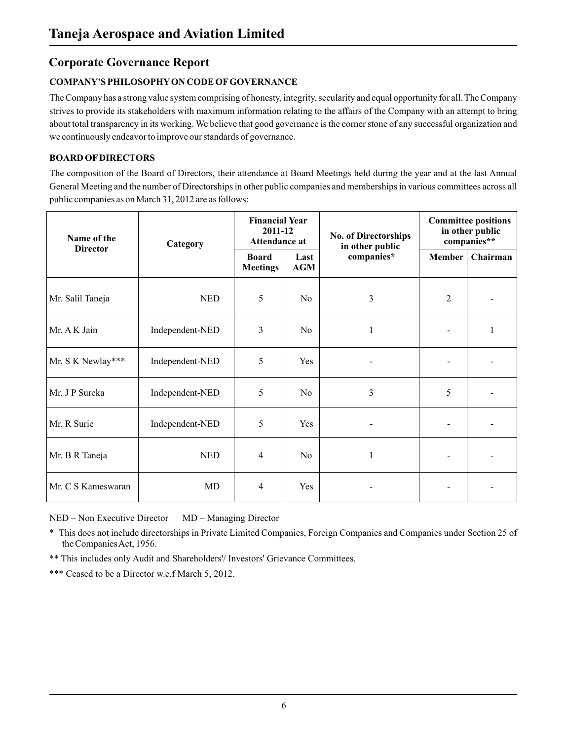# Taneja Aerospace and Aviation Limited

## Corporate Governance Report

### COMPANY'S PHILOSOPHY ON CODE OF GOVERNANCE

The Company has a strong value system comprising of honesty, integrity, secularity and equal opportunity for all. The Company strives to provide its stakeholders with maximum information relating to the affairs of the Company with an attempt to bring about total transparency in its working. We believe that good governance is the corner stone of any successful organization and we continuously endeavor to improve our standards of governance.

### BOARD OF DIRECTORS

The composition of the Board of Directors, their attendance at Board Meetings held during the year and at the last Annual General Meeting and the number of Directorships in other public companies and memberships in various committees across all public companies as on March 31, 2012 are as follows:

| Name of the Director | Category | Financial Year 2011-12 Attendance at | | No. of Directorships in other public companies* | Committee positions in other public companies** | |
|---|---|---|---|---|---|---|
| | | Board Meetings | Last AGM | | Member | Chairman |
| Mr. Salil Taneja | NED | 5 | No | 3 | 2 | - |
| Mr. A K Jain | Independent-NED | 3 | No | 1 | - | 1 |
| Mr. S K Newlay*** | Independent-NED | 5 | Yes | - | - | - |
| Mr. J P Sureka | Independent-NED | 5 | No | 3 | 5 | - |
| Mr. R Surie | Independent-NED | 5 | Yes | - | - | - |
| Mr. B R Taneja | NED | 4 | No | 1 | - | - |
| Mr. C S Kameswaran | MD | 4 | Yes | - | - | - |

NED – Non Executive Director    MD – Managing Director

\* This does not include directorships in Private Limited Companies, Foreign Companies and Companies under Section 25 of the Companies Act, 1956.

\*\* This includes only Audit and Shareholders'/ Investors' Grievance Committees.

\*\*\* Ceased to be a Director w.e.f March 5, 2012.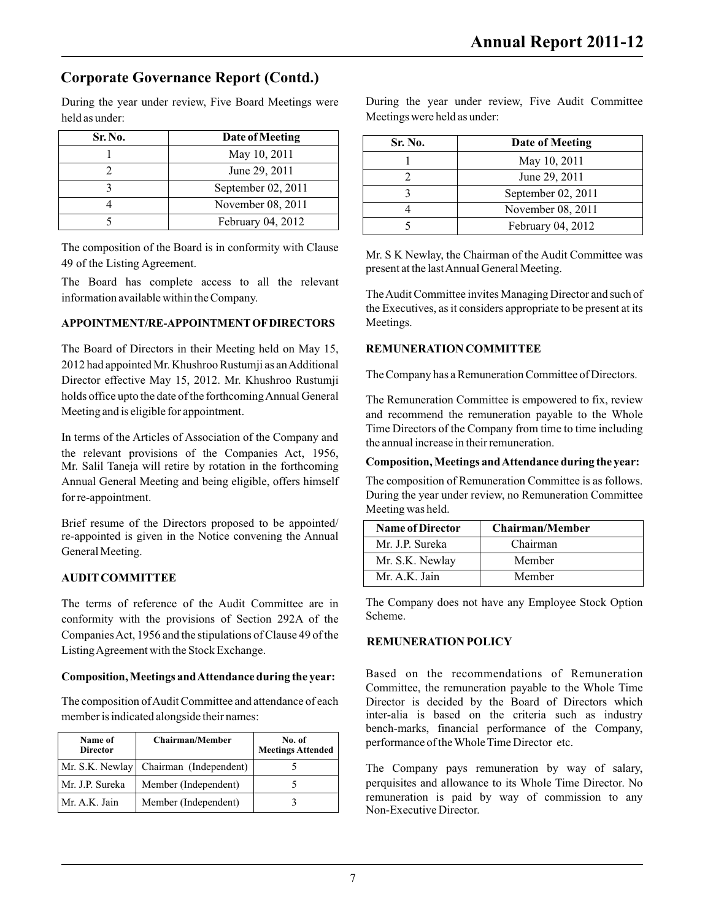## Corporate Governance Report (Contd.)

During the year under review, Five Board Meetings were held as under:

| Sr. No. | Date of Meeting |
|---|---|
| 1 | May 10, 2011 |
| 2 | June 29, 2011 |
| 3 | September 02, 2011 |
| 4 | November 08, 2011 |
| 5 | February 04, 2012 |

The composition of the Board is in conformity with Clause 49 of the Listing Agreement.

The Board has complete access to all the relevant information available within the Company.

### APPOINTMENT/RE-APPOINTMENT OF DIRECTORS

The Board of Directors in their Meeting held on May 15, 2012 had appointed Mr. Khushroo Rustumji as an Additional Director effective May 15, 2012. Mr. Khushroo Rustumji holds office upto the date of the forthcoming Annual General Meeting and is eligible for appointment.

In terms of the Articles of Association of the Company and the relevant provisions of the Companies Act, 1956, Mr. Salil Taneja will retire by rotation in the forthcoming Annual General Meeting and being eligible, offers himself for re-appointment.

Brief resume of the Directors proposed to be appointed/ re-appointed is given in the Notice convening the Annual General Meeting.

### AUDIT COMMITTEE

The terms of reference of the Audit Committee are in conformity with the provisions of Section 292A of the Companies Act, 1956 and the stipulations of Clause 49 of the Listing Agreement with the Stock Exchange.

**Composition, Meetings and Attendance during the year:**

The composition of Audit Committee and attendance of each member is indicated alongside their names:

| Name of Director | Chairman/Member | No. of Meetings Attended |
|---|---|---|
| Mr. S.K. Newlay | Chairman (Independent) | 5 |
| Mr. J.P. Sureka | Member (Independent) | 5 |
| Mr. A.K. Jain | Member (Independent) | 3 |

During the year under review, Five Audit Committee Meetings were held as under:

| Sr. No. | Date of Meeting |
|---|---|
| 1 | May 10, 2011 |
| 2 | June 29, 2011 |
| 3 | September 02, 2011 |
| 4 | November 08, 2011 |
| 5 | February 04, 2012 |

Mr. S K Newlay, the Chairman of the Audit Committee was present at the last Annual General Meeting.

The Audit Committee invites Managing Director and such of the Executives, as it considers appropriate to be present at its Meetings.

### REMUNERATION COMMITTEE

The Company has a Remuneration Committee of Directors.

The Remuneration Committee is empowered to fix, review and recommend the remuneration payable to the Whole Time Directors of the Company from time to time including the annual increase in their remuneration.

**Composition, Meetings and Attendance during the year:**

The composition of Remuneration Committee is as follows. During the year under review, no Remuneration Committee Meeting was held.

| Name of Director | Chairman/Member |
|---|---|
| Mr. J.P. Sureka | Chairman |
| Mr. S.K. Newlay | Member |
| Mr. A.K. Jain | Member |

The Company does not have any Employee Stock Option Scheme.

### REMUNERATION POLICY

Based on the recommendations of Remuneration Committee, the remuneration payable to the Whole Time Director is decided by the Board of Directors which inter-alia is based on the criteria such as industry bench-marks, financial performance of the Company, performance of the Whole Time Director etc.

The Company pays remuneration by way of salary, perquisites and allowance to its Whole Time Director. No remuneration is paid by way of commission to any Non-Executive Director.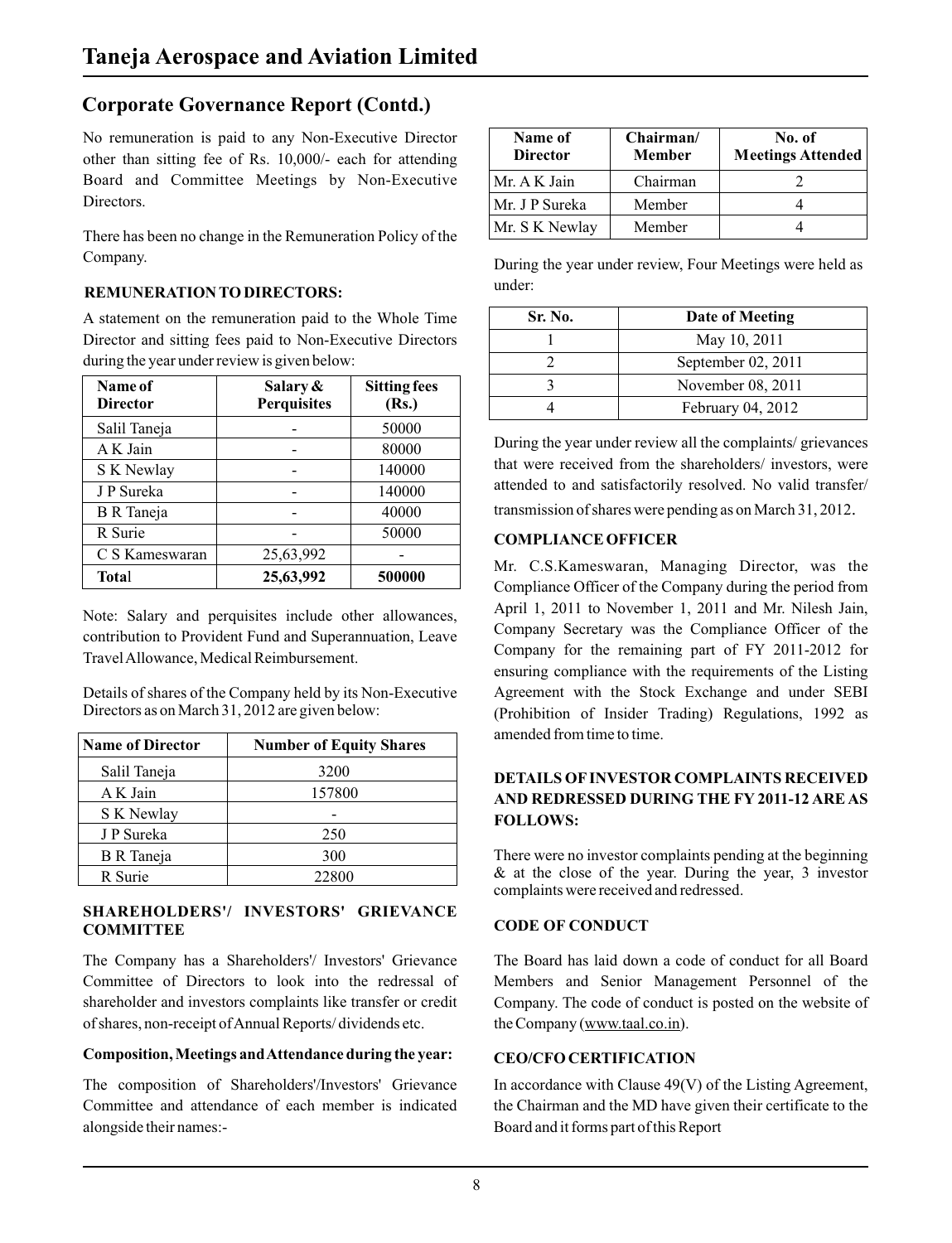## Corporate Governance Report (Contd.)

No remuneration is paid to any Non-Executive Director other than sitting fee of Rs. 10,000/- each for attending Board and Committee Meetings by Non-Executive Directors.

There has been no change in the Remuneration Policy of the Company.

### REMUNERATION TO DIRECTORS:

A statement on the remuneration paid to the Whole Time Director and sitting fees paid to Non-Executive Directors during the year under review is given below:

| Name of Director | Salary & Perquisites | Sitting fees (Rs.) |
|---|---|---|
| Salil Taneja | - | 50000 |
| A K Jain | - | 80000 |
| S K Newlay | - | 140000 |
| J P Sureka | - | 140000 |
| B R Taneja | - | 40000 |
| R Surie | - | 50000 |
| C S Kameswaran | 25,63,992 | - |
| **Total** | **25,63,992** | **500000** |

Note: Salary and perquisites include other allowances, contribution to Provident Fund and Superannuation, Leave Travel Allowance, Medical Reimbursement.

Details of shares of the Company held by its Non-Executive Directors as on March 31, 2012 are given below:

| Name of Director | Number of Equity Shares |
|---|---|
| Salil Taneja | 3200 |
| A K Jain | 157800 |
| S K Newlay | - |
| J P Sureka | 250 |
| B R Taneja | 300 |
| R Surie | 22800 |

### SHAREHOLDERS'/ INVESTORS' GRIEVANCE COMMITTEE

The Company has a Shareholders'/ Investors' Grievance Committee of Directors to look into the redressal of shareholder and investors complaints like transfer or credit of shares, non-receipt of Annual Reports/ dividends etc.

**Composition, Meetings and Attendance during the year:**

The composition of Shareholders'/Investors' Grievance Committee and attendance of each member is indicated alongside their names:-

| Name of Director | Chairman/ Member | No. of Meetings Attended |
|---|---|---|
| Mr. A K Jain | Chairman | 2 |
| Mr. J P Sureka | Member | 4 |
| Mr. S K Newlay | Member | 4 |

During the year under review, Four Meetings were held as under:

| Sr. No. | Date of Meeting |
|---|---|
| 1 | May 10, 2011 |
| 2 | September 02, 2011 |
| 3 | November 08, 2011 |
| 4 | February 04, 2012 |

During the year under review all the complaints/ grievances that were received from the shareholders/ investors, were attended to and satisfactorily resolved. No valid transfer/ transmission of shares were pending as on March 31, 2012.

### COMPLIANCE OFFICER

Mr. C.S.Kameswaran, Managing Director, was the Compliance Officer of the Company during the period from April 1, 2011 to November 1, 2011 and Mr. Nilesh Jain, Company Secretary was the Compliance Officer of the Company for the remaining part of FY 2011-2012 for ensuring compliance with the requirements of the Listing Agreement with the Stock Exchange and under SEBI (Prohibition of Insider Trading) Regulations, 1992 as amended from time to time.

### DETAILS OF INVESTOR COMPLAINTS RECEIVED AND REDRESSED DURING THE FY 2011-12 ARE AS FOLLOWS:

There were no investor complaints pending at the beginning & at the close of the year. During the year, 3 investor complaints were received and redressed.

### CODE OF CONDUCT

The Board has laid down a code of conduct for all Board Members and Senior Management Personnel of the Company. The code of conduct is posted on the website of the Company (www.taal.co.in).

### CEO/CFO CERTIFICATION

In accordance with Clause 49(V) of the Listing Agreement, the Chairman and the MD have given their certificate to the Board and it forms part of this Report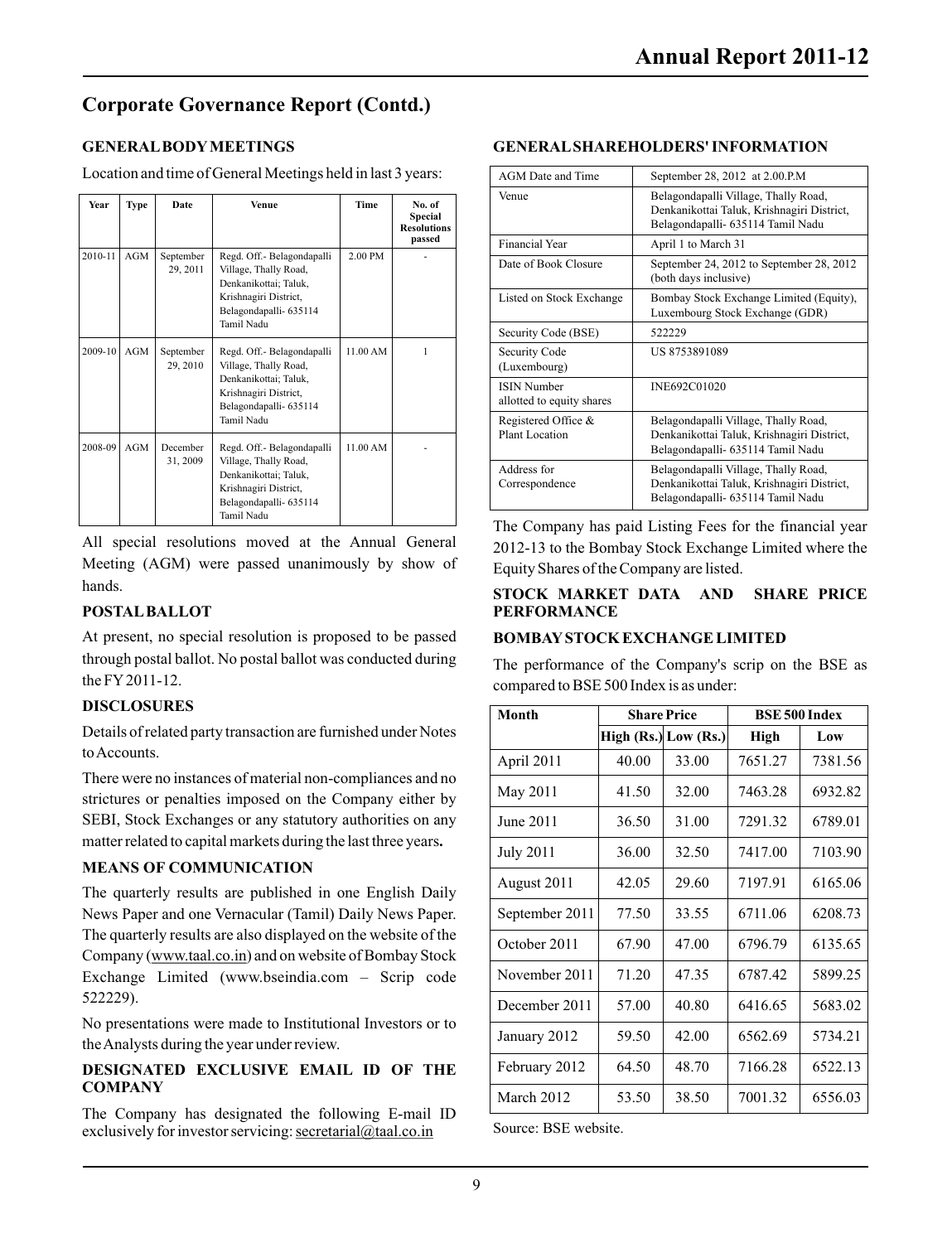## Corporate Governance Report (Contd.)

### GENERAL BODY MEETINGS

Location and time of General Meetings held in last 3 years:

| Year | Type | Date | Venue | Time | No. of Special Resolutions passed |
|---|---|---|---|---|---|
| 2010-11 | AGM | September 29, 2011 | Regd. Off.- Belagondapalli Village, Thally Road, Denkanikottai; Taluk, Krishnagiri District, Belagondapalli- 635114 Tamil Nadu | 2.00 PM | - |
| 2009-10 | AGM | September 29, 2010 | Regd. Off.- Belagondapalli Village, Thally Road, Denkanikottai; Taluk, Krishnagiri District, Belagondapalli- 635114 Tamil Nadu | 11.00 AM | 1 |
| 2008-09 | AGM | December 31, 2009 | Regd. Off.- Belagondapalli Village, Thally Road, Denkanikottai; Taluk, Krishnagiri District, Belagondapalli- 635114 Tamil Nadu | 11.00 AM | - |

All special resolutions moved at the Annual General Meeting (AGM) were passed unanimously by show of hands.

### POSTAL BALLOT

At present, no special resolution is proposed to be passed through postal ballot. No postal ballot was conducted during the FY 2011-12.

### DISCLOSURES

Details of related party transaction are furnished under Notes to Accounts.

There were no instances of material non-compliances and no strictures or penalties imposed on the Company either by SEBI, Stock Exchanges or any statutory authorities on any matter related to capital markets during the last three years**.**

### MEANS OF COMMUNICATION

The quarterly results are published in one English Daily News Paper and one Vernacular (Tamil) Daily News Paper. The quarterly results are also displayed on the website of the Company (www.taal.co.in) and on website of Bombay Stock Exchange Limited (www.bseindia.com – Scrip code 522229).

No presentations were made to Institutional Investors or to the Analysts during the year under review.

### DESIGNATED EXCLUSIVE EMAIL ID OF THE COMPANY

The Company has designated the following E-mail ID exclusively for investor servicing: secretarial@taal.co.in

### GENERAL SHAREHOLDERS' INFORMATION

| | |
|---|---|
| AGM Date and Time | September 28, 2012 at 2.00.P.M |
| Venue | Belagondapalli Village, Thally Road, Denkanikottai Taluk, Krishnagiri District, Belagondapalli- 635114 Tamil Nadu |
| Financial Year | April 1 to March 31 |
| Date of Book Closure | September 24, 2012 to September 28, 2012 (both days inclusive) |
| Listed on Stock Exchange | Bombay Stock Exchange Limited (Equity), Luxembourg Stock Exchange (GDR) |
| Security Code (BSE) | 522229 |
| Security Code (Luxembourg) | US 8753891089 |
| ISIN Number allotted to equity shares | INE692C01020 |
| Registered Office & Plant Location | Belagondapalli Village, Thally Road, Denkanikottai Taluk, Krishnagiri District, Belagondapalli- 635114 Tamil Nadu |
| Address for Correspondence | Belagondapalli Village, Thally Road, Denkanikottai Taluk, Krishnagiri District, Belagondapalli- 635114 Tamil Nadu |

The Company has paid Listing Fees for the financial year 2012-13 to the Bombay Stock Exchange Limited where the Equity Shares of the Company are listed.

### STOCK MARKET DATA AND SHARE PRICE PERFORMANCE

### BOMBAY STOCK EXCHANGE LIMITED

The performance of the Company's scrip on the BSE as compared to BSE 500 Index is as under:

| Month | Share Price | | BSE 500 Index | |
|---|---|---|---|---|
| | High (Rs.) | Low (Rs.) | High | Low |
| April 2011 | 40.00 | 33.00 | 7651.27 | 7381.56 |
| May 2011 | 41.50 | 32.00 | 7463.28 | 6932.82 |
| June 2011 | 36.50 | 31.00 | 7291.32 | 6789.01 |
| July 2011 | 36.00 | 32.50 | 7417.00 | 7103.90 |
| August 2011 | 42.05 | 29.60 | 7197.91 | 6165.06 |
| September 2011 | 77.50 | 33.55 | 6711.06 | 6208.73 |
| October 2011 | 67.90 | 47.00 | 6796.79 | 6135.65 |
| November 2011 | 71.20 | 47.35 | 6787.42 | 5899.25 |
| December 2011 | 57.00 | 40.80 | 6416.65 | 5683.02 |
| January 2012 | 59.50 | 42.00 | 6562.69 | 5734.21 |
| February 2012 | 64.50 | 48.70 | 7166.28 | 6522.13 |
| March 2012 | 53.50 | 38.50 | 7001.32 | 6556.03 |

Source: BSE website.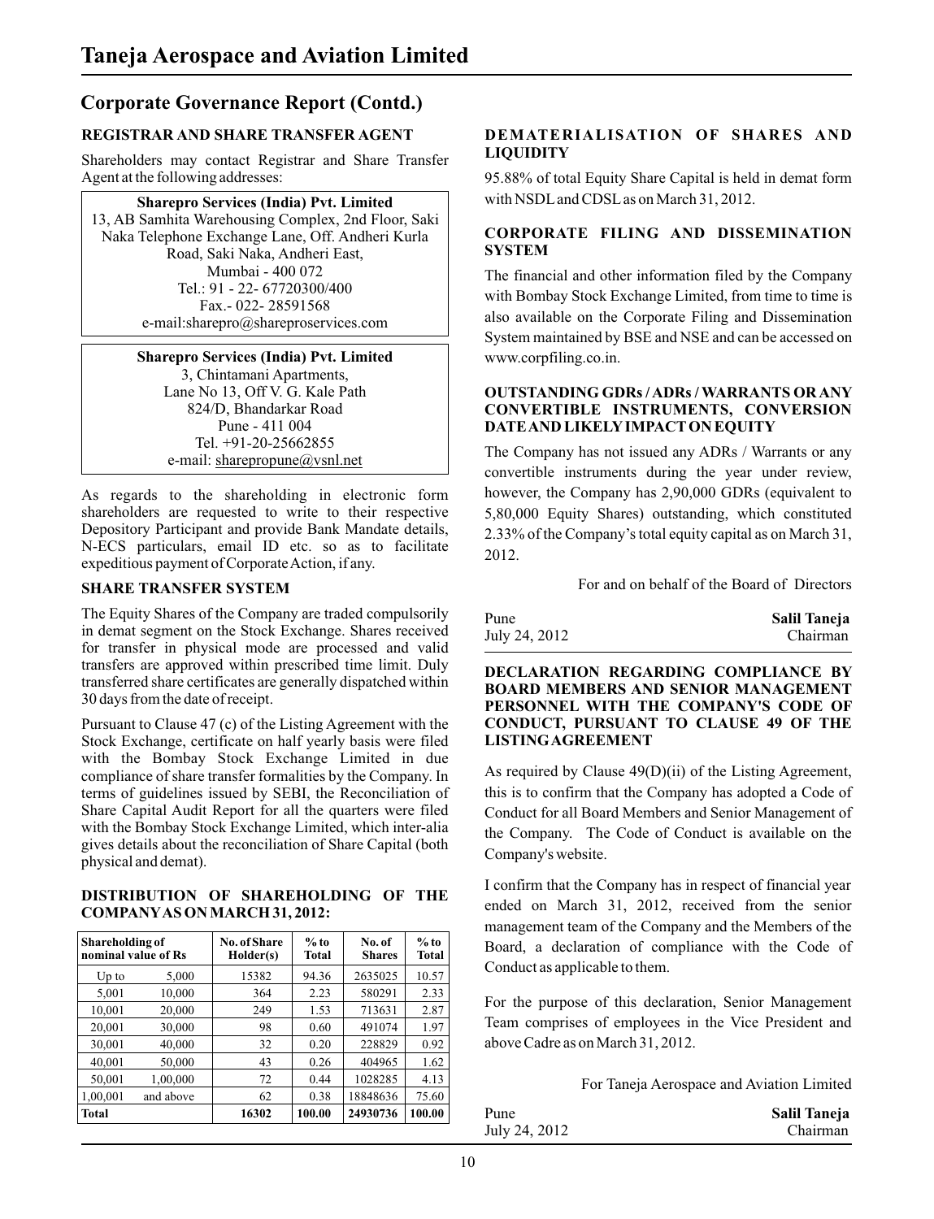## Corporate Governance Report (Contd.)

### REGISTRAR AND SHARE TRANSFER AGENT

Shareholders may contact Registrar and Share Transfer Agent at the following addresses:

**Sharepro Services (India) Pvt. Limited**
13, AB Samhita Warehousing Complex, 2nd Floor, Saki Naka Telephone Exchange Lane, Off. Andheri Kurla Road, Saki Naka, Andheri East,
Mumbai - 400 072
Tel.: 91 - 22- 67720300/400
Fax.- 022- 28591568
e-mail:sharepro@shareproservices.com

**Sharepro Services (India) Pvt. Limited**
3, Chintamani Apartments,
Lane No 13, Off V. G. Kale Path
824/D, Bhandarkar Road
Pune - 411 004
Tel. +91-20-25662855
e-mail: sharepropune@vsnl.net

As regards to the shareholding in electronic form shareholders are requested to write to their respective Depository Participant and provide Bank Mandate details, N-ECS particulars, email ID etc. so as to facilitate expeditious payment of Corporate Action, if any.

### SHARE TRANSFER SYSTEM

The Equity Shares of the Company are traded compulsorily in demat segment on the Stock Exchange. Shares received for transfer in physical mode are processed and valid transfers are approved within prescribed time limit. Duly transferred share certificates are generally dispatched within 30 days from the date of receipt.

Pursuant to Clause 47 (c) of the Listing Agreement with the Stock Exchange, certificate on half yearly basis were filed with the Bombay Stock Exchange Limited in due compliance of share transfer formalities by the Company. In terms of guidelines issued by SEBI, the Reconciliation of Share Capital Audit Report for all the quarters were filed with the Bombay Stock Exchange Limited, which inter-alia gives details about the reconciliation of Share Capital (both physical and demat).

### DISTRIBUTION OF SHAREHOLDING OF THE COMPANY AS ON MARCH 31, 2012:

| Shareholding of nominal value of Rs | | No. of Share Holder(s) | % to Total | No. of Shares | % to Total |
|---|---|---|---|---|---|
| Up to | 5,000 | 15382 | 94.36 | 2635025 | 10.57 |
| 5,001 | 10,000 | 364 | 2.23 | 580291 | 2.33 |
| 10,001 | 20,000 | 249 | 1.53 | 713631 | 2.87 |
| 20,001 | 30,000 | 98 | 0.60 | 491074 | 1.97 |
| 30,001 | 40,000 | 32 | 0.20 | 228829 | 0.92 |
| 40,001 | 50,000 | 43 | 0.26 | 404965 | 1.62 |
| 50,001 | 1,00,000 | 72 | 0.44 | 1028285 | 4.13 |
| 1,00,001 | and above | 62 | 0.38 | 18848636 | 75.60 |
| **Total** | | **16302** | **100.00** | **24930736** | **100.00** |

### DEMATERIALISATION OF SHARES AND LIQUIDITY

95.88% of total Equity Share Capital is held in demat form with NSDL and CDSL as on March 31, 2012.

### CORPORATE FILING AND DISSEMINATION SYSTEM

The financial and other information filed by the Company with Bombay Stock Exchange Limited, from time to time is also available on the Corporate Filing and Dissemination System maintained by BSE and NSE and can be accessed on www.corpfiling.co.in.

### OUTSTANDING GDRs / ADRs / WARRANTS OR ANY CONVERTIBLE INSTRUMENTS, CONVERSION DATE AND LIKELY IMPACT ON EQUITY

The Company has not issued any ADRs / Warrants or any convertible instruments during the year under review, however, the Company has 2,90,000 GDRs (equivalent to 5,80,000 Equity Shares) outstanding, which constituted 2.33% of the Company's total equity capital as on March 31, 2012.

For and on behalf of the Board of Directors

Pune **Salil Taneja**
July 24, 2012 Chairman

### DECLARATION REGARDING COMPLIANCE BY BOARD MEMBERS AND SENIOR MANAGEMENT PERSONNEL WITH THE COMPANY'S CODE OF CONDUCT, PURSUANT TO CLAUSE 49 OF THE LISTING AGREEMENT

As required by Clause 49(D)(ii) of the Listing Agreement, this is to confirm that the Company has adopted a Code of Conduct for all Board Members and Senior Management of the Company. The Code of Conduct is available on the Company's website.

I confirm that the Company has in respect of financial year ended on March 31, 2012, received from the senior management team of the Company and the Members of the Board, a declaration of compliance with the Code of Conduct as applicable to them.

For the purpose of this declaration, Senior Management Team comprises of employees in the Vice President and above Cadre as on March 31, 2012.

For Taneja Aerospace and Aviation Limited

Pune **Salil Taneja**
July 24, 2012 Chairman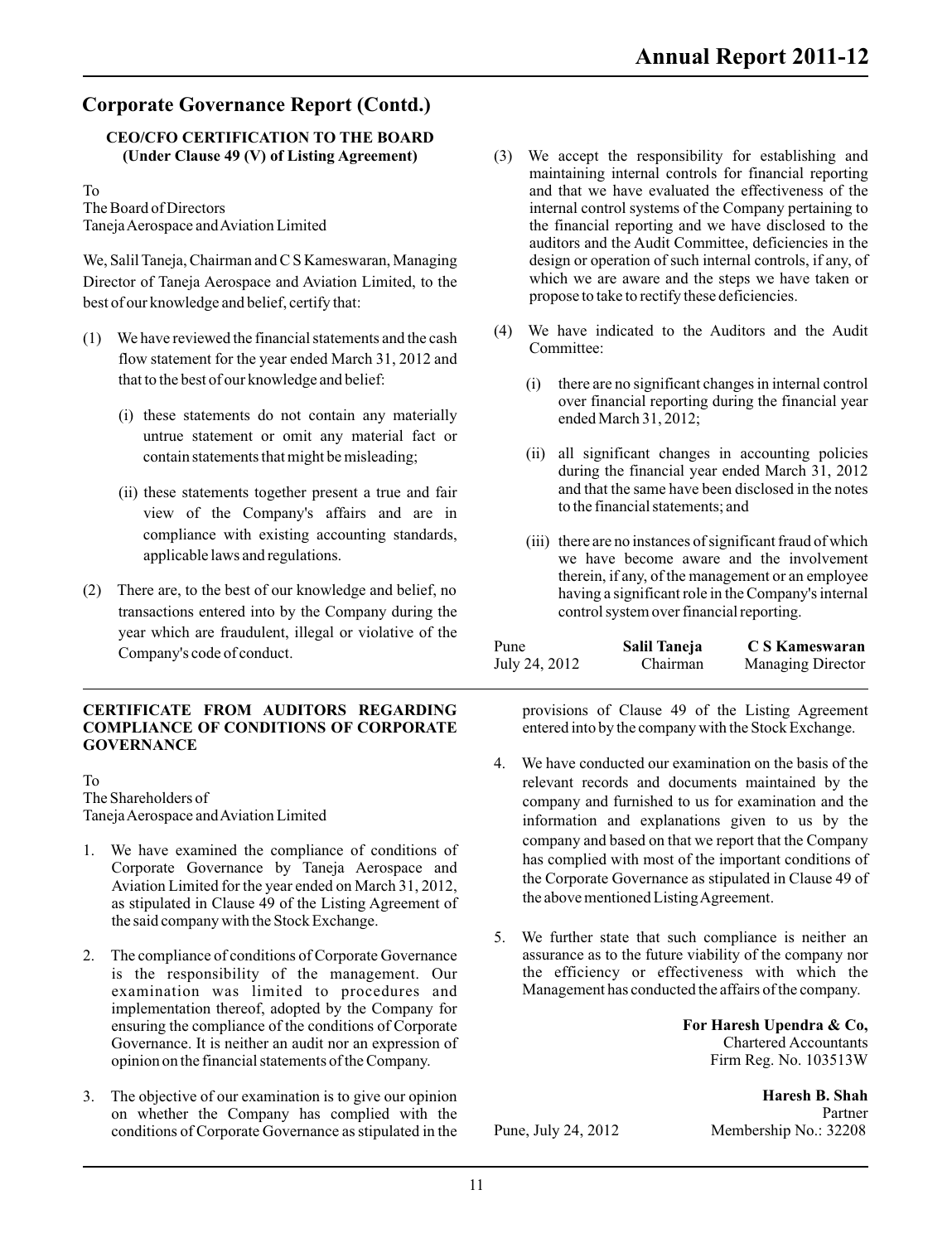## Corporate Governance Report (Contd.)

### CEO/CFO CERTIFICATION TO THE BOARD (Under Clause 49 (V) of Listing Agreement)

To
The Board of Directors
Taneja Aerospace and Aviation Limited

We, Salil Taneja, Chairman and C S Kameswaran, Managing Director of Taneja Aerospace and Aviation Limited, to the best of our knowledge and belief, certify that:

(1) We have reviewed the financial statements and the cash flow statement for the year ended March 31, 2012 and that to the best of our knowledge and belief:

  (i) these statements do not contain any materially untrue statement or omit any material fact or contain statements that might be misleading;

  (ii) these statements together present a true and fair view of the Company's affairs and are in compliance with existing accounting standards, applicable laws and regulations.

(2) There are, to the best of our knowledge and belief, no transactions entered into by the Company during the year which are fraudulent, illegal or violative of the Company's code of conduct.

(3) We accept the responsibility for establishing and maintaining internal controls for financial reporting and that we have evaluated the effectiveness of the internal control systems of the Company pertaining to the financial reporting and we have disclosed to the auditors and the Audit Committee, deficiencies in the design or operation of such internal controls, if any, of which we are aware and the steps we have taken or propose to take to rectify these deficiencies.

(4) We have indicated to the Auditors and the Audit Committee:

  (i) there are no significant changes in internal control over financial reporting during the financial year ended March 31, 2012;

  (ii) all significant changes in accounting policies during the financial year ended March 31, 2012 and that the same have been disclosed in the notes to the financial statements; and

  (iii) there are no instances of significant fraud of which we have become aware and the involvement therein, if any, of the management or an employee having a significant role in the Company's internal control system over financial reporting.

Pune
July 24, 2012

**Salil Taneja**
Chairman

**C S Kameswaran**
Managing Director

---

### CERTIFICATE FROM AUDITORS REGARDING COMPLIANCE OF CONDITIONS OF CORPORATE GOVERNANCE

To
The Shareholders of
Taneja Aerospace and Aviation Limited

1. We have examined the compliance of conditions of Corporate Governance by Taneja Aerospace and Aviation Limited for the year ended on March 31, 2012, as stipulated in Clause 49 of the Listing Agreement of the said company with the Stock Exchange.

2. The compliance of conditions of Corporate Governance is the responsibility of the management. Our examination was limited to procedures and implementation thereof, adopted by the Company for ensuring the compliance of the conditions of Corporate Governance. It is neither an audit nor an expression of opinion on the financial statements of the Company.

3. The objective of our examination is to give our opinion on whether the Company has complied with the conditions of Corporate Governance as stipulated in the provisions of Clause 49 of the Listing Agreement entered into by the company with the Stock Exchange.

4. We have conducted our examination on the basis of the relevant records and documents maintained by the company and furnished to us for examination and the information and explanations given to us by the company and based on that we report that the Company has complied with most of the important conditions of the Corporate Governance as stipulated in Clause 49 of the above mentioned Listing Agreement.

5. We further state that such compliance is neither an assurance as to the future viability of the company nor the efficiency or effectiveness with which the Management has conducted the affairs of the company.

**For Haresh Upendra & Co,**
Chartered Accountants
Firm Reg. No. 103513W

**Haresh B. Shah**
Partner
Membership No.: 32208

Pune, July 24, 2012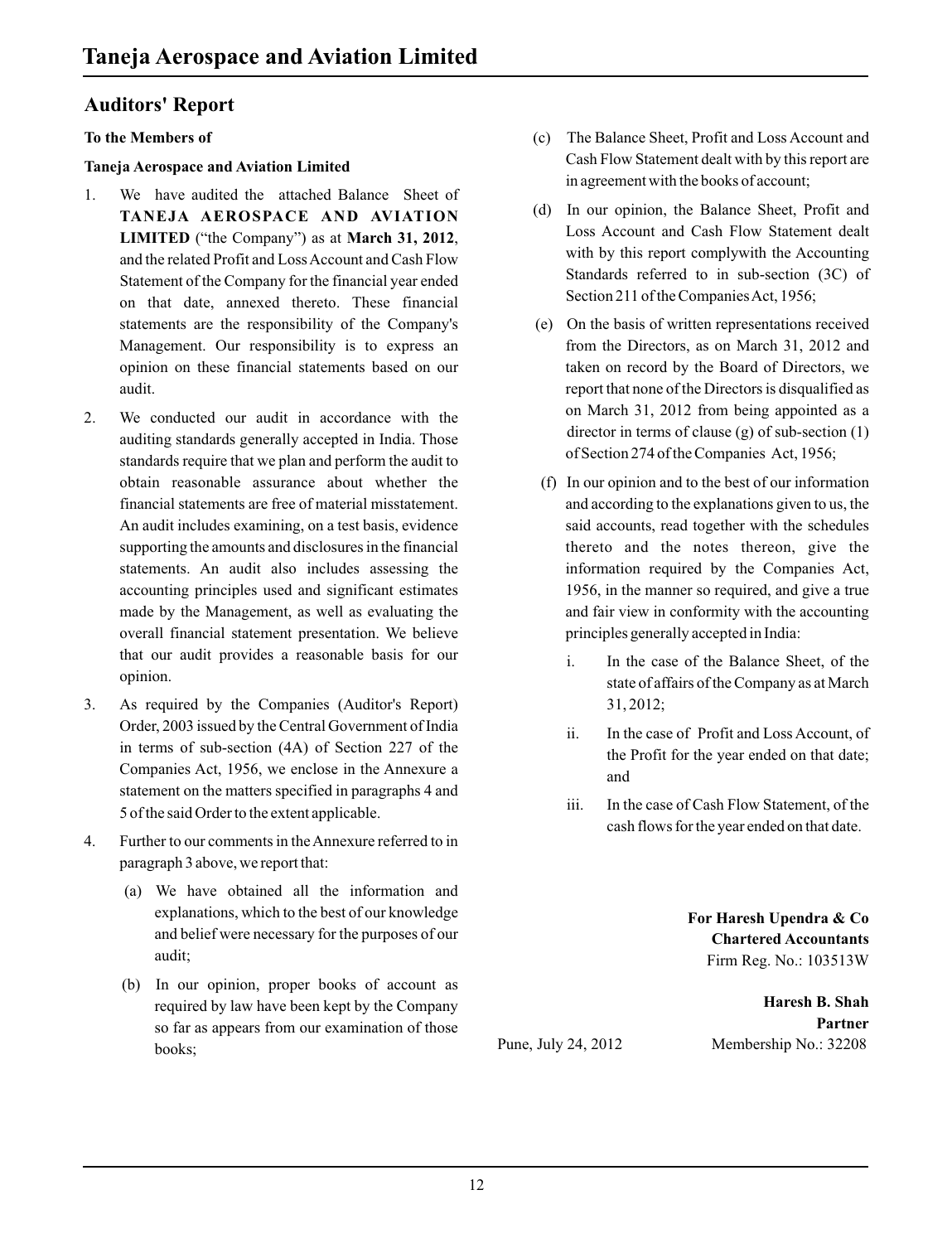# Taneja Aerospace and Aviation Limited

## Auditors' Report

**To the Members of**

**Taneja Aerospace and Aviation Limited**

1. We have audited the attached Balance Sheet of **TANEJA AEROSPACE AND AVIATION LIMITED** ("the Company") as at **March 31, 2012**, and the related Profit and Loss Account and Cash Flow Statement of the Company for the financial year ended on that date, annexed thereto. These financial statements are the responsibility of the Company's Management. Our responsibility is to express an opinion on these financial statements based on our audit.

2. We conducted our audit in accordance with the auditing standards generally accepted in India. Those standards require that we plan and perform the audit to obtain reasonable assurance about whether the financial statements are free of material misstatement. An audit includes examining, on a test basis, evidence supporting the amounts and disclosures in the financial statements. An audit also includes assessing the accounting principles used and significant estimates made by the Management, as well as evaluating the overall financial statement presentation. We believe that our audit provides a reasonable basis for our opinion.

3. As required by the Companies (Auditor's Report) Order, 2003 issued by the Central Government of India in terms of sub-section (4A) of Section 227 of the Companies Act, 1956, we enclose in the Annexure a statement on the matters specified in paragraphs 4 and 5 of the said Order to the extent applicable.

4. Further to our comments in the Annexure referred to in paragraph 3 above, we report that:

   (a) We have obtained all the information and explanations, which to the best of our knowledge and belief were necessary for the purposes of our audit;

   (b) In our opinion, proper books of account as required by law have been kept by the Company so far as appears from our examination of those books;

   (c) The Balance Sheet, Profit and Loss Account and Cash Flow Statement dealt with by this report are in agreement with the books of account;

   (d) In our opinion, the Balance Sheet, Profit and Loss Account and Cash Flow Statement dealt with by this report complywith the Accounting Standards referred to in sub-section (3C) of Section 211 of the Companies Act, 1956;

   (e) On the basis of written representations received from the Directors, as on March 31, 2012 and taken on record by the Board of Directors, we report that none of the Directors is disqualified as on March 31, 2012 from being appointed as a director in terms of clause (g) of sub-section (1) of Section 274 of the Companies Act, 1956;

   (f) In our opinion and to the best of our information and according to the explanations given to us, the said accounts, read together with the schedules thereto and the notes thereon, give the information required by the Companies Act, 1956, in the manner so required, and give a true and fair view in conformity with the accounting principles generally accepted in India:

      i. In the case of the Balance Sheet, of the state of affairs of the Company as at March 31, 2012;

      ii. In the case of Profit and Loss Account, of the Profit for the year ended on that date; and

      iii. In the case of Cash Flow Statement, of the cash flows for the year ended on that date.

**For Haresh Upendra & Co**
**Chartered Accountants**
Firm Reg. No.: 103513W

**Haresh B. Shah**
**Partner**
Membership No.: 32208

Pune, July 24, 2012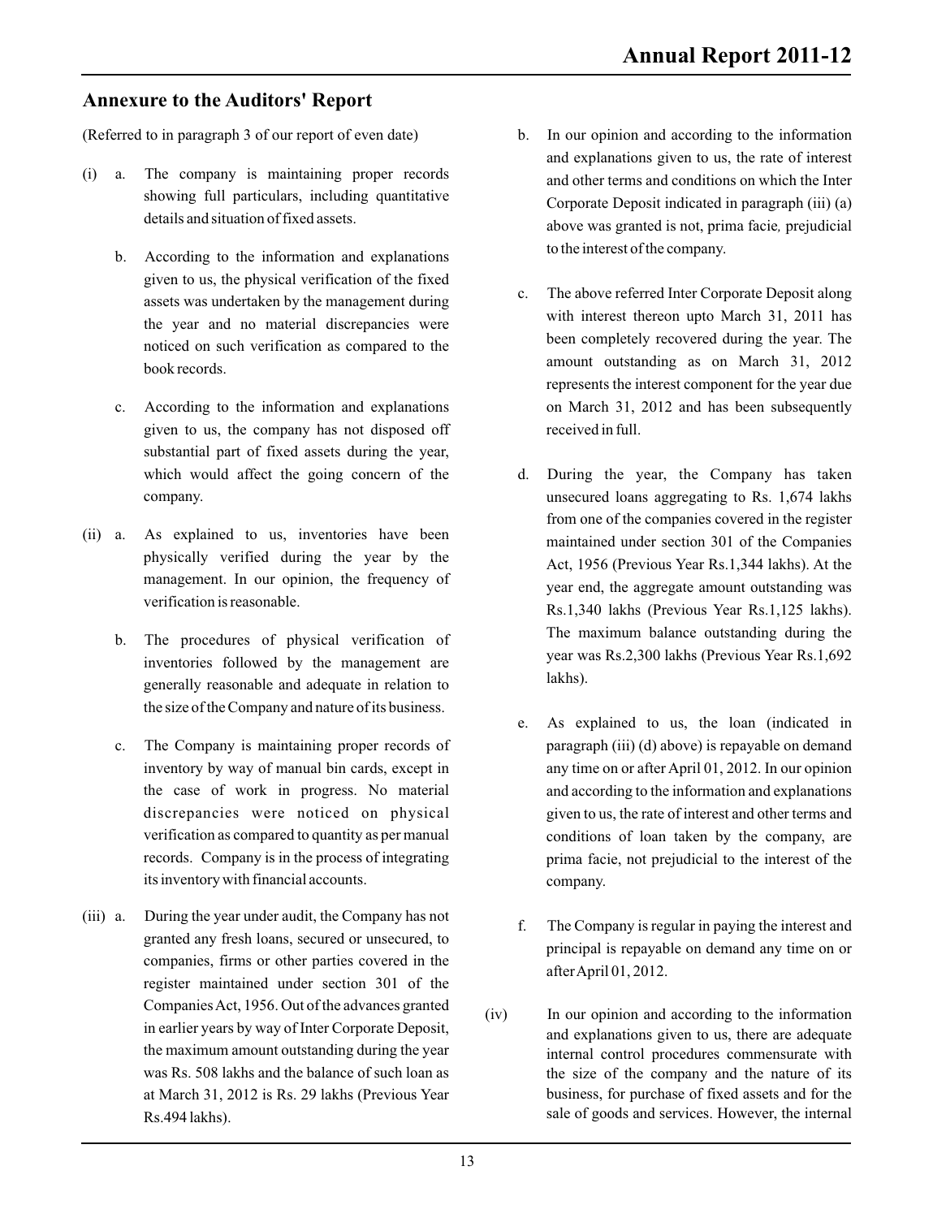## Annexure to the Auditors' Report

(Referred to in paragraph 3 of our report of even date)

(i) a. The company is maintaining proper records showing full particulars, including quantitative details and situation of fixed assets.

b. According to the information and explanations given to us, the physical verification of the fixed assets was undertaken by the management during the year and no material discrepancies were noticed on such verification as compared to the book records.

c. According to the information and explanations given to us, the company has not disposed off substantial part of fixed assets during the year, which would affect the going concern of the company.

(ii) a. As explained to us, inventories have been physically verified during the year by the management. In our opinion, the frequency of verification is reasonable.

b. The procedures of physical verification of inventories followed by the management are generally reasonable and adequate in relation to the size of the Company and nature of its business.

c. The Company is maintaining proper records of inventory by way of manual bin cards, except in the case of work in progress. No material discrepancies were noticed on physical verification as compared to quantity as per manual records. Company is in the process of integrating its inventory with financial accounts.

(iii) a. During the year under audit, the Company has not granted any fresh loans, secured or unsecured, to companies, firms or other parties covered in the register maintained under section 301 of the Companies Act, 1956. Out of the advances granted in earlier years by way of Inter Corporate Deposit, the maximum amount outstanding during the year was Rs. 508 lakhs and the balance of such loan as at March 31, 2012 is Rs. 29 lakhs (Previous Year Rs.494 lakhs).

b. In our opinion and according to the information and explanations given to us, the rate of interest and other terms and conditions on which the Inter Corporate Deposit indicated in paragraph (iii) (a) above was granted is not, prima facie*,* prejudicial to the interest of the company.

c. The above referred Inter Corporate Deposit along with interest thereon upto March 31, 2011 has been completely recovered during the year. The amount outstanding as on March 31, 2012 represents the interest component for the year due on March 31, 2012 and has been subsequently received in full.

d. During the year, the Company has taken unsecured loans aggregating to Rs. 1,674 lakhs from one of the companies covered in the register maintained under section 301 of the Companies Act, 1956 (Previous Year Rs.1,344 lakhs). At the year end, the aggregate amount outstanding was Rs.1,340 lakhs (Previous Year Rs.1,125 lakhs). The maximum balance outstanding during the year was Rs.2,300 lakhs (Previous Year Rs.1,692 lakhs).

e. As explained to us, the loan (indicated in paragraph (iii) (d) above) is repayable on demand any time on or after April 01, 2012. In our opinion and according to the information and explanations given to us, the rate of interest and other terms and conditions of loan taken by the company, are prima facie, not prejudicial to the interest of the company.

f. The Company is regular in paying the interest and principal is repayable on demand any time on or after April 01, 2012.

(iv) In our opinion and according to the information and explanations given to us, there are adequate internal control procedures commensurate with the size of the company and the nature of its business, for purchase of fixed assets and for the sale of goods and services. However, the internal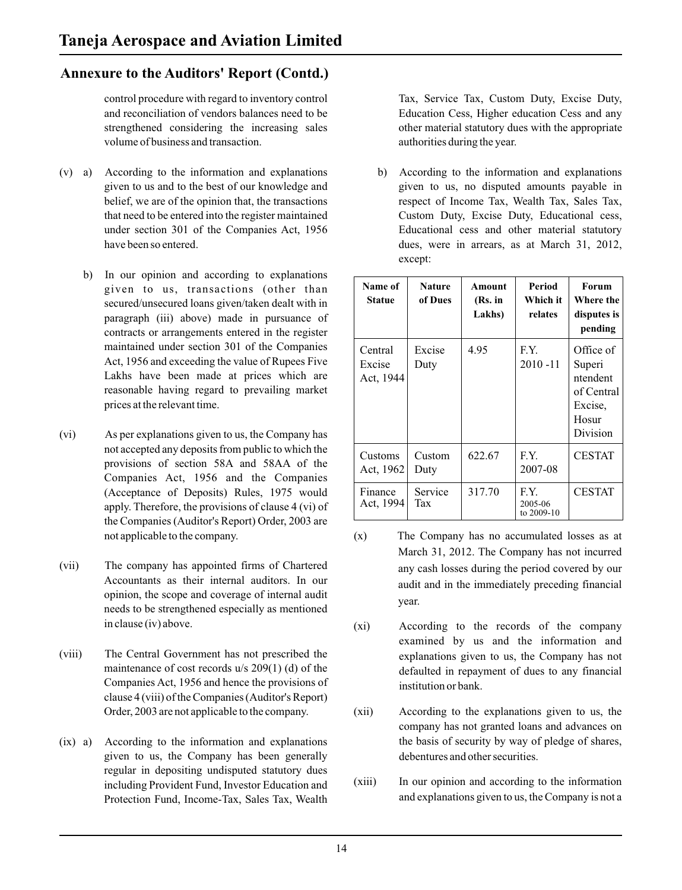## Annexure to the Auditors' Report (Contd.)

control procedure with regard to inventory control and reconciliation of vendors balances need to be strengthened considering the increasing sales volume of business and transaction.

(v) a) According to the information and explanations given to us and to the best of our knowledge and belief, we are of the opinion that, the transactions that need to be entered into the register maintained under section 301 of the Companies Act, 1956 have been so entered.

b) In our opinion and according to explanations given to us, transactions (other than secured/unsecured loans given/taken dealt with in paragraph (iii) above) made in pursuance of contracts or arrangements entered in the register maintained under section 301 of the Companies Act, 1956 and exceeding the value of Rupees Five Lakhs have been made at prices which are reasonable having regard to prevailing market prices at the relevant time.

(vi) As per explanations given to us, the Company has not accepted any deposits from public to which the provisions of section 58A and 58AA of the Companies Act, 1956 and the Companies (Acceptance of Deposits) Rules, 1975 would apply. Therefore, the provisions of clause 4 (vi) of the Companies (Auditor's Report) Order, 2003 are not applicable to the company.

(vii) The company has appointed firms of Chartered Accountants as their internal auditors. In our opinion, the scope and coverage of internal audit needs to be strengthened especially as mentioned in clause (iv) above.

(viii) The Central Government has not prescribed the maintenance of cost records u/s 209(1) (d) of the Companies Act, 1956 and hence the provisions of clause 4 (viii) of the Companies (Auditor's Report) Order, 2003 are not applicable to the company.

(ix) a) According to the information and explanations given to us, the Company has been generally regular in depositing undisputed statutory dues including Provident Fund, Investor Education and Protection Fund, Income-Tax, Sales Tax, Wealth Tax, Service Tax, Custom Duty, Excise Duty, Education Cess, Higher education Cess and any other material statutory dues with the appropriate authorities during the year.

b) According to the information and explanations given to us, no disputed amounts payable in respect of Income Tax, Wealth Tax, Sales Tax, Custom Duty, Excise Duty, Educational cess, Educational cess and other material statutory dues, were in arrears, as at March 31, 2012, except:

| Name of Statue | Nature of Dues | Amount (Rs. in Lakhs) | Period Which it relates | Forum Where the disputes is pending |
|---|---|---|---|---|
| Central Excise Act, 1944 | Excise Duty | 4.95 | F.Y. 2010 -11 | Office of Superintendent of Central Excise, Hosur Division |
| Customs Act, 1962 | Custom Duty | 622.67 | F.Y. 2007-08 | CESTAT |
| Finance Act, 1994 | Service Tax | 317.70 | F.Y. 2005-06 to 2009-10 | CESTAT |

(x) The Company has no accumulated losses as at March 31, 2012. The Company has not incurred any cash losses during the period covered by our audit and in the immediately preceding financial year.

(xi) According to the records of the company examined by us and the information and explanations given to us, the Company has not defaulted in repayment of dues to any financial institution or bank.

(xii) According to the explanations given to us, the company has not granted loans and advances on the basis of security by way of pledge of shares, debentures and other securities.

(xiii) In our opinion and according to the information and explanations given to us, the Company is not a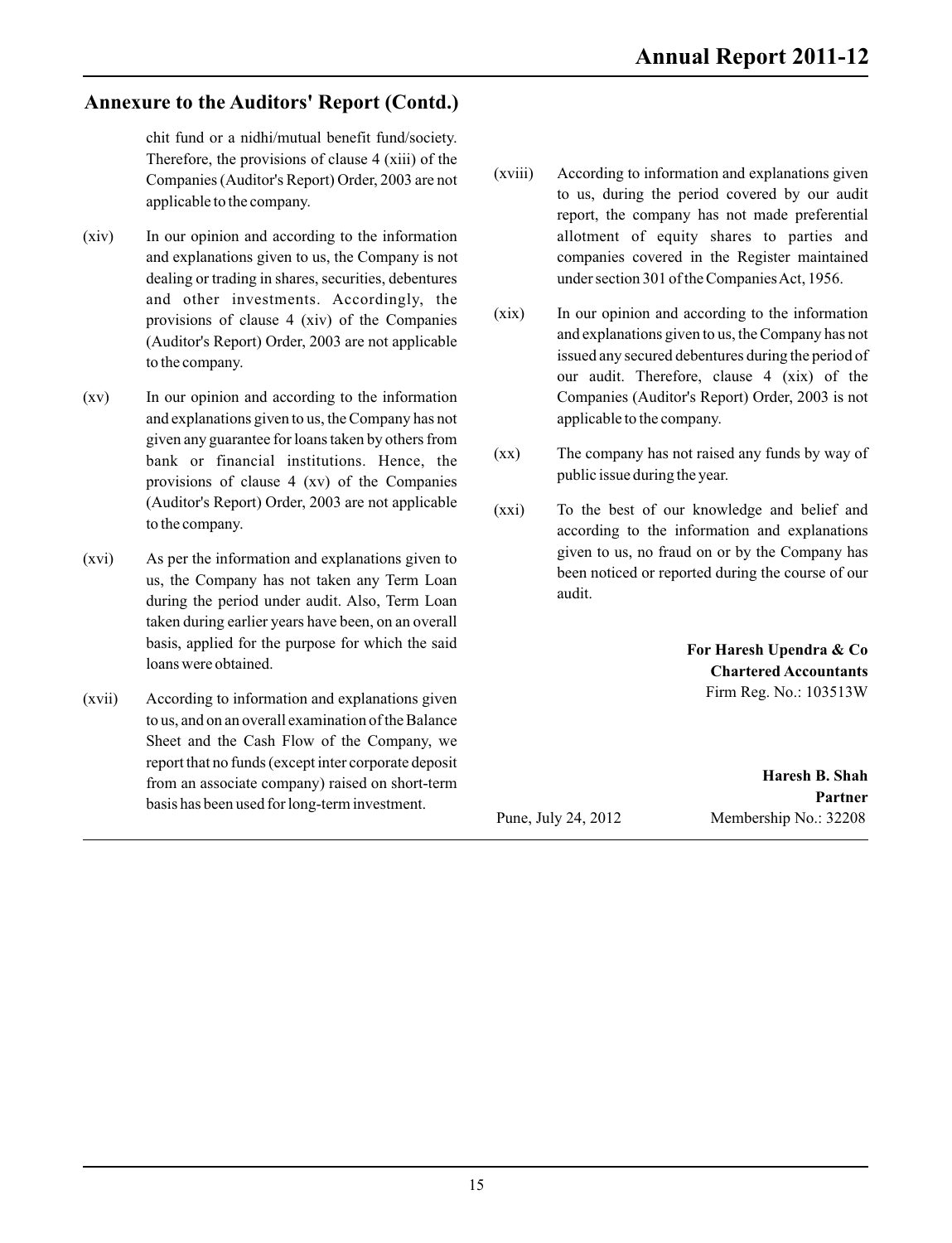## Annexure to the Auditors' Report (Contd.)

chit fund or a nidhi/mutual benefit fund/society. Therefore, the provisions of clause 4 (xiii) of the Companies (Auditor's Report) Order, 2003 are not applicable to the company.

(xiv) In our opinion and according to the information and explanations given to us, the Company is not dealing or trading in shares, securities, debentures and other investments. Accordingly, the provisions of clause 4 (xiv) of the Companies (Auditor's Report) Order, 2003 are not applicable to the company.

(xv) In our opinion and according to the information and explanations given to us, the Company has not given any guarantee for loans taken by others from bank or financial institutions. Hence, the provisions of clause 4 (xv) of the Companies (Auditor's Report) Order, 2003 are not applicable to the company.

(xvi) As per the information and explanations given to us, the Company has not taken any Term Loan during the period under audit. Also, Term Loan taken during earlier years have been, on an overall basis, applied for the purpose for which the said loans were obtained.

(xvii) According to information and explanations given to us, and on an overall examination of the Balance Sheet and the Cash Flow of the Company, we report that no funds (except inter corporate deposit from an associate company) raised on short-term basis has been used for long-term investment.

(xviii) According to information and explanations given to us, during the period covered by our audit report, the company has not made preferential allotment of equity shares to parties and companies covered in the Register maintained under section 301 of the Companies Act, 1956.

(xix) In our opinion and according to the information and explanations given to us, the Company has not issued any secured debentures during the period of our audit. Therefore, clause 4 (xix) of the Companies (Auditor's Report) Order, 2003 is not applicable to the company.

(xx) The company has not raised any funds by way of public issue during the year.

(xxi) To the best of our knowledge and belief and according to the information and explanations given to us, no fraud on or by the Company has been noticed or reported during the course of our audit.

**For Haresh Upendra & Co**
**Chartered Accountants**
Firm Reg. No.: 103513W

**Haresh B. Shah**
**Partner**
Membership No.: 32208

Pune, July 24, 2012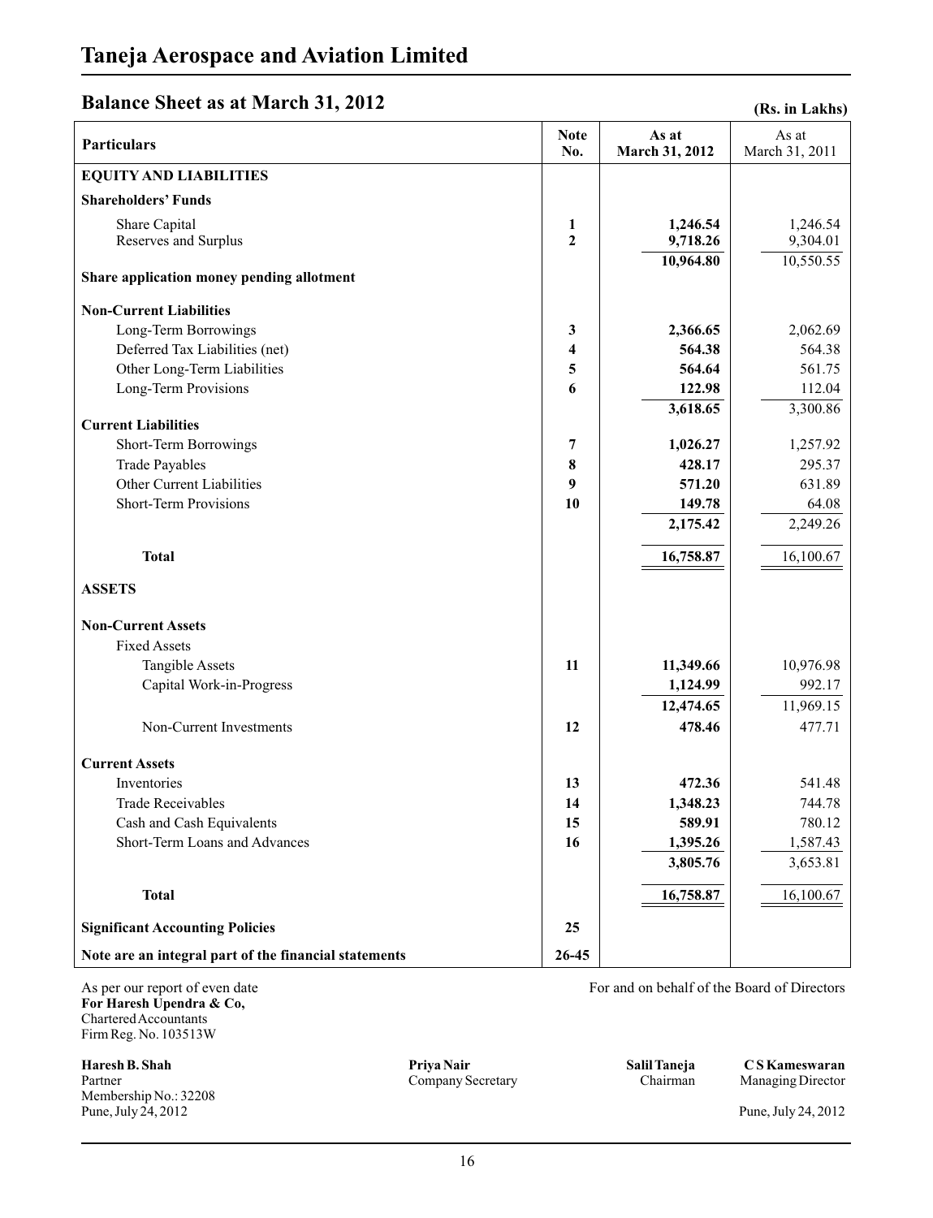# Taneja Aerospace and Aviation Limited

## Balance Sheet as at March 31, 2012

**(Rs. in Lakhs)**

| Particulars | Note No. | As at March 31, 2012 | As at March 31, 2011 |
|---|---|---|---|
| **EQUITY AND LIABILITIES** | | | |
| **Shareholders' Funds** | | | |
| Share Capital | 1 | **1,246.54** | 1,246.54 |
| Reserves and Surplus | 2 | **9,718.26** | 9,304.01 |
| | | **10,964.80** | 10,550.55 |
| **Share application money pending allotment** | | | |
| **Non-Current Liabilities** | | | |
| Long-Term Borrowings | 3 | **2,366.65** | 2,062.69 |
| Deferred Tax Liabilities (net) | 4 | **564.38** | 564.38 |
| Other Long-Term Liabilities | 5 | **564.64** | 561.75 |
| Long-Term Provisions | 6 | **122.98** | 112.04 |
| | | **3,618.65** | 3,300.86 |
| **Current Liabilities** | | | |
| Short-Term Borrowings | 7 | **1,026.27** | 1,257.92 |
| Trade Payables | 8 | **428.17** | 295.37 |
| Other Current Liabilities | 9 | **571.20** | 631.89 |
| Short-Term Provisions | 10 | **149.78** | 64.08 |
| | | **2,175.42** | 2,249.26 |
| **Total** | | **16,758.87** | 16,100.67 |
| **ASSETS** | | | |
| **Non-Current Assets** | | | |
| Fixed Assets | | | |
| Tangible Assets | 11 | **11,349.66** | 10,976.98 |
| Capital Work-in-Progress | | **1,124.99** | 992.17 |
| | | **12,474.65** | 11,969.15 |
| Non-Current Investments | 12 | **478.46** | 477.71 |
| **Current Assets** | | | |
| Inventories | 13 | **472.36** | 541.48 |
| Trade Receivables | 14 | **1,348.23** | 744.78 |
| Cash and Cash Equivalents | 15 | **589.91** | 780.12 |
| Short-Term Loans and Advances | 16 | **1,395.26** | 1,587.43 |
| | | **3,805.76** | 3,653.81 |
| **Total** | | **16,758.87** | 16,100.67 |
| **Significant Accounting Policies** | 25 | | |
| **Note are an integral part of the financial statements** | 26-45 | | |

As per our report of even date
**For Haresh Upendra & Co,**
Chartered Accountants
Firm Reg. No. 103513W

**Haresh B. Shah**
Partner
Membership No.: 32208
Pune, July 24, 2012

For and on behalf of the Board of Directors

**Priya Nair**
Company Secretary

**Salil Taneja**
Chairman

**C S Kameswaran**
Managing Director

Pune, July 24, 2012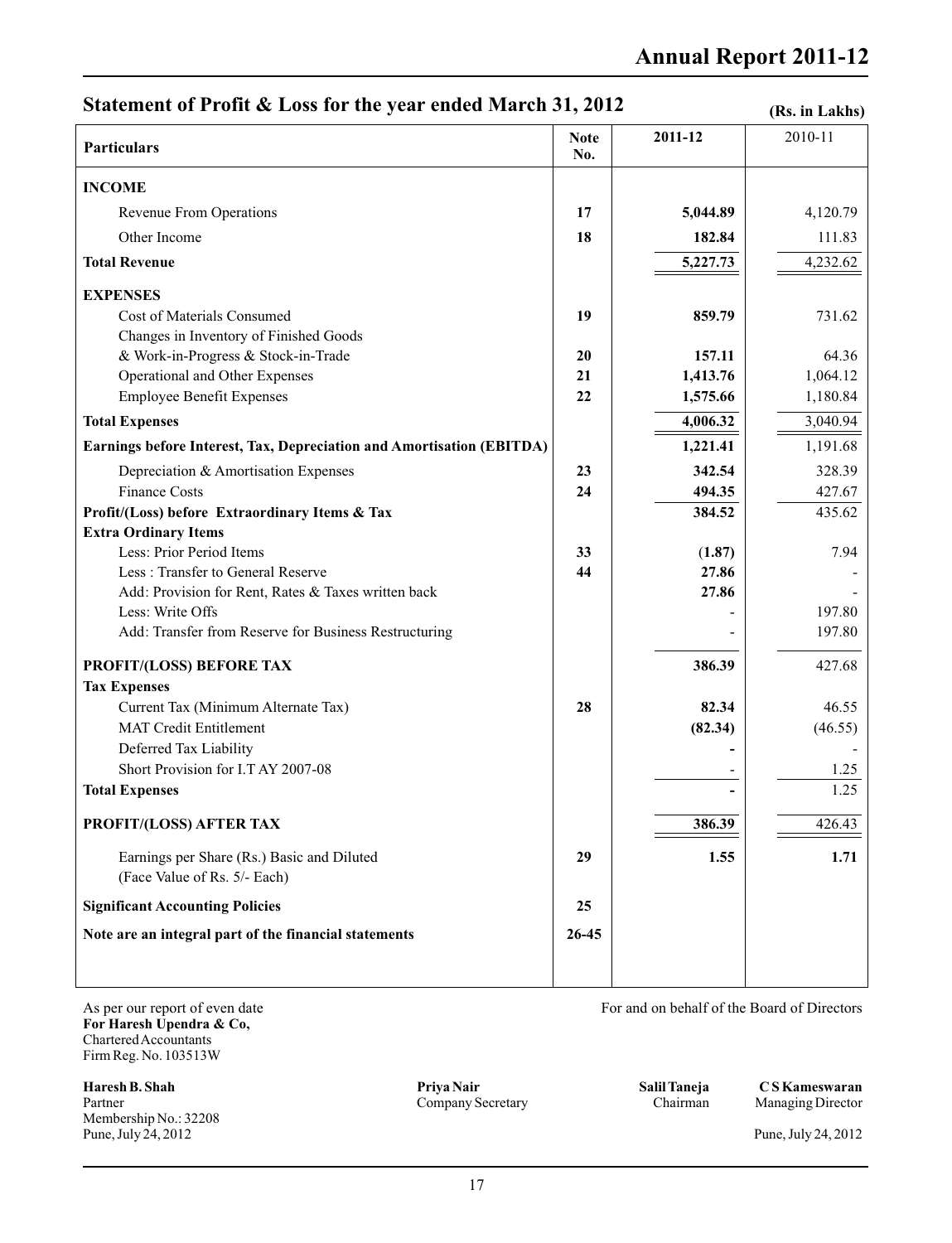## Statement of Profit & Loss for the year ended March 31, 2012

**(Rs. in Lakhs)**

| Particulars | Note No. | 2011-12 | 2010-11 |
|---|---|---|---|
| **INCOME** | | | |
| Revenue From Operations | **17** | **5,044.89** | 4,120.79 |
| Other Income | **18** | **182.84** | 111.83 |
| **Total Revenue** | | **5,227.73** | 4,232.62 |
| **EXPENSES** | | | |
| Cost of Materials Consumed | **19** | **859.79** | 731.62 |
| Changes in Inventory of Finished Goods & Work-in-Progress & Stock-in-Trade | **20** | **157.11** | 64.36 |
| Operational and Other Expenses | **21** | **1,413.76** | 1,064.12 |
| Employee Benefit Expenses | **22** | **1,575.66** | 1,180.84 |
| **Total Expenses** | | **4,006.32** | 3,040.94 |
| **Earnings before Interest, Tax, Depreciation and Amortisation (EBITDA)** | | **1,221.41** | 1,191.68 |
| Depreciation & Amortisation Expenses | **23** | **342.54** | 328.39 |
| Finance Costs | **24** | **494.35** | 427.67 |
| **Profit/(Loss) before Extraordinary Items & Tax** | | **384.52** | 435.62 |
| **Extra Ordinary Items** | | | |
| Less: Prior Period Items | **33** | **(1.87)** | 7.94 |
| Less : Transfer to General Reserve | **44** | **27.86** | - |
| Add: Provision for Rent, Rates & Taxes written back | | **27.86** | - |
| Less: Write Offs | | - | 197.80 |
| Add: Transfer from Reserve for Business Restructuring | | - | 197.80 |
| **PROFIT/(LOSS) BEFORE TAX** | | **386.39** | 427.68 |
| **Tax Expenses** | | | |
| Current Tax (Minimum Alternate Tax) | **28** | **82.34** | 46.55 |
| MAT Credit Entitlement | | **(82.34)** | (46.55) |
| Deferred Tax Liability | | **-** | - |
| Short Provision for I.T AY 2007-08 | | - | 1.25 |
| **Total Expenses** | | **-** | 1.25 |
| **PROFIT/(LOSS) AFTER TAX** | | **386.39** | 426.43 |
| Earnings per Share (Rs.) Basic and Diluted (Face Value of Rs. 5/- Each) | **29** | **1.55** | **1.71** |
| **Significant Accounting Policies** | **25** | | |
| **Note are an integral part of the financial statements** | **26-45** | | |

As per our report of even date
**For Haresh Upendra & Co,**
Chartered Accountants
Firm Reg. No. 103513W

For and on behalf of the Board of Directors

**Haresh B. Shah**
Partner
Membership No.: 32208
Pune, July 24, 2012

**Priya Nair**
Company Secretary

**Salil Taneja**
Chairman

**C S Kameswaran**
Managing Director

Pune, July 24, 2012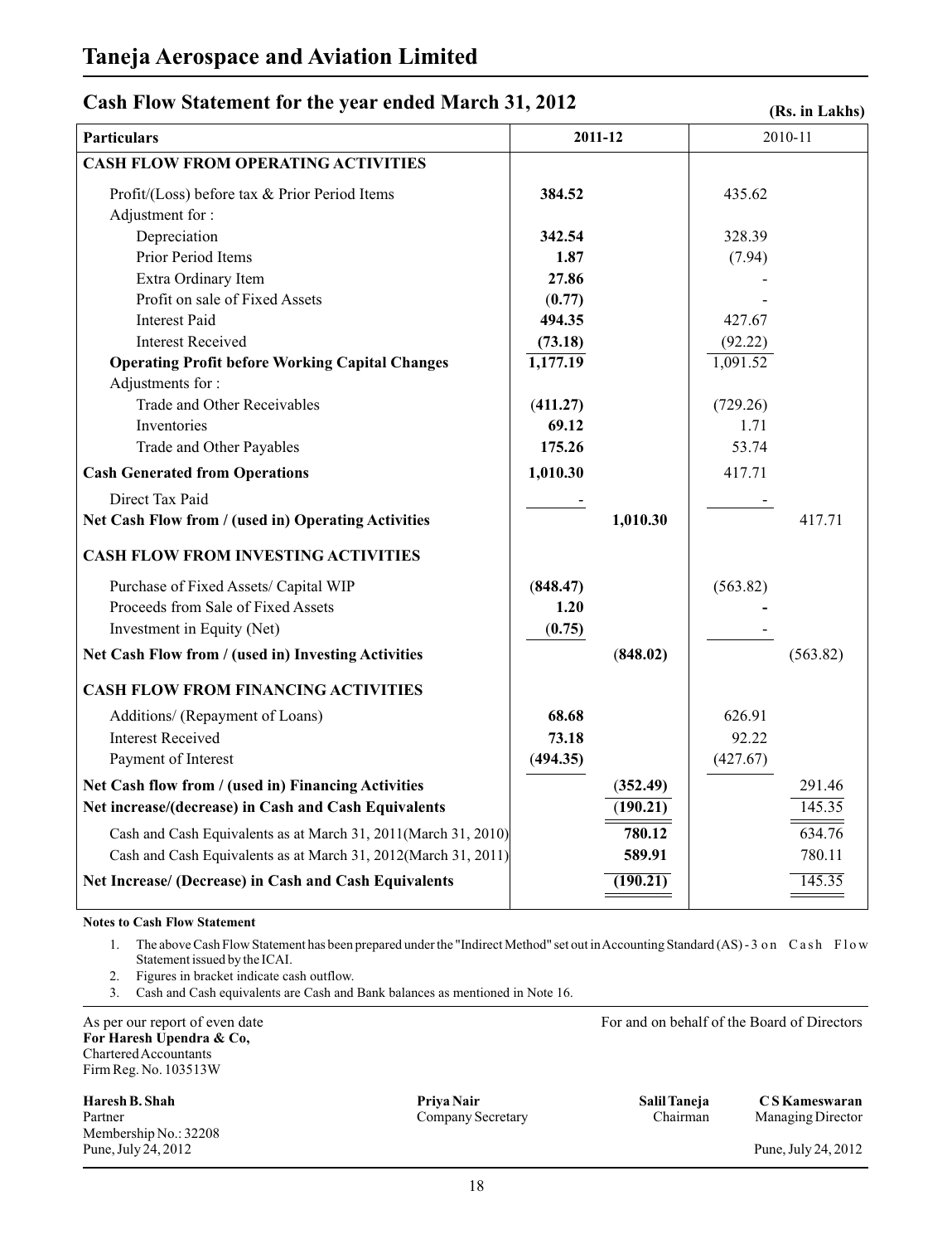# Taneja Aerospace and Aviation Limited

## Cash Flow Statement for the year ended March 31, 2012

**(Rs. in Lakhs)**

| **Particulars** | **2011-12** | | 2010-11 | |
|---|---|---|---|---|
| **CASH FLOW FROM OPERATING ACTIVITIES** | | | | |
| Profit/(Loss) before tax & Prior Period Items | **384.52** | | 435.62 | |
| Adjustment for : | | | | |
| Depreciation | **342.54** | | 328.39 | |
| Prior Period Items | **1.87** | | (7.94) | |
| Extra Ordinary Item | **27.86** | | - | |
| Profit on sale of Fixed Assets | **(0.77)** | | - | |
| Interest Paid | **494.35** | | 427.67 | |
| Interest Received | **(73.18)** | | (92.22) | |
| **Operating Profit before Working Capital Changes** | **1,177.19** | | 1,091.52 | |
| Adjustments for : | | | | |
| Trade and Other Receivables | **(411.27)** | | (729.26) | |
| Inventories | **69.12** | | 1.71 | |
| Trade and Other Payables | **175.26** | | 53.74 | |
| **Cash Generated from Operations** | **1,010.30** | | 417.71 | |
| Direct Tax Paid | - | | - | |
| **Net Cash Flow from / (used in) Operating Activities** | | **1,010.30** | | 417.71 |
| **CASH FLOW FROM INVESTING ACTIVITIES** | | | | |
| Purchase of Fixed Assets/ Capital WIP | **(848.47)** | | (563.82) | |
| Proceeds from Sale of Fixed Assets | **1.20** | | - | |
| Investment in Equity (Net) | **(0.75)** | | - | |
| **Net Cash Flow from / (used in) Investing Activities** | | **(848.02)** | | (563.82) |
| **CASH FLOW FROM FINANCING ACTIVITIES** | | | | |
| Additions/ (Repayment of Loans) | **68.68** | | 626.91 | |
| Interest Received | **73.18** | | 92.22 | |
| Payment of Interest | **(494.35)** | | (427.67) | |
| **Net Cash flow from / (used in) Financing Activities** | | **(352.49)** | | 291.46 |
| **Net increase/(decrease) in Cash and Cash Equivalents** | | **(190.21)** | | 145.35 |
| Cash and Cash Equivalents as at March 31, 2011(March 31, 2010) | | **780.12** | | 634.76 |
| Cash and Cash Equivalents as at March 31, 2012(March 31, 2011) | | **589.91** | | 780.11 |
| **Net Increase/ (Decrease) in Cash and Cash Equivalents** | | **(190.21)** | | 145.35 |

**Notes to Cash Flow Statement**

1. The above Cash Flow Statement has been prepared under the "Indirect Method" set out in Accounting Standard (AS) - 3 on Cash Flow Statement issued by the ICAI.
2. Figures in bracket indicate cash outflow.
3. Cash and Cash equivalents are Cash and Bank balances as mentioned in Note 16.

As per our report of even date
**For Haresh Upendra & Co,**
Chartered Accountants
Firm Reg. No. 103513W

**Haresh B. Shah**
Partner
Membership No.: 32208
Pune, July 24, 2012

For and on behalf of the Board of Directors

**Priya Nair**
Company Secretary

**Salil Taneja**
Chairman

**C S Kameswaran**
Managing Director

Pune, July 24, 2012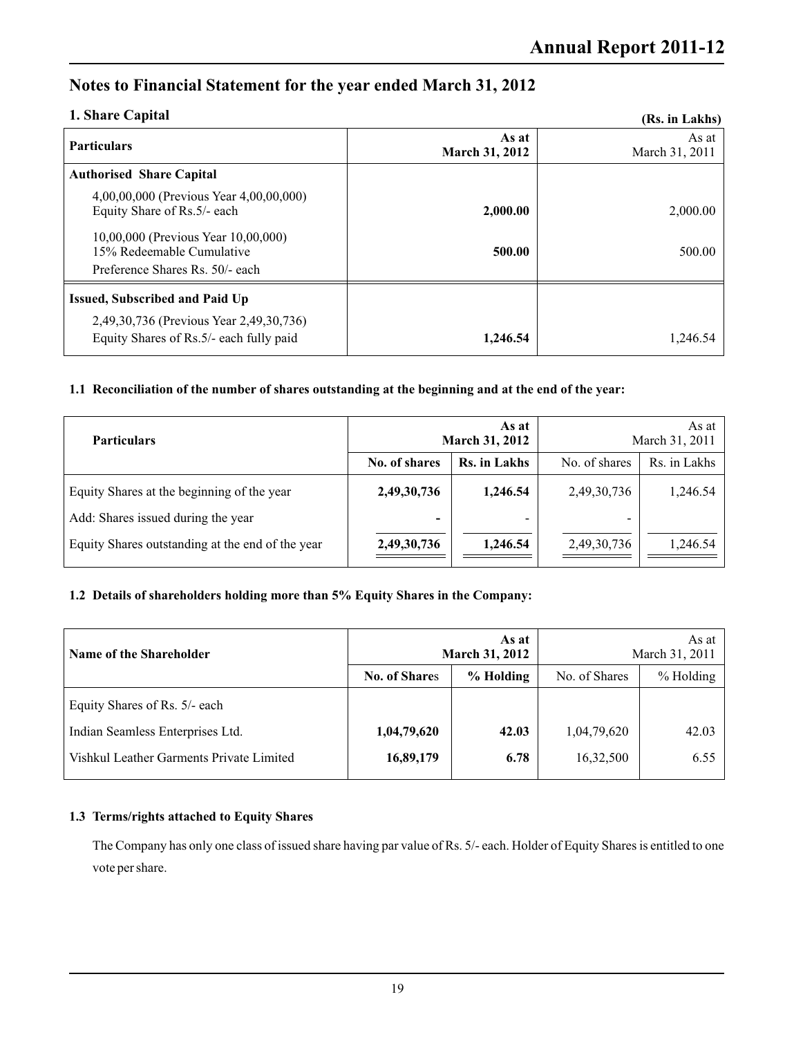## Notes to Financial Statement for the year ended March 31, 2012

### 1. Share Capital

(Rs. in Lakhs)

| Particulars | As at March 31, 2012 | As at March 31, 2011 |
|---|---|---|
| **Authorised Share Capital** | | |
| 4,00,00,000 (Previous Year 4,00,00,000) Equity Share of Rs.5/- each | **2,000.00** | 2,000.00 |
| 10,00,000 (Previous Year 10,00,000) 15% Redeemable Cumulative Preference Shares Rs. 50/- each | **500.00** | 500.00 |
| **Issued, Subscribed and Paid Up** | | |
| 2,49,30,736 (Previous Year 2,49,30,736) Equity Shares of Rs.5/- each fully paid | **1,246.54** | 1,246.54 |

#### 1.1 Reconciliation of the number of shares outstanding at the beginning and at the end of the year:

| Particulars | As at March 31, 2012 | | As at March 31, 2011 | |
|---|---|---|---|---|
| | **No. of shares** | **Rs. in Lakhs** | No. of shares | Rs. in Lakhs |
| Equity Shares at the beginning of the year | **2,49,30,736** | **1,246.54** | 2,49,30,736 | 1,246.54 |
| Add: Shares issued during the year | **-** | - | - | |
| Equity Shares outstanding at the end of the year | **2,49,30,736** | **1,246.54** | 2,49,30,736 | 1,246.54 |

#### 1.2 Details of shareholders holding more than 5% Equity Shares in the Company:

| Name of the Shareholder | As at March 31, 2012 | | As at March 31, 2011 | |
|---|---|---|---|---|
| | **No. of Shares** | **% Holding** | No. of Shares | % Holding |
| Equity Shares of Rs. 5/- each | | | | |
| Indian Seamless Enterprises Ltd. | **1,04,79,620** | **42.03** | 1,04,79,620 | 42.03 |
| Vishkul Leather Garments Private Limited | **16,89,179** | **6.78** | 16,32,500 | 6.55 |

#### 1.3 Terms/rights attached to Equity Shares

The Company has only one class of issued share having par value of Rs. 5/- each. Holder of Equity Shares is entitled to one vote per share.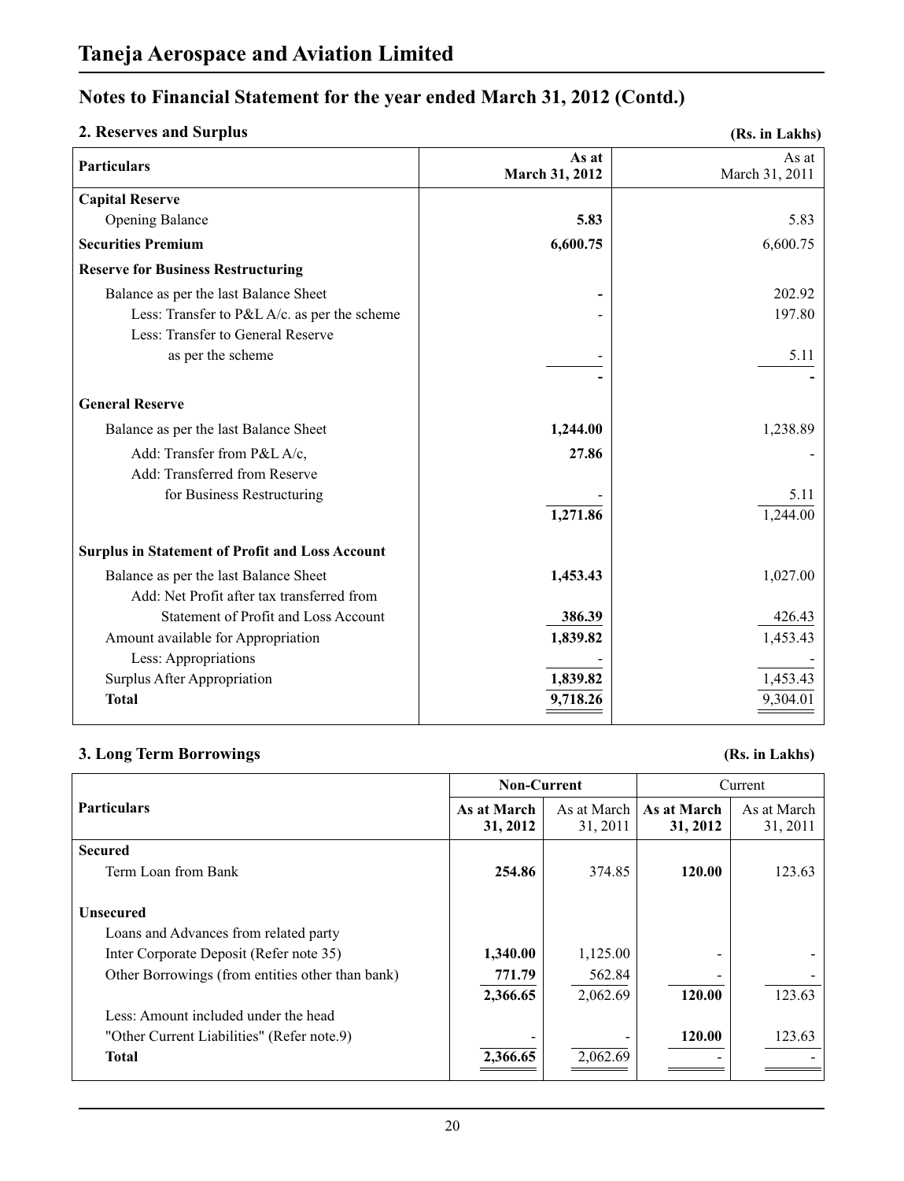# Taneja Aerospace and Aviation Limited

## Notes to Financial Statement for the year ended March 31, 2012 (Contd.)

### 2. Reserves and Surplus

**(Rs. in Lakhs)**

| Particulars | As at March 31, 2012 | As at March 31, 2011 |
|---|---|---|
| **Capital Reserve** | | |
| Opening Balance | **5.83** | 5.83 |
| **Securities Premium** | **6,600.75** | 6,600.75 |
| **Reserve for Business Restructuring** | | |
| Balance as per the last Balance Sheet | - | 202.92 |
| Less: Transfer to P&L A/c. as per the scheme | - | 197.80 |
| Less: Transfer to General Reserve as per the scheme | - | 5.11 |
| | - | - |
| **General Reserve** | | |
| Balance as per the last Balance Sheet | **1,244.00** | 1,238.89 |
| Add: Transfer from P&L A/c, | **27.86** | - |
| Add: Transferred from Reserve for Business Restructuring | - | 5.11 |
| | **1,271.86** | 1,244.00 |
| **Surplus in Statement of Profit and Loss Account** | | |
| Balance as per the last Balance Sheet | **1,453.43** | 1,027.00 |
| Add: Net Profit after tax transferred from Statement of Profit and Loss Account | **386.39** | 426.43 |
| Amount available for Appropriation | **1,839.82** | 1,453.43 |
| Less: Appropriations | - | - |
| Surplus After Appropriation | **1,839.82** | 1,453.43 |
| **Total** | **9,718.26** | 9,304.01 |

### 3. Long Term Borrowings

**(Rs. in Lakhs)**

| Particulars | Non-Current | | Current | |
|---|---|---|---|---|
| | **As at March 31, 2012** | As at March 31, 2011 | **As at March 31, 2012** | As at March 31, 2011 |
| **Secured** | | | | |
| Term Loan from Bank | **254.86** | 374.85 | **120.00** | 123.63 |
| **Unsecured** | | | | |
| Loans and Advances from related party | | | | |
| Inter Corporate Deposit (Refer note 35) | **1,340.00** | 1,125.00 | - | - |
| Other Borrowings (from entities other than bank) | **771.79** | 562.84 | - | - |
| | **2,366.65** | 2,062.69 | **120.00** | 123.63 |
| Less: Amount included under the head "Other Current Liabilities" (Refer note.9) | - | - | **120.00** | 123.63 |
| **Total** | **2,366.65** | 2,062.69 | - | - |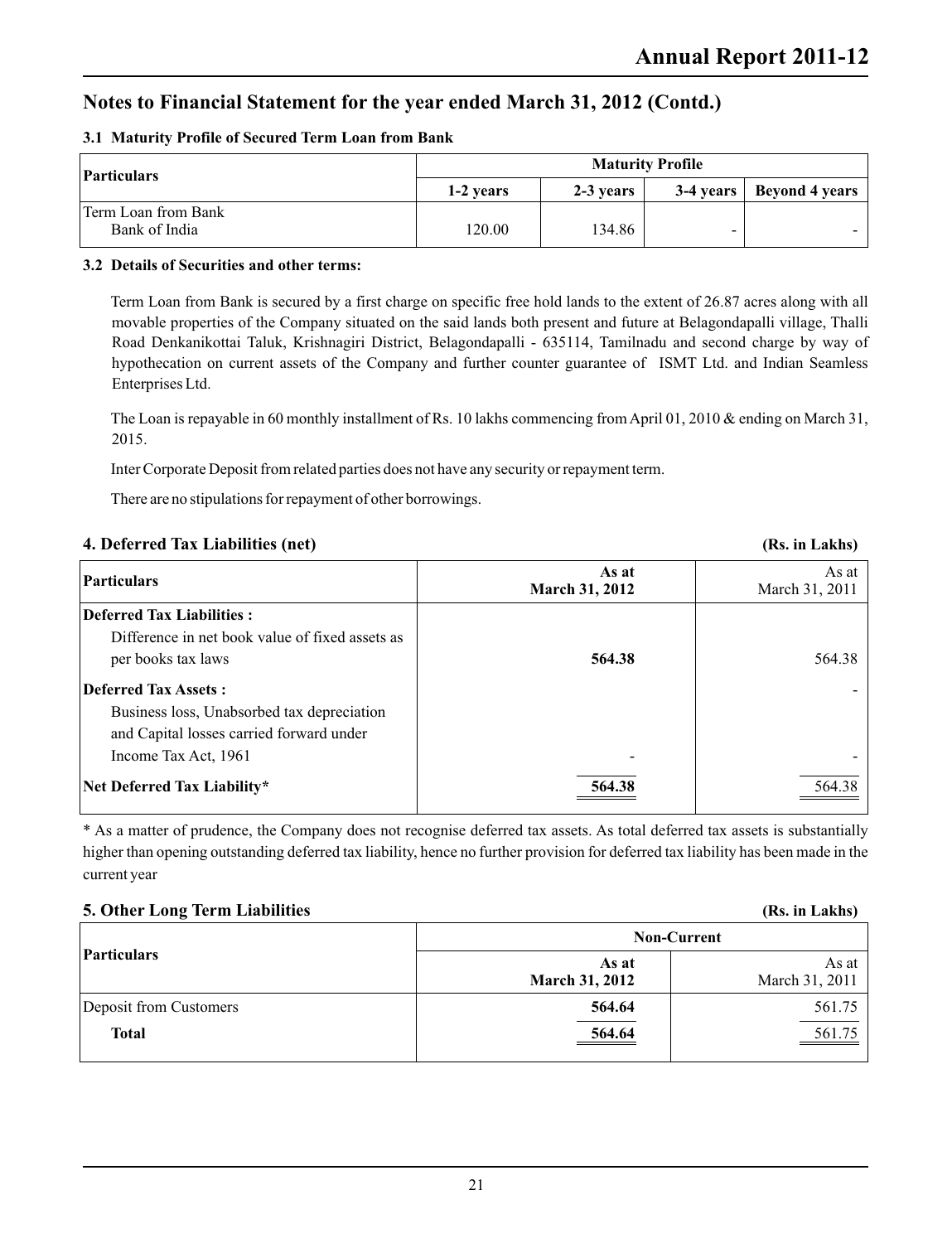## Notes to Financial Statement for the year ended March 31, 2012 (Contd.)

### 3.1 Maturity Profile of Secured Term Loan from Bank

| Particulars | Maturity Profile | | | |
|---|---|---|---|---|
| | 1-2 years | 2-3 years | 3-4 years | Beyond 4 years |
| Term Loan from Bank<br>Bank of India | 120.00 | 134.86 | - | - |

### 3.2 Details of Securities and other terms:

Term Loan from Bank is secured by a first charge on specific free hold lands to the extent of 26.87 acres along with all movable properties of the Company situated on the said lands both present and future at Belagondapalli village, Thalli Road Denkanikottai Taluk, Krishnagiri District, Belagondapalli - 635114, Tamilnadu and second charge by way of hypothecation on current assets of the Company and further counter guarantee of ISMT Ltd. and Indian Seamless Enterprises Ltd.

The Loan is repayable in 60 monthly installment of Rs. 10 lakhs commencing from April 01, 2010 & ending on March 31, 2015.

Inter Corporate Deposit from related parties does not have any security or repayment term.

There are no stipulations for repayment of other borrowings.

### 4. Deferred Tax Liabilities (net)

(Rs. in Lakhs)

| Particulars | As at March 31, 2012 | As at March 31, 2011 |
|---|---|---|
| **Deferred Tax Liabilities :** | | |
| Difference in net book value of fixed assets as per books tax laws | **564.38** | 564.38 |
| **Deferred Tax Assets :** | | - |
| Business loss, Unabsorbed tax depreciation and Capital losses carried forward under Income Tax Act, 1961 | - | - |
| **Net Deferred Tax Liability*** | **564.38** | 564.38 |

* As a matter of prudence, the Company does not recognise deferred tax assets. As total deferred tax assets is substantially higher than opening outstanding deferred tax liability, hence no further provision for deferred tax liability has been made in the current year

### 5. Other Long Term Liabilities

(Rs. in Lakhs)

| Particulars | Non-Current | |
|---|---|---|
| | As at March 31, 2012 | As at March 31, 2011 |
| Deposit from Customers | **564.64** | 561.75 |
| **Total** | **564.64** | 561.75 |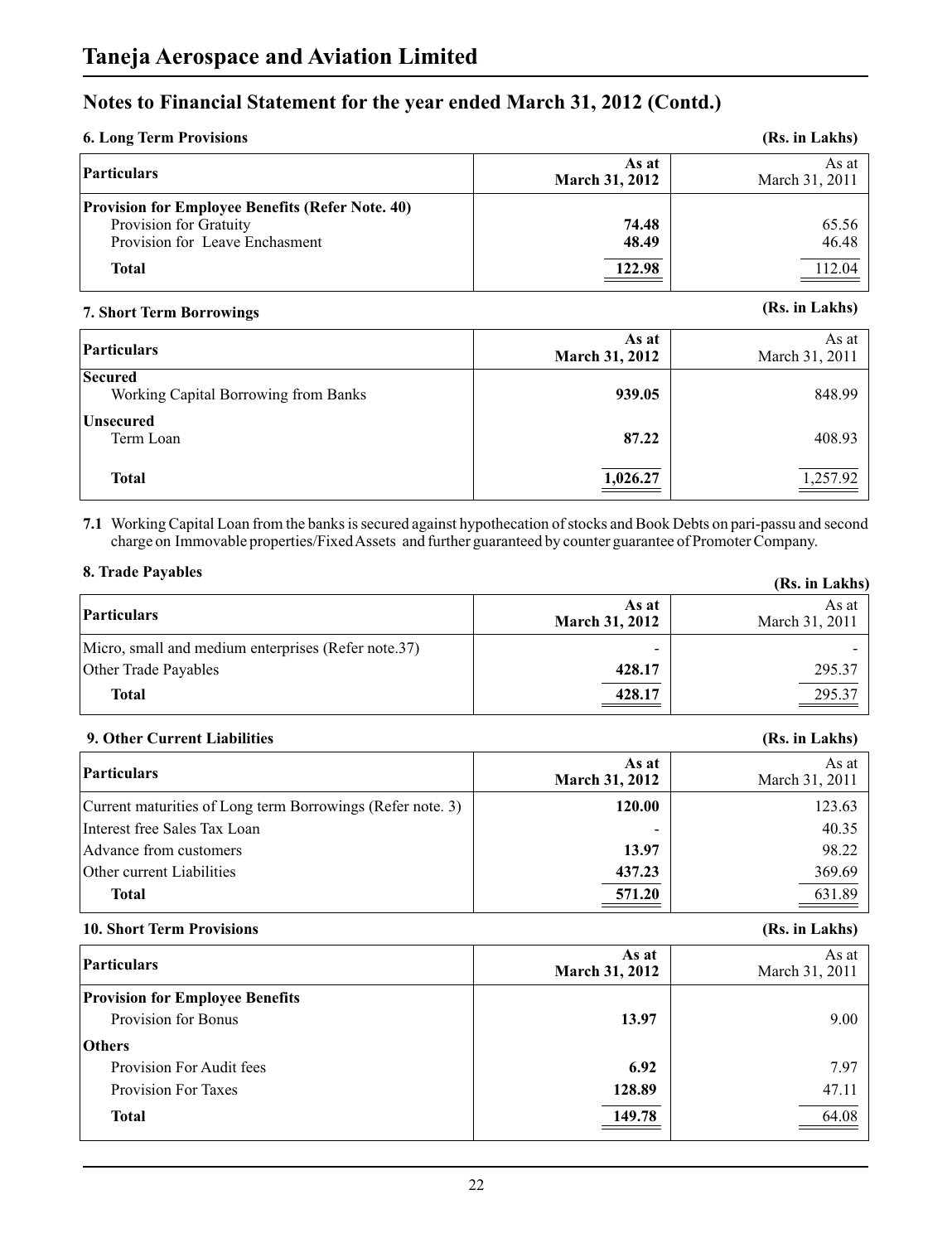# Taneja Aerospace and Aviation Limited

## Notes to Financial Statement for the year ended March 31, 2012 (Contd.)

### 6. Long Term Provisions

(Rs. in Lakhs)

| Particulars | As at March 31, 2012 | As at March 31, 2011 |
|---|---|---|
| **Provision for Employee Benefits (Refer Note. 40)** | | |
| Provision for Gratuity | **74.48** | 65.56 |
| Provision for Leave Enchasment | **48.49** | 46.48 |
| **Total** | **122.98** | 112.04 |

### 7. Short Term Borrowings

(Rs. in Lakhs)

| Particulars | As at March 31, 2012 | As at March 31, 2011 |
|---|---|---|
| **Secured** | | |
| Working Capital Borrowing from Banks | **939.05** | 848.99 |
| **Unsecured** | | |
| Term Loan | **87.22** | 408.93 |
| **Total** | **1,026.27** | 1,257.92 |

**7.1** Working Capital Loan from the banks is secured against hypothecation of stocks and Book Debts on pari-passu and second charge on Immovable properties/Fixed Assets and further guaranteed by counter guarantee of Promoter Company.

### 8. Trade Payables

(Rs. in Lakhs)

| Particulars | As at March 31, 2012 | As at March 31, 2011 |
|---|---|---|
| Micro, small and medium enterprises (Refer note.37) | - | - |
| Other Trade Payables | **428.17** | 295.37 |
| **Total** | **428.17** | 295.37 |

### 9. Other Current Liabilities

(Rs. in Lakhs)

| Particulars | As at March 31, 2012 | As at March 31, 2011 |
|---|---|---|
| Current maturities of Long term Borrowings (Refer note. 3) | **120.00** | 123.63 |
| Interest free Sales Tax Loan | - | 40.35 |
| Advance from customers | **13.97** | 98.22 |
| Other current Liabilities | **437.23** | 369.69 |
| **Total** | **571.20** | 631.89 |

### 10. Short Term Provisions

(Rs. in Lakhs)

| Particulars | As at March 31, 2012 | As at March 31, 2011 |
|---|---|---|
| **Provision for Employee Benefits** | | |
| Provision for Bonus | **13.97** | 9.00 |
| **Others** | | |
| Provision For Audit fees | **6.92** | 7.97 |
| Provision For Taxes | **128.89** | 47.11 |
| **Total** | **149.78** | 64.08 |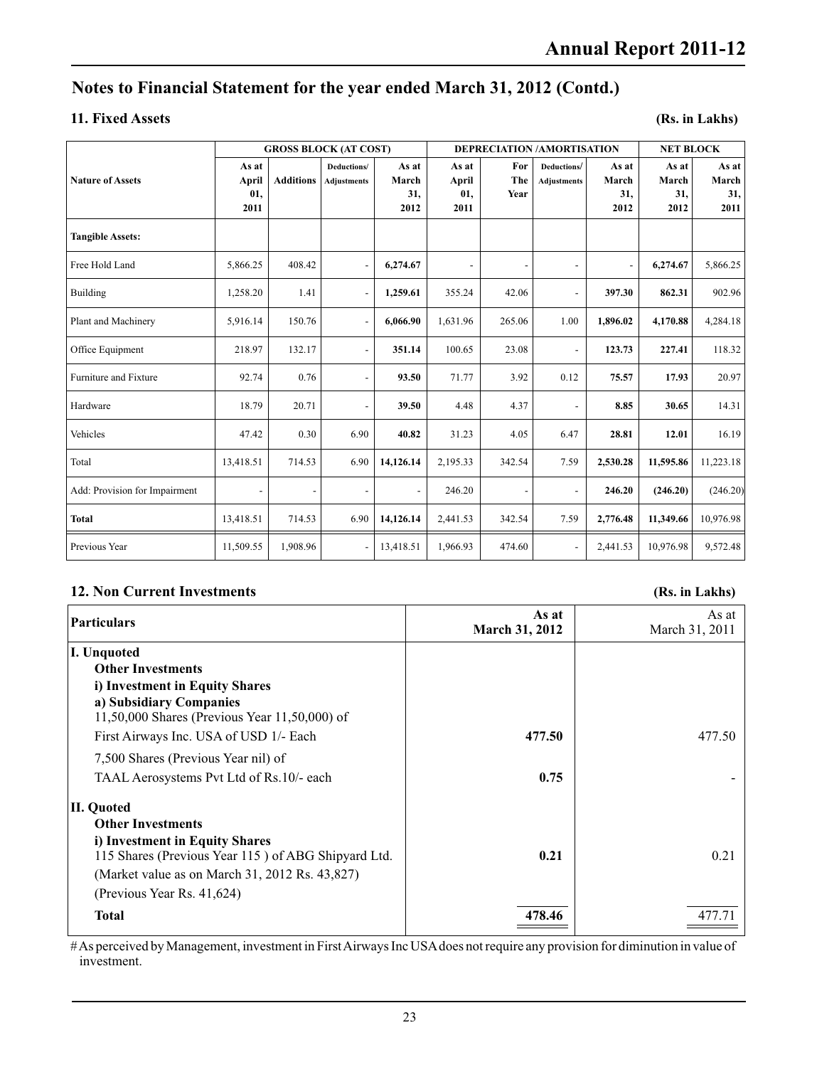## Notes to Financial Statement for the year ended March 31, 2012 (Contd.)

### 11. Fixed Assets

(Rs. in Lakhs)

| Nature of Assets | GROSS BLOCK (AT COST) | | | | DEPRECIATION /AMORTISATION | | | | NET BLOCK | |
|---|---|---|---|---|---|---|---|---|---|---|
| | As at April 01, 2011 | Additions | Deductions/ Adjustments | As at March 31, 2012 | As at April 01, 2011 | For The Year | Deductions/ Adjustments | As at March 31, 2012 | As at March 31, 2012 | As at March 31, 2011 |
| **Tangible Assets:** | | | | | | | | | | |
| Free Hold Land | 5,866.25 | 408.42 | - | **6,274.67** | - | - | - | - | **6,274.67** | 5,866.25 |
| Building | 1,258.20 | 1.41 | - | **1,259.61** | 355.24 | 42.06 | - | **397.30** | **862.31** | 902.96 |
| Plant and Machinery | 5,916.14 | 150.76 | - | **6,066.90** | 1,631.96 | 265.06 | 1.00 | **1,896.02** | **4,170.88** | 4,284.18 |
| Office Equipment | 218.97 | 132.17 | - | **351.14** | 100.65 | 23.08 | - | **123.73** | **227.41** | 118.32 |
| Furniture and Fixture | 92.74 | 0.76 | - | **93.50** | 71.77 | 3.92 | 0.12 | **75.57** | **17.93** | 20.97 |
| Hardware | 18.79 | 20.71 | - | **39.50** | 4.48 | 4.37 | - | **8.85** | **30.65** | 14.31 |
| Vehicles | 47.42 | 0.30 | 6.90 | **40.82** | 31.23 | 4.05 | 6.47 | **28.81** | **12.01** | 16.19 |
| Total | 13,418.51 | 714.53 | 6.90 | **14,126.14** | 2,195.33 | 342.54 | 7.59 | **2,530.28** | **11,595.86** | 11,223.18 |
| Add: Provision for Impairment | - | - | - | - | 246.20 | - | - | **246.20** | **(246.20)** | (246.20) |
| **Total** | 13,418.51 | 714.53 | 6.90 | **14,126.14** | 2,441.53 | 342.54 | 7.59 | **2,776.48** | **11,349.66** | 10,976.98 |
| Previous Year | 11,509.55 | 1,908.96 | - | 13,418.51 | 1,966.93 | 474.60 | - | 2,441.53 | 10,976.98 | 9,572.48 |

### 12. Non Current Investments

(Rs. in Lakhs)

| Particulars | As at March 31, 2012 | As at March 31, 2011 |
|---|---|---|
| **I. Unquoted** | | |
| **Other Investments** | | |
| **i) Investment in Equity Shares** | | |
| **a) Subsidiary Companies** | | |
| 11,50,000 Shares (Previous Year 11,50,000) of First Airways Inc. USA of USD 1/- Each | **477.50** | 477.50 |
| 7,500 Shares (Previous Year nil) of TAAL Aerosystems Pvt Ltd of Rs.10/- each | **0.75** | - |
| **II. Quoted** | | |
| **Other Investments** | | |
| **i) Investment in Equity Shares** | | |
| 115 Shares (Previous Year 115 ) of ABG Shipyard Ltd. (Market value as on March 31, 2012 Rs. 43,827) (Previous Year Rs. 41,624) | **0.21** | 0.21 |
| **Total** | **478.46** | 477.71 |

# As perceived by Management, investment in First Airways Inc USA does not require any provision for diminution in value of investment.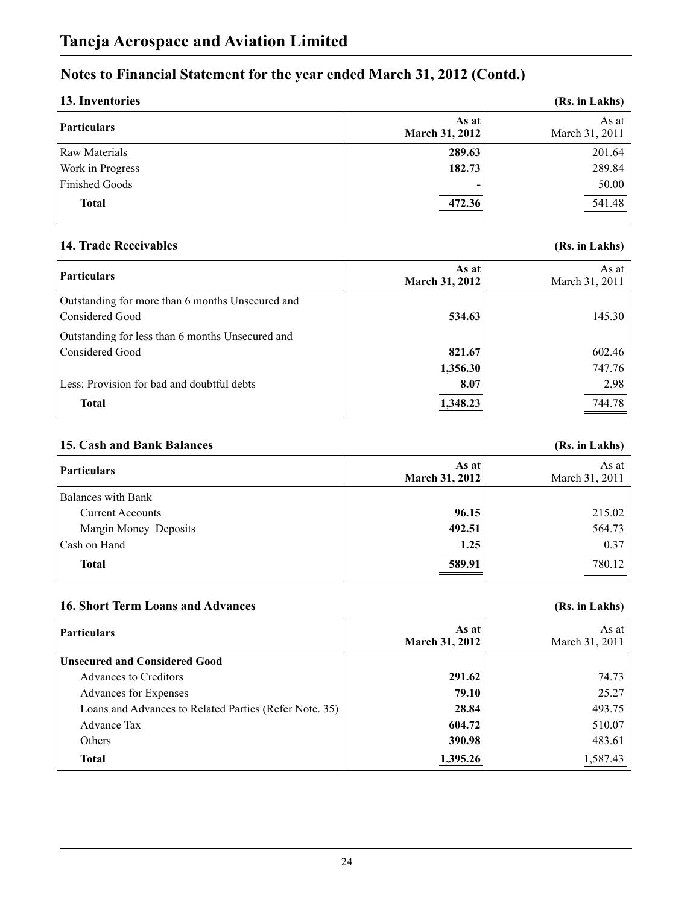# Taneja Aerospace and Aviation Limited

## Notes to Financial Statement for the year ended March 31, 2012 (Contd.)

### 13. Inventories

(Rs. in Lakhs)

| Particulars | As at March 31, 2012 | As at March 31, 2011 |
|---|---|---|
| Raw Materials | **289.63** | 201.64 |
| Work in Progress | **182.73** | 289.84 |
| Finished Goods | **-** | 50.00 |
| **Total** | **472.36** | 541.48 |

### 14. Trade Receivables

(Rs. in Lakhs)

| Particulars | As at March 31, 2012 | As at March 31, 2011 |
|---|---|---|
| Outstanding for more than 6 months Unsecured and Considered Good | **534.63** | 145.30 |
| Outstanding for less than 6 months Unsecured and Considered Good | **821.67** | 602.46 |
| | **1,356.30** | 747.76 |
| Less: Provision for bad and doubtful debts | **8.07** | 2.98 |
| **Total** | **1,348.23** | 744.78 |

### 15. Cash and Bank Balances

(Rs. in Lakhs)

| Particulars | As at March 31, 2012 | As at March 31, 2011 |
|---|---|---|
| Balances with Bank | | |
| Current Accounts | **96.15** | 215.02 |
| Margin Money Deposits | **492.51** | 564.73 |
| Cash on Hand | **1.25** | 0.37 |
| **Total** | **589.91** | 780.12 |

### 16. Short Term Loans and Advances

(Rs. in Lakhs)

| Particulars | As at March 31, 2012 | As at March 31, 2011 |
|---|---|---|
| **Unsecured and Considered Good** | | |
| Advances to Creditors | **291.62** | 74.73 |
| Advances for Expenses | **79.10** | 25.27 |
| Loans and Advances to Related Parties (Refer Note. 35) | **28.84** | 493.75 |
| Advance Tax | **604.72** | 510.07 |
| Others | **390.98** | 483.61 |
| **Total** | **1,395.26** | 1,587.43 |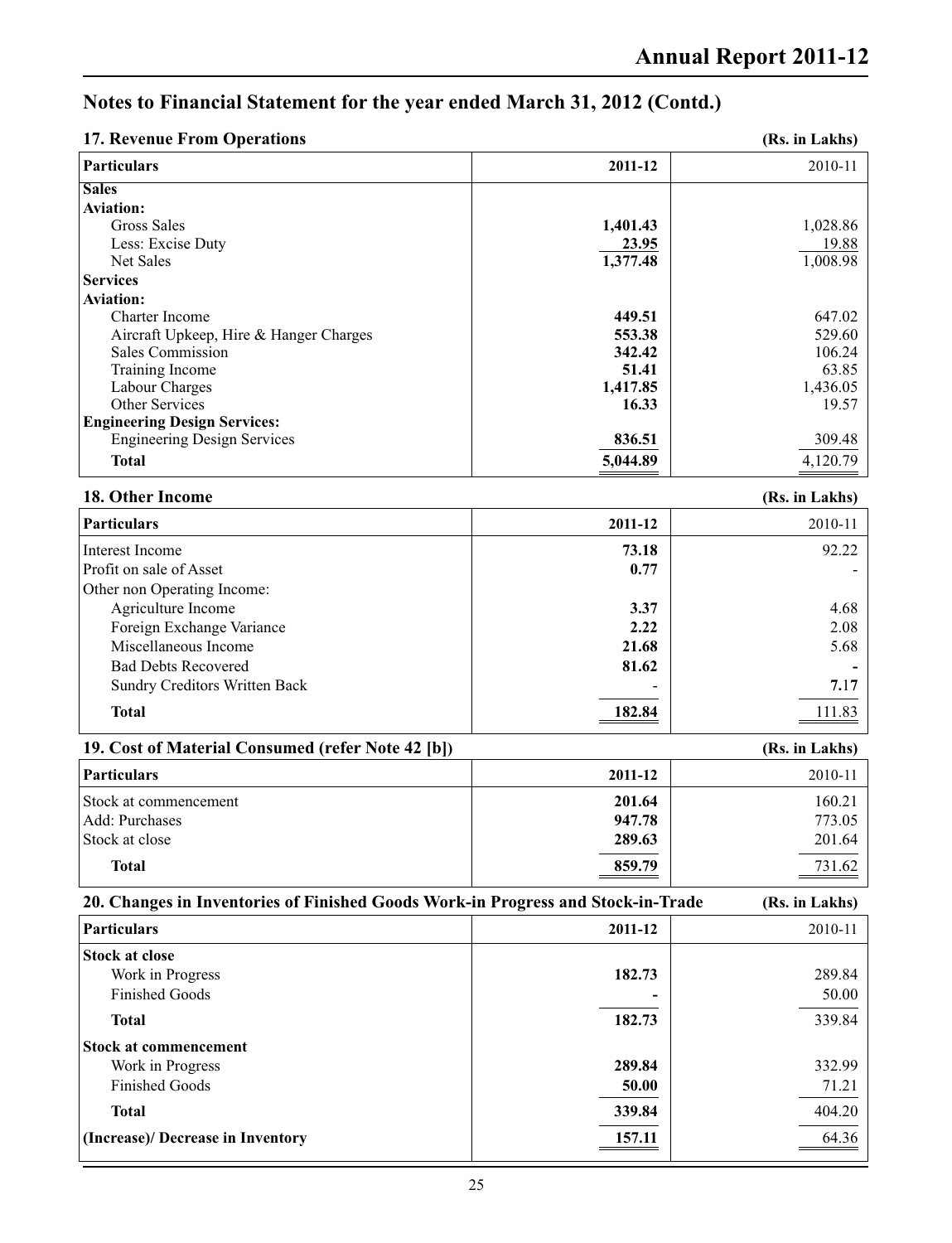## Notes to Financial Statement for the year ended March 31, 2012 (Contd.)

### 17. Revenue From Operations

(Rs. in Lakhs)

| Particulars | 2011-12 | 2010-11 |
|---|---|---|
| **Sales** | | |
| **Aviation:** | | |
| Gross Sales | **1,401.43** | 1,028.86 |
| Less: Excise Duty | **23.95** | 19.88 |
| Net Sales | **1,377.48** | 1,008.98 |
| **Services** | | |
| **Aviation:** | | |
| Charter Income | **449.51** | 647.02 |
| Aircraft Upkeep, Hire & Hanger Charges | **553.38** | 529.60 |
| Sales Commission | **342.42** | 106.24 |
| Training Income | **51.41** | 63.85 |
| Labour Charges | **1,417.85** | 1,436.05 |
| Other Services | **16.33** | 19.57 |
| **Engineering Design Services:** | | |
| Engineering Design Services | **836.51** | 309.48 |
| **Total** | **5,044.89** | 4,120.79 |

### 18. Other Income

(Rs. in Lakhs)

| Particulars | 2011-12 | 2010-11 |
|---|---|---|
| Interest Income | **73.18** | 92.22 |
| Profit on sale of Asset | **0.77** | - |
| Other non Operating Income: | | |
| Agriculture Income | **3.37** | 4.68 |
| Foreign Exchange Variance | **2.22** | 2.08 |
| Miscellaneous Income | **21.68** | 5.68 |
| Bad Debts Recovered | **81.62** | **-** |
| Sundry Creditors Written Back | - | **7.17** |
| **Total** | **182.84** | 111.83 |

### 19. Cost of Material Consumed (refer Note 42 [b])

(Rs. in Lakhs)

| Particulars | 2011-12 | 2010-11 |
|---|---|---|
| Stock at commencement | **201.64** | 160.21 |
| Add: Purchases | **947.78** | 773.05 |
| Stock at close | **289.63** | 201.64 |
| **Total** | **859.79** | 731.62 |

### 20. Changes in Inventories of Finished Goods Work-in Progress and Stock-in-Trade

(Rs. in Lakhs)

| Particulars | 2011-12 | 2010-11 |
|---|---|---|
| **Stock at close** | | |
| Work in Progress | **182.73** | 289.84 |
| Finished Goods | **-** | 50.00 |
| **Total** | **182.73** | 339.84 |
| **Stock at commencement** | | |
| Work in Progress | **289.84** | 332.99 |
| Finished Goods | **50.00** | 71.21 |
| **Total** | **339.84** | 404.20 |
| **(Increase)/ Decrease in Inventory** | **157.11** | 64.36 |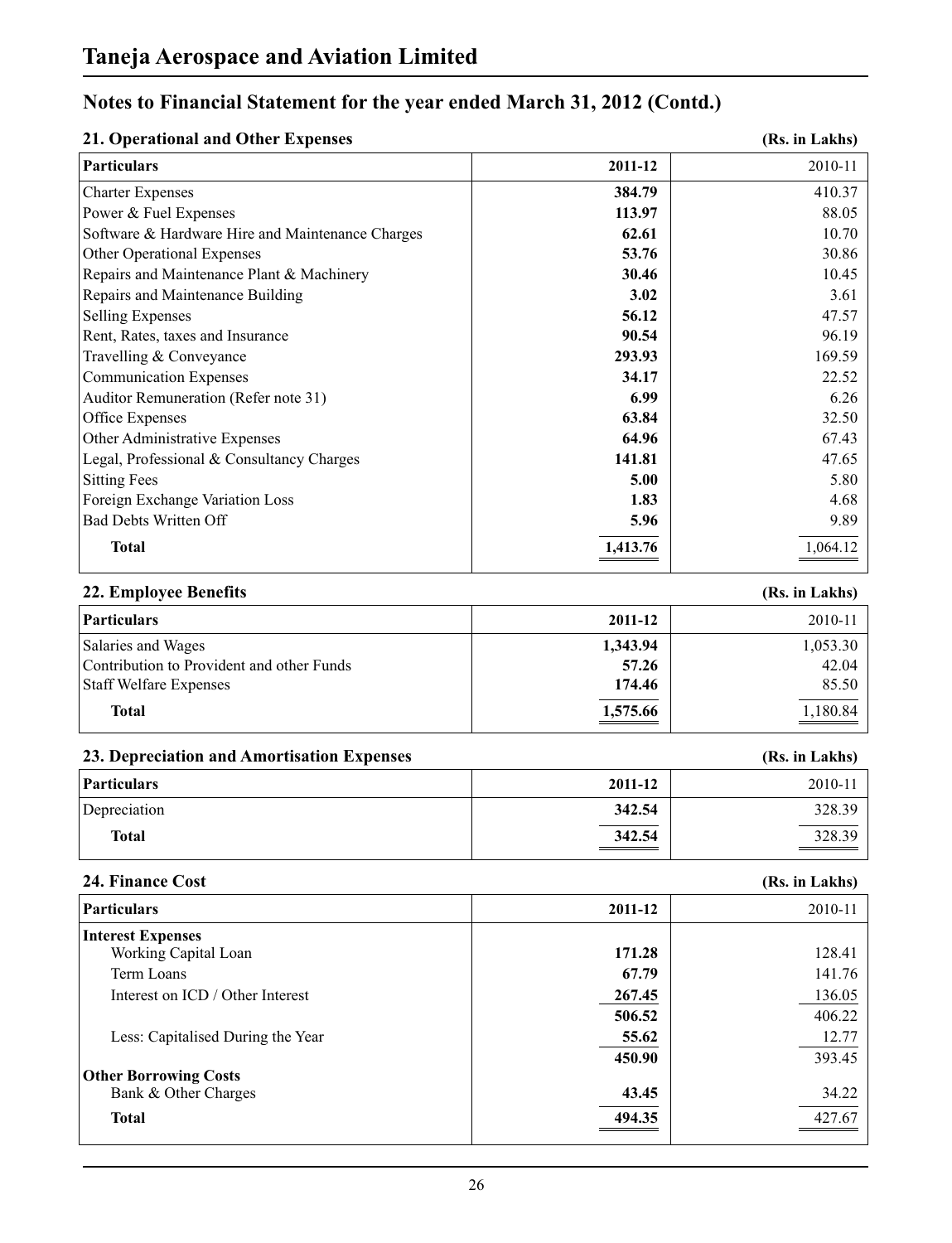# Taneja Aerospace and Aviation Limited

## Notes to Financial Statement for the year ended March 31, 2012 (Contd.)

### 21. Operational and Other Expenses

(Rs. in Lakhs)

| Particulars | 2011-12 | 2010-11 |
|---|---|---|
| Charter Expenses | **384.79** | 410.37 |
| Power & Fuel Expenses | **113.97** | 88.05 |
| Software & Hardware Hire and Maintenance Charges | **62.61** | 10.70 |
| Other Operational Expenses | **53.76** | 30.86 |
| Repairs and Maintenance Plant & Machinery | **30.46** | 10.45 |
| Repairs and Maintenance Building | **3.02** | 3.61 |
| Selling Expenses | **56.12** | 47.57 |
| Rent, Rates, taxes and Insurance | **90.54** | 96.19 |
| Travelling & Conveyance | **293.93** | 169.59 |
| Communication Expenses | **34.17** | 22.52 |
| Auditor Remuneration (Refer note 31) | **6.99** | 6.26 |
| Office Expenses | **63.84** | 32.50 |
| Other Administrative Expenses | **64.96** | 67.43 |
| Legal, Professional & Consultancy Charges | **141.81** | 47.65 |
| Sitting Fees | **5.00** | 5.80 |
| Foreign Exchange Variation Loss | **1.83** | 4.68 |
| Bad Debts Written Off | **5.96** | 9.89 |
| **Total** | **1,413.76** | 1,064.12 |

### 22. Employee Benefits

(Rs. in Lakhs)

| Particulars | 2011-12 | 2010-11 |
|---|---|---|
| Salaries and Wages | **1,343.94** | 1,053.30 |
| Contribution to Provident and other Funds | **57.26** | 42.04 |
| Staff Welfare Expenses | **174.46** | 85.50 |
| **Total** | **1,575.66** | 1,180.84 |

### 23. Depreciation and Amortisation Expenses

(Rs. in Lakhs)

| Particulars | 2011-12 | 2010-11 |
|---|---|---|
| Depreciation | **342.54** | 328.39 |
| **Total** | **342.54** | 328.39 |

### 24. Finance Cost

(Rs. in Lakhs)

| Particulars | 2011-12 | 2010-11 |
|---|---|---|
| **Interest Expenses** | | |
| Working Capital Loan | **171.28** | 128.41 |
| Term Loans | **67.79** | 141.76 |
| Interest on ICD / Other Interest | **267.45** | 136.05 |
| | **506.52** | 406.22 |
| Less: Capitalised During the Year | **55.62** | 12.77 |
| | **450.90** | 393.45 |
| **Other Borrowing Costs** | | |
| Bank & Other Charges | **43.45** | 34.22 |
| **Total** | **494.35** | 427.67 |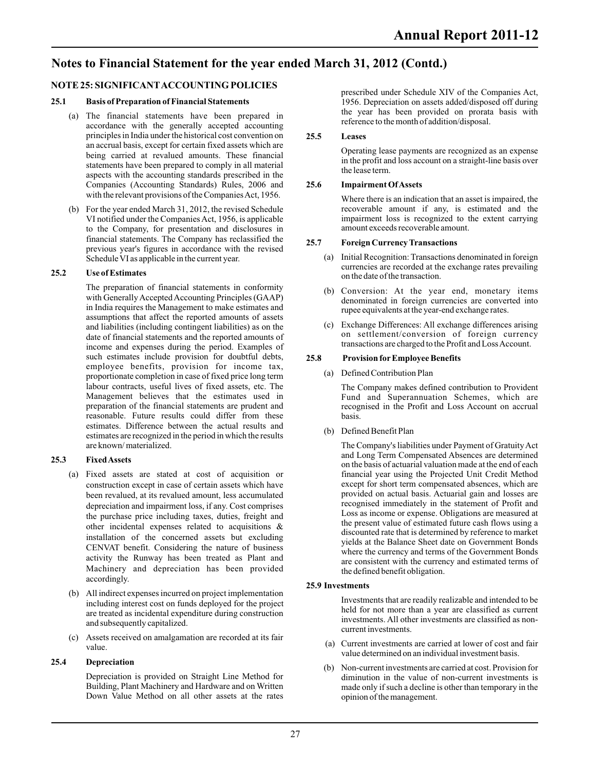## Notes to Financial Statement for the year ended March 31, 2012 (Contd.)

### NOTE 25: SIGNIFICANT ACCOUNTING POLICIES

#### 25.1 Basis of Preparation of Financial Statements

(a) The financial statements have been prepared in accordance with the generally accepted accounting principles in India under the historical cost convention on an accrual basis, except for certain fixed assets which are being carried at revalued amounts. These financial statements have been prepared to comply in all material aspects with the accounting standards prescribed in the Companies (Accounting Standards) Rules, 2006 and with the relevant provisions of the Companies Act, 1956.

(b) For the year ended March 31, 2012, the revised Schedule VI notified under the Companies Act, 1956, is applicable to the Company, for presentation and disclosures in financial statements. The Company has reclassified the previous year's figures in accordance with the revised Schedule VI as applicable in the current year.

#### 25.2 Use of Estimates

The preparation of financial statements in conformity with Generally Accepted Accounting Principles (GAAP) in India requires the Management to make estimates and assumptions that affect the reported amounts of assets and liabilities (including contingent liabilities) as on the date of financial statements and the reported amounts of income and expenses during the period. Examples of such estimates include provision for doubtful debts, employee benefits, provision for income tax, proportionate completion in case of fixed price long term labour contracts, useful lives of fixed assets, etc. The Management believes that the estimates used in preparation of the financial statements are prudent and reasonable. Future results could differ from these estimates. Difference between the actual results and estimates are recognized in the period in which the results are known/ materialized.

#### 25.3 Fixed Assets

(a) Fixed assets are stated at cost of acquisition or construction except in case of certain assets which have been revalued, at its revalued amount, less accumulated depreciation and impairment loss, if any. Cost comprises the purchase price including taxes, duties, freight and other incidental expenses related to acquisitions & installation of the concerned assets but excluding CENVAT benefit. Considering the nature of business activity the Runway has been treated as Plant and Machinery and depreciation has been provided accordingly.

(b) All indirect expenses incurred on project implementation including interest cost on funds deployed for the project are treated as incidental expenditure during construction and subsequently capitalized.

(c) Assets received on amalgamation are recorded at its fair value.

#### 25.4 Depreciation

Depreciation is provided on Straight Line Method for Building, Plant Machinery and Hardware and on Written Down Value Method on all other assets at the rates prescribed under Schedule XIV of the Companies Act, 1956. Depreciation on assets added/disposed off during the year has been provided on prorata basis with reference to the month of addition/disposal.

#### 25.5 Leases

Operating lease payments are recognized as an expense in the profit and loss account on a straight-line basis over the lease term.

#### 25.6 Impairment Of Assets

Where there is an indication that an asset is impaired, the recoverable amount if any, is estimated and the impairment loss is recognized to the extent carrying amount exceeds recoverable amount.

#### 25.7 Foreign Currency Transactions

(a) Initial Recognition: Transactions denominated in foreign currencies are recorded at the exchange rates prevailing on the date of the transaction.

(b) Conversion: At the year end, monetary items denominated in foreign currencies are converted into rupee equivalents at the year-end exchange rates.

(c) Exchange Differences: All exchange differences arising on settlement/conversion of foreign currency transactions are charged to the Profit and Loss Account.

#### 25.8 Provision for Employee Benefits

(a) Defined Contribution Plan

The Company makes defined contribution to Provident Fund and Superannuation Schemes, which are recognised in the Profit and Loss Account on accrual basis.

(b) Defined Benefit Plan

The Company's liabilities under Payment of Gratuity Act and Long Term Compensated Absences are determined on the basis of actuarial valuation made at the end of each financial year using the Projected Unit Credit Method except for short term compensated absences, which are provided on actual basis. Actuarial gain and losses are recognised immediately in the statement of Profit and Loss as income or expense. Obligations are measured at the present value of estimated future cash flows using a discounted rate that is determined by reference to market yields at the Balance Sheet date on Government Bonds where the currency and terms of the Government Bonds are consistent with the currency and estimated terms of the defined benefit obligation.

#### 25.9 Investments

Investments that are readily realizable and intended to be held for not more than a year are classified as current investments. All other investments are classified as non-current investments.

(a) Current investments are carried at lower of cost and fair value determined on an individual investment basis.

(b) Non-current investments are carried at cost. Provision for diminution in the value of non-current investments is made only if such a decline is other than temporary in the opinion of the management.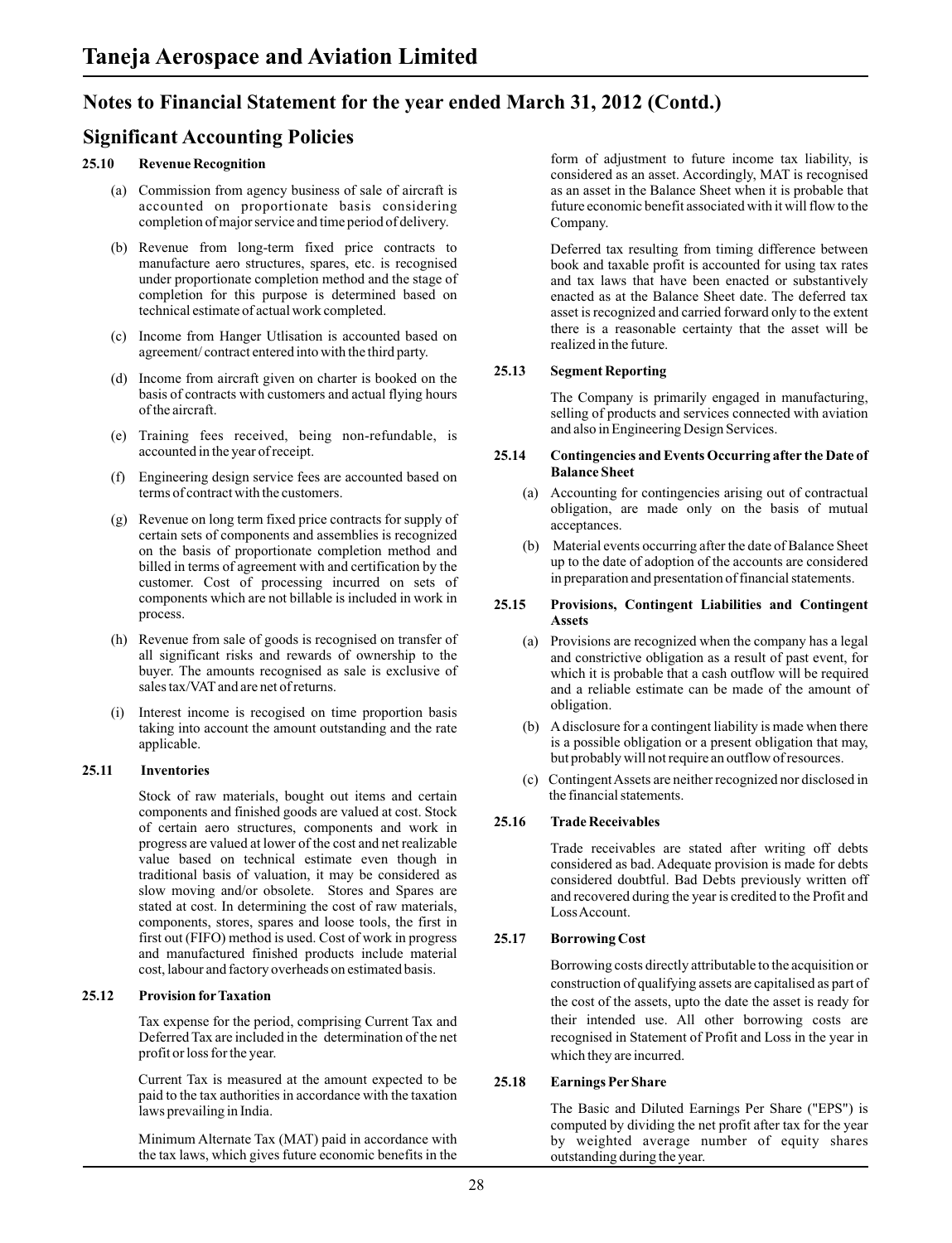# Taneja Aerospace and Aviation Limited

## Notes to Financial Statement for the year ended March 31, 2012 (Contd.)

## Significant Accounting Policies

### 25.10 Revenue Recognition

(a) Commission from agency business of sale of aircraft is accounted on proportionate basis considering completion of major service and time period of delivery.

(b) Revenue from long-term fixed price contracts to manufacture aero structures, spares, etc. is recognised under proportionate completion method and the stage of completion for this purpose is determined based on technical estimate of actual work completed.

(c) Income from Hanger Utlisation is accounted based on agreement/ contract entered into with the third party.

(d) Income from aircraft given on charter is booked on the basis of contracts with customers and actual flying hours of the aircraft.

(e) Training fees received, being non-refundable, is accounted in the year of receipt.

(f) Engineering design service fees are accounted based on terms of contract with the customers.

(g) Revenue on long term fixed price contracts for supply of certain sets of components and assemblies is recognized on the basis of proportionate completion method and billed in terms of agreement with and certification by the customer. Cost of processing incurred on sets of components which are not billable is included in work in process.

(h) Revenue from sale of goods is recognised on transfer of all significant risks and rewards of ownership to the buyer. The amounts recognised as sale is exclusive of sales tax/VAT and are net of returns.

(i) Interest income is recogised on time proportion basis taking into account the amount outstanding and the rate applicable.

### 25.11 Inventories

Stock of raw materials, bought out items and certain components and finished goods are valued at cost. Stock of certain aero structures, components and work in progress are valued at lower of the cost and net realizable value based on technical estimate even though in traditional basis of valuation, it may be considered as slow moving and/or obsolete. Stores and Spares are stated at cost. In determining the cost of raw materials, components, stores, spares and loose tools, the first in first out (FIFO) method is used. Cost of work in progress and manufactured finished products include material cost, labour and factory overheads on estimated basis.

### 25.12 Provision for Taxation

Tax expense for the period, comprising Current Tax and Deferred Tax are included in the determination of the net profit or loss for the year.

Current Tax is measured at the amount expected to be paid to the tax authorities in accordance with the taxation laws prevailing in India.

Minimum Alternate Tax (MAT) paid in accordance with the tax laws, which gives future economic benefits in the form of adjustment to future income tax liability, is considered as an asset. Accordingly, MAT is recognised as an asset in the Balance Sheet when it is probable that future economic benefit associated with it will flow to the Company.

Deferred tax resulting from timing difference between book and taxable profit is accounted for using tax rates and tax laws that have been enacted or substantively enacted as at the Balance Sheet date. The deferred tax asset is recognized and carried forward only to the extent there is a reasonable certainty that the asset will be realized in the future.

### 25.13 Segment Reporting

The Company is primarily engaged in manufacturing, selling of products and services connected with aviation and also in Engineering Design Services.

### 25.14 Contingencies and Events Occurring after the Date of Balance Sheet

(a) Accounting for contingencies arising out of contractual obligation, are made only on the basis of mutual acceptances.

(b) Material events occurring after the date of Balance Sheet up to the date of adoption of the accounts are considered in preparation and presentation of financial statements.

### 25.15 Provisions, Contingent Liabilities and Contingent Assets

(a) Provisions are recognized when the company has a legal and constrictive obligation as a result of past event, for which it is probable that a cash outflow will be required and a reliable estimate can be made of the amount of obligation.

(b) A disclosure for a contingent liability is made when there is a possible obligation or a present obligation that may, but probably will not require an outflow of resources.

(c) Contingent Assets are neither recognized nor disclosed in the financial statements.

### 25.16 Trade Receivables

Trade receivables are stated after writing off debts considered as bad. Adequate provision is made for debts considered doubtful. Bad Debts previously written off and recovered during the year is credited to the Profit and Loss Account.

### 25.17 Borrowing Cost

Borrowing costs directly attributable to the acquisition or construction of qualifying assets are capitalised as part of the cost of the assets, upto the date the asset is ready for their intended use. All other borrowing costs are recognised in Statement of Profit and Loss in the year in which they are incurred.

### 25.18 Earnings Per Share

The Basic and Diluted Earnings Per Share ("EPS") is computed by dividing the net profit after tax for the year by weighted average number of equity shares outstanding during the year.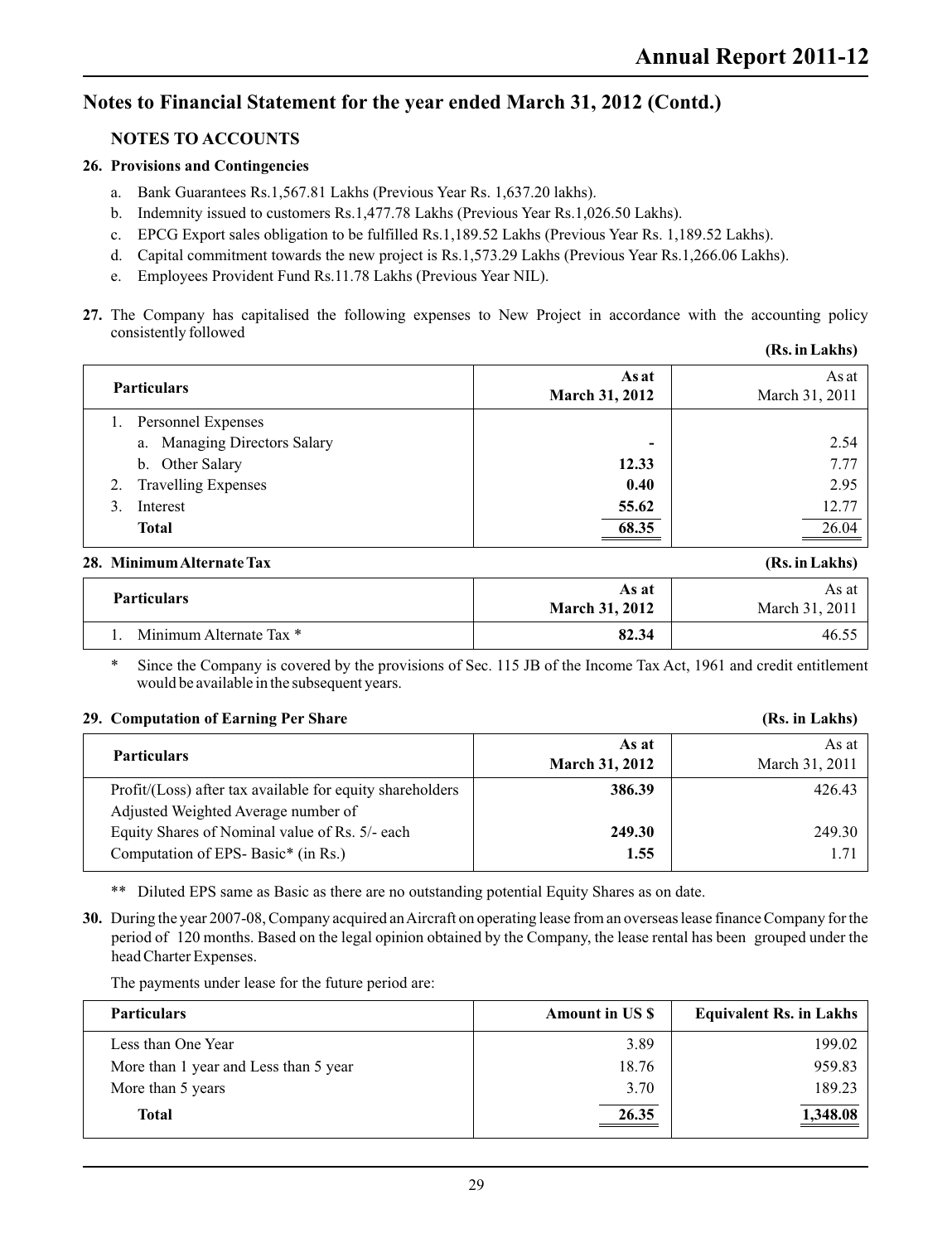## Notes to Financial Statement for the year ended March 31, 2012 (Contd.)

### NOTES TO ACCOUNTS

**26. Provisions and Contingencies**

a. Bank Guarantees Rs.1,567.81 Lakhs (Previous Year Rs. 1,637.20 lakhs).

b. Indemnity issued to customers Rs.1,477.78 Lakhs (Previous Year Rs.1,026.50 Lakhs).

c. EPCG Export sales obligation to be fulfilled Rs.1,189.52 Lakhs (Previous Year Rs. 1,189.52 Lakhs).

d. Capital commitment towards the new project is Rs.1,573.29 Lakhs (Previous Year Rs.1,266.06 Lakhs).

e. Employees Provident Fund Rs.11.78 Lakhs (Previous Year NIL).

**27.** The Company has capitalised the following expenses to New Project in accordance with the accounting policy consistently followed

**(Rs. in Lakhs)**

| Particulars | As at March 31, 2012 | As at March 31, 2011 |
|---|---|---|
| 1. Personnel Expenses | | |
| a. Managing Directors Salary | - | 2.54 |
| b. Other Salary | **12.33** | 7.77 |
| 2. Travelling Expenses | **0.40** | 2.95 |
| 3. Interest | **55.62** | 12.77 |
| **Total** | **68.35** | 26.04 |

**28. Minimum Alternate Tax** **(Rs. in Lakhs)**

| Particulars | As at March 31, 2012 | As at March 31, 2011 |
|---|---|---|
| 1. Minimum Alternate Tax * | **82.34** | 46.55 |

\* Since the Company is covered by the provisions of Sec. 115 JB of the Income Tax Act, 1961 and credit entitlement would be available in the subsequent years.

**29. Computation of Earning Per Share** **(Rs. in Lakhs)**

| Particulars | As at March 31, 2012 | As at March 31, 2011 |
|---|---|---|
| Profit/(Loss) after tax available for equity shareholders | **386.39** | 426.43 |
| Adjusted Weighted Average number of Equity Shares of Nominal value of Rs. 5/- each | **249.30** | 249.30 |
| Computation of EPS- Basic* (in Rs.) | **1.55** | 1.71 |

** Diluted EPS same as Basic as there are no outstanding potential Equity Shares as on date.

**30.** During the year 2007-08, Company acquired an Aircraft on operating lease from an overseas lease finance Company for the period of 120 months. Based on the legal opinion obtained by the Company, the lease rental has been grouped under the head Charter Expenses.

The payments under lease for the future period are:

| Particulars | Amount in US $ | Equivalent Rs. in Lakhs |
|---|---|---|
| Less than One Year | 3.89 | 199.02 |
| More than 1 year and Less than 5 year | 18.76 | 959.83 |
| More than 5 years | 3.70 | 189.23 |
| **Total** | **26.35** | **1,348.08** |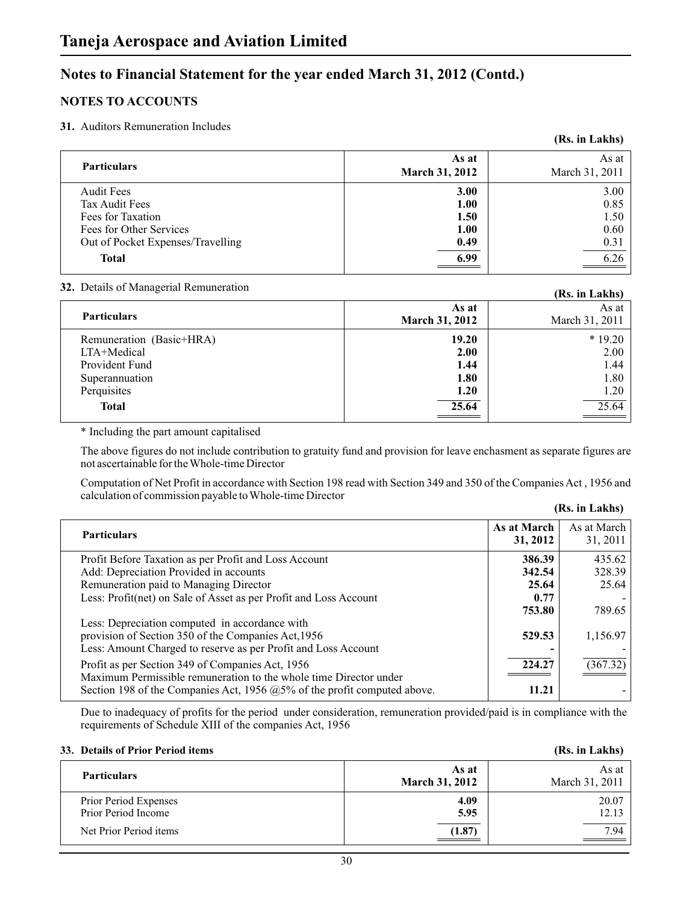# Taneja Aerospace and Aviation Limited

## Notes to Financial Statement for the year ended March 31, 2012 (Contd.)

### NOTES TO ACCOUNTS

**31.** Auditors Remuneration Includes

**(Rs. in Lakhs)**

| Particulars | As at March 31, 2012 | As at March 31, 2011 |
|---|---|---|
| Audit Fees | **3.00** | 3.00 |
| Tax Audit Fees | **1.00** | 0.85 |
| Fees for Taxation | **1.50** | 1.50 |
| Fees for Other Services | **1.00** | 0.60 |
| Out of Pocket Expenses/Travelling | **0.49** | 0.31 |
| **Total** | **6.99** | 6.26 |

**32.** Details of Managerial Remuneration

**(Rs. in Lakhs)**

| Particulars | As at March 31, 2012 | As at March 31, 2011 |
|---|---|---|
| Remuneration (Basic+HRA) | **19.20** | * 19.20 |
| LTA+Medical | **2.00** | 2.00 |
| Provident Fund | **1.44** | 1.44 |
| Superannuation | **1.80** | 1.80 |
| Perquisites | **1.20** | 1.20 |
| **Total** | **25.64** | 25.64 |

* Including the part amount capitalised

The above figures do not include contribution to gratuity fund and provision for leave enchasment as separate figures are not ascertainable for the Whole-time Director

Computation of Net Profit in accordance with Section 198 read with Section 349 and 350 of the Companies Act , 1956 and calculation of commission payable to Whole-time Director

**(Rs. in Lakhs)**

| Particulars | As at March 31, 2012 | As at March 31, 2011 |
|---|---|---|
| Profit Before Taxation as per Profit and Loss Account | **386.39** | 435.62 |
| Add: Depreciation Provided in accounts | **342.54** | 328.39 |
| Remuneration paid to Managing Director | **25.64** | 25.64 |
| Less: Profit(net) on Sale of Asset as per Profit and Loss Account | **0.77** | - |
| | **753.80** | 789.65 |
| Less: Depreciation computed in accordance with provision of Section 350 of the Companies Act,1956 | **529.53** | 1,156.97 |
| Less: Amount Charged to reserve as per Profit and Loss Account | **-** | - |
| Profit as per Section 349 of Companies Act, 1956 | **224.27** | (367.32) |
| Maximum Permissible remuneration to the whole time Director under Section 198 of the Companies Act, 1956 @5% of the profit computed above. | **11.21** | - |

Due to inadequacy of profits for the period under consideration, remuneration provided/paid is in compliance with the requirements of Schedule XIII of the companies Act, 1956

**33. Details of Prior Period items**

**(Rs. in Lakhs)**

| Particulars | As at March 31, 2012 | As at March 31, 2011 |
|---|---|---|
| Prior Period Expenses | **4.09** | 20.07 |
| Prior Period Income | **5.95** | 12.13 |
| Net Prior Period items | **(1.87)** | 7.94 |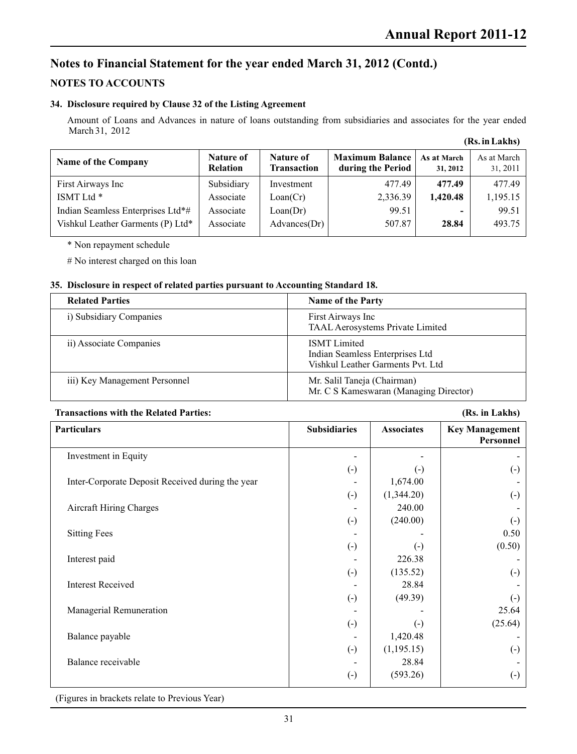# Notes to Financial Statement for the year ended March 31, 2012 (Contd.)

## NOTES TO ACCOUNTS

### 34. Disclosure required by Clause 32 of the Listing Agreement

Amount of Loans and Advances in nature of loans outstanding from subsidiaries and associates for the year ended March 31, 2012

**(Rs. in Lakhs)**

| Name of the Company | Nature of Relation | Nature of Transaction | Maximum Balance during the Period | As at March 31, 2012 | As at March 31, 2011 |
|---|---|---|---|---|---|
| First Airways Inc | Subsidiary | Investment | 477.49 | **477.49** | 477.49 |
| ISMT Ltd * | Associate | Loan(Cr) | 2,336.39 | **1,420.48** | 1,195.15 |
| Indian Seamless Enterprises Ltd*# | Associate | Loan(Dr) | 99.51 | **-** | 99.51 |
| Vishkul Leather Garments (P) Ltd* | Associate | Advances(Dr) | 507.87 | **28.84** | 493.75 |

\* Non repayment schedule

# No interest charged on this loan

### 35. Disclosure in respect of related parties pursuant to Accounting Standard 18.

| Related Parties | Name of the Party |
|---|---|
| i) Subsidiary Companies | First Airways Inc<br>TAAL Aerosystems Private Limited |
| ii) Associate Companies | ISMT Limited<br>Indian Seamless Enterprises Ltd<br>Vishkul Leather Garments Pvt. Ltd |
| iii) Key Management Personnel | Mr. Salil Taneja (Chairman)<br>Mr. C S Kameswaran (Managing Director) |

**Transactions with the Related Parties:** **(Rs. in Lakhs)**

| Particulars | Subsidiaries | Associates | Key Management Personnel |
|---|---|---|---|
| Investment in Equity | - | - | - |
| | (-) | (-) | (-) |
| Inter-Corporate Deposit Received during the year | - | 1,674.00 | - |
| | (-) | (1,344.20) | (-) |
| Aircraft Hiring Charges | - | 240.00 | - |
| | (-) | (240.00) | (-) |
| Sitting Fees | - | - | 0.50 |
| | (-) | (-) | (0.50) |
| Interest paid | - | 226.38 | - |
| | (-) | (135.52) | (-) |
| Interest Received | - | 28.84 | - |
| | (-) | (49.39) | (-) |
| Managerial Remuneration | - | - | 25.64 |
| | (-) | (-) | (25.64) |
| Balance payable | - | 1,420.48 | - |
| | (-) | (1,195.15) | (-) |
| Balance receivable | - | 28.84 | - |
| | (-) | (593.26) | (-) |

(Figures in brackets relate to Previous Year)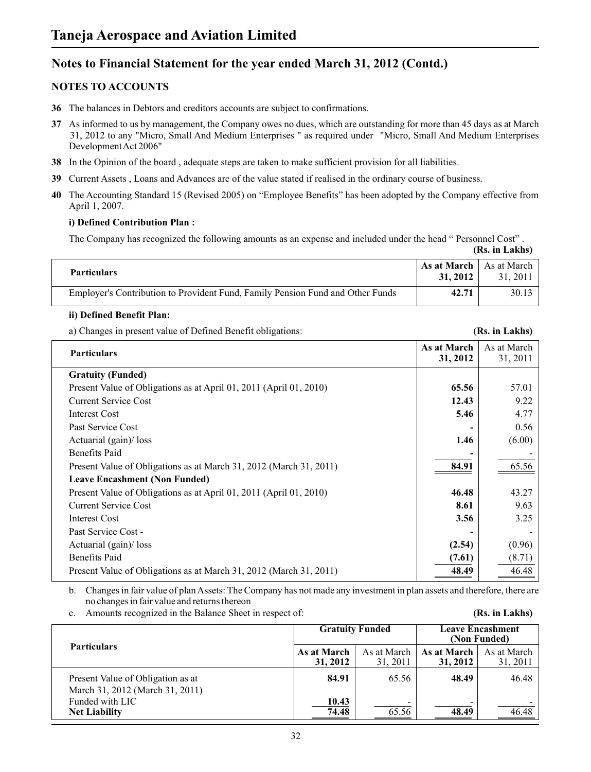# Taneja Aerospace and Aviation Limited

## Notes to Financial Statement for the year ended March 31, 2012 (Contd.)

### NOTES TO ACCOUNTS

**36** The balances in Debtors and creditors accounts are subject to confirmations.

**37** As informed to us by management, the Company owes no dues, which are outstanding for more than 45 days as at March 31, 2012 to any "Micro, Small And Medium Enterprises " as required under "Micro, Small And Medium Enterprises Development Act 2006"

**38** In the Opinion of the board , adequate steps are taken to make sufficient provision for all liabilities.

**39** Current Assets , Loans and Advances are of the value stated if realised in the ordinary course of business.

**40** The Accounting Standard 15 (Revised 2005) on "Employee Benefits" has been adopted by the Company effective from April 1, 2007.

**i) Defined Contribution Plan :**

The Company has recognized the following amounts as an expense and included under the head " Personnel Cost" .

**(Rs. in Lakhs)**

| Particulars | As at March 31, 2012 | As at March 31, 2011 |
|---|---|---|
| Employer's Contribution to Provident Fund, Family Pension Fund and Other Funds | **42.71** | 30.13 |

**ii) Defined Benefit Plan:**

a) Changes in present value of Defined Benefit obligations: **(Rs. in Lakhs)**

| Particulars | As at March 31, 2012 | As at March 31, 2011 |
|---|---|---|
| **Gratuity (Funded)** | | |
| Present Value of Obligations as at April 01, 2011 (April 01, 2010) | **65.56** | 57.01 |
| Current Service Cost | **12.43** | 9.22 |
| Interest Cost | **5.46** | 4.77 |
| Past Service Cost | **-** | 0.56 |
| Actuarial (gain)/ loss | **1.46** | (6.00) |
| Benefits Paid | **-** | - |
| Present Value of Obligations as at March 31, 2012 (March 31, 2011) | **84.91** | 65.56 |
| **Leave Encashment (Non Funded)** | | |
| Present Value of Obligations as at April 01, 2011 (April 01, 2010) | **46.48** | 43.27 |
| Current Service Cost | **8.61** | 9.63 |
| Interest Cost | **3.56** | 3.25 |
| Past Service Cost - | **-** | - |
| Actuarial (gain)/ loss | **(2.54)** | (0.96) |
| Benefits Paid | **(7.61)** | (8.71) |
| Present Value of Obligations as at March 31, 2012 (March 31, 2011) | **48.49** | 46.48 |

b. Changes in fair value of plan Assets: The Company has not made any investment in plan assets and therefore, there are no changes in fair value and returns thereon

c. Amounts recognized in the Balance Sheet in respect of: **(Rs. in Lakhs)**

| Particulars | Gratuity Funded | | Leave Encashment (Non Funded) | |
|---|---|---|---|---|
| | As at March 31, 2012 | As at March 31, 2011 | As at March 31, 2012 | As at March 31, 2011 |
| Present Value of Obligation as at March 31, 2012 (March 31, 2011) | **84.91** | 65.56 | **48.49** | 46.48 |
| Funded with LIC | **10.43** | - | **-** | - |
| **Net Liability** | **74.48** | 65.56 | **48.49** | 46.48 |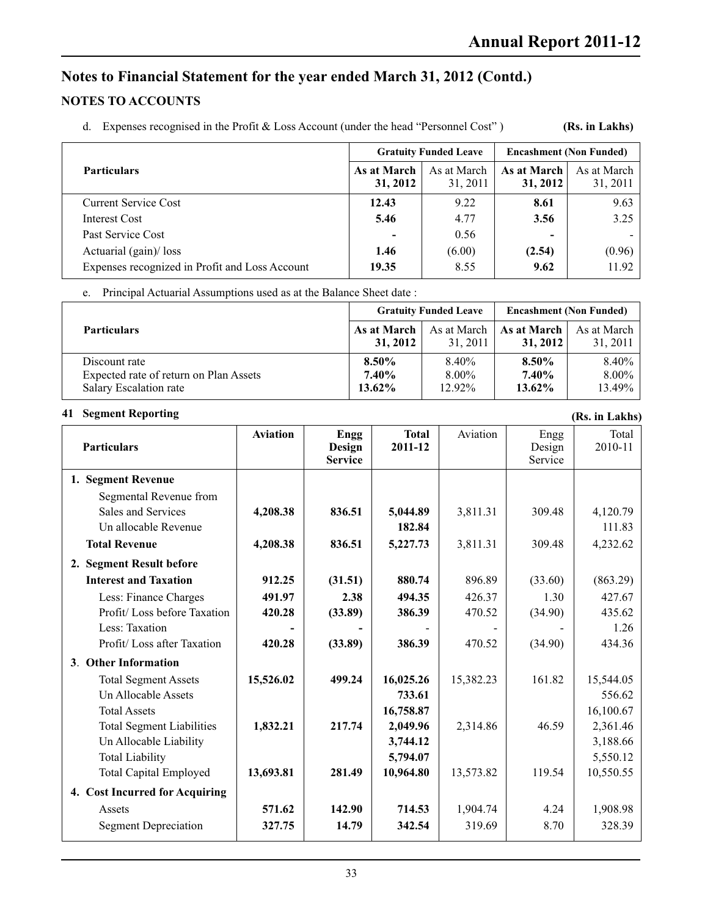## Notes to Financial Statement for the year ended March 31, 2012 (Contd.)

### NOTES TO ACCOUNTS

d. Expenses recognised in the Profit & Loss Account (under the head "Personnel Cost") **(Rs. in Lakhs)**

| Particulars | Gratuity Funded Leave | | Encashment (Non Funded) | |
|---|---|---|---|---|
| | **As at March 31, 2012** | As at March 31, 2011 | **As at March 31, 2012** | As at March 31, 2011 |
| Current Service Cost | **12.43** | 9.22 | **8.61** | 9.63 |
| Interest Cost | **5.46** | 4.77 | **3.56** | 3.25 |
| Past Service Cost | **-** | 0.56 | **-** | - |
| Actuarial (gain)/ loss | **1.46** | (6.00) | **(2.54)** | (0.96) |
| Expenses recognized in Profit and Loss Account | **19.35** | 8.55 | **9.62** | 11.92 |

e. Principal Actuarial Assumptions used as at the Balance Sheet date :

| Particulars | Gratuity Funded Leave | | Encashment (Non Funded) | |
|---|---|---|---|---|
| | **As at March 31, 2012** | As at March 31, 2011 | **As at March 31, 2012** | As at March 31, 2011 |
| Discount rate | **8.50%** | 8.40% | **8.50%** | 8.40% |
| Expected rate of return on Plan Assets | **7.40%** | 8.00% | **7.40%** | 8.00% |
| Salary Escalation rate | **13.62%** | 12.92% | **13.62%** | 13.49% |

### 41 Segment Reporting

**(Rs. in Lakhs)**

| Particulars | **Aviation** | **Engg Design Service** | **Total 2011-12** | Aviation | Engg Design Service | Total 2010-11 |
|---|---|---|---|---|---|---|
| **1. Segment Revenue** | | | | | | |
| Segmental Revenue from Sales and Services | **4,208.38** | **836.51** | **5,044.89** | 3,811.31 | 309.48 | 4,120.79 |
| Un allocable Revenue | | | **182.84** | | | 111.83 |
| **Total Revenue** | **4,208.38** | **836.51** | **5,227.73** | 3,811.31 | 309.48 | 4,232.62 |
| **2. Segment Result before Interest and Taxation** | **912.25** | **(31.51)** | **880.74** | 896.89 | (33.60) | (863.29) |
| Less: Finance Charges | **491.97** | **2.38** | **494.35** | 426.37 | 1.30 | 427.67 |
| Profit/ Loss before Taxation | **420.28** | **(33.89)** | **386.39** | 470.52 | (34.90) | 435.62 |
| Less: Taxation | **-** | **-** | - | - | - | 1.26 |
| Profit/ Loss after Taxation | **420.28** | **(33.89)** | **386.39** | 470.52 | (34.90) | 434.36 |
| **3. Other Information** | | | | | | |
| Total Segment Assets | **15,526.02** | **499.24** | **16,025.26** | 15,382.23 | 161.82 | 15,544.05 |
| Un Allocable Assets | | | **733.61** | | | 556.62 |
| Total Assets | | | **16,758.87** | | | 16,100.67 |
| Total Segment Liabilities | **1,832.21** | **217.74** | **2,049.96** | 2,314.86 | 46.59 | 2,361.46 |
| Un Allocable Liability | | | **3,744.12** | | | 3,188.66 |
| Total Liability | | | **5,794.07** | | | 5,550.12 |
| Total Capital Employed | **13,693.81** | **281.49** | **10,964.80** | 13,573.82 | 119.54 | 10,550.55 |
| **4. Cost Incurred for Acquiring** | | | | | | |
| Assets | **571.62** | **142.90** | **714.53** | 1,904.74 | 4.24 | 1,908.98 |
| Segment Depreciation | **327.75** | **14.79** | **342.54** | 319.69 | 8.70 | 328.39 |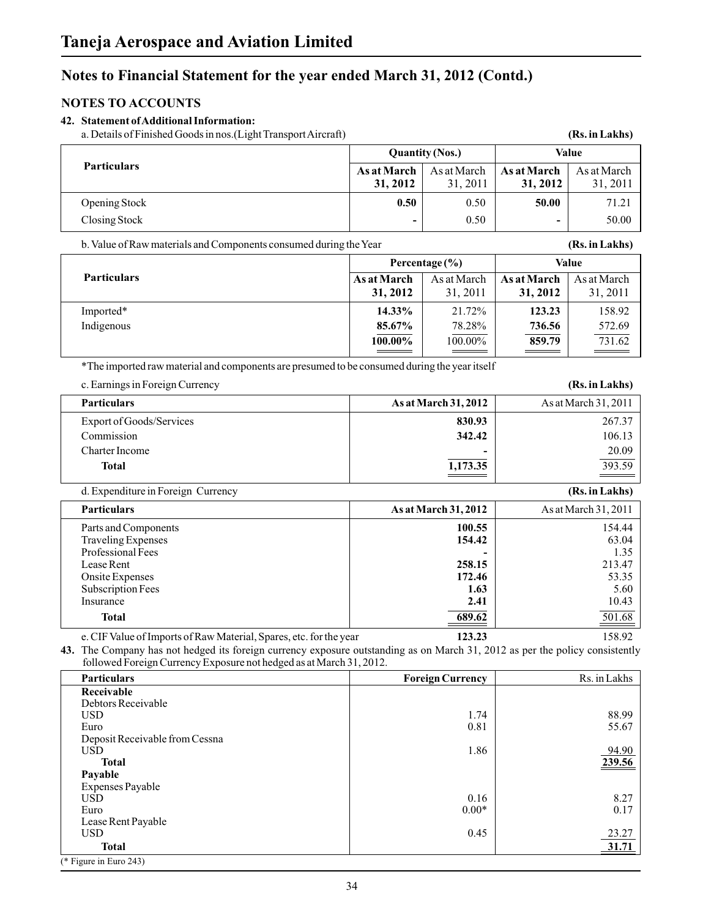# Taneja Aerospace and Aviation Limited

## Notes to Financial Statement for the year ended March 31, 2012 (Contd.)

### NOTES TO ACCOUNTS

**42. Statement of Additional Information:**

a. Details of Finished Goods in nos.(Light Transport Aircraft) **(Rs. in Lakhs)**

| Particulars | Quantity (Nos.) | | Value | |
|---|---|---|---|---|
| | **As at March 31, 2012** | As at March 31, 2011 | **As at March 31, 2012** | As at March 31, 2011 |
| Opening Stock | **0.50** | 0.50 | **50.00** | 71.21 |
| Closing Stock | **-** | 0.50 | **-** | 50.00 |

b. Value of Raw materials and Components consumed during the Year **(Rs. in Lakhs)**

| Particulars | Percentage (%) | | Value | |
|---|---|---|---|---|
| | **As at March 31, 2012** | As at March 31, 2011 | **As at March 31, 2012** | As at March 31, 2011 |
| Imported* | **14.33%** | 21.72% | **123.23** | 158.92 |
| Indigenous | **85.67%** | 78.28% | **736.56** | 572.69 |
| | **100.00%** | 100.00% | **859.79** | 731.62 |

*The imported raw material and components are presumed to be consumed during the year itself

c. Earnings in Foreign Currency **(Rs. in Lakhs)**

| Particulars | As at March 31, 2012 | As at March 31, 2011 |
|---|---|---|
| Export of Goods/Services | **830.93** | 267.37 |
| Commission | **342.42** | 106.13 |
| Charter Income | **-** | 20.09 |
| **Total** | **1,173.35** | 393.59 |

d. Expenditure in Foreign Currency **(Rs. in Lakhs)**

| Particulars | As at March 31, 2012 | As at March 31, 2011 |
|---|---|---|
| Parts and Components | **100.55** | 154.44 |
| Traveling Expenses | **154.42** | 63.04 |
| Professional Fees | **-** | 1.35 |
| Lease Rent | **258.15** | 213.47 |
| Onsite Expenses | **172.46** | 53.35 |
| Subscription Fees | **1.63** | 5.60 |
| Insurance | **2.41** | 10.43 |
| **Total** | **689.62** | 501.68 |

e. CIF Value of Imports of Raw Material, Spares, etc. for the year **123.23** 158.92

**43.** The Company has not hedged its foreign currency exposure outstanding as on March 31, 2012 as per the policy consistently followed Foreign Currency Exposure not hedged as at March 31, 2012.

| Particulars | Foreign Currency | Rs. in Lakhs |
|---|---|---|
| **Receivable** | | |
| Debtors Receivable | | |
| USD | 1.74 | 88.99 |
| Euro | 0.81 | 55.67 |
| Deposit Receivable from Cessna | | |
| USD | 1.86 | 94.90 |
| **Total** | | **239.56** |
| **Payable** | | |
| Expenses Payable | | |
| USD | 0.16 | 8.27 |
| Euro | 0.00* | 0.17 |
| Lease Rent Payable | | |
| USD | 0.45 | 23.27 |
| **Total** | | **31.71** |

(* Figure in Euro 243)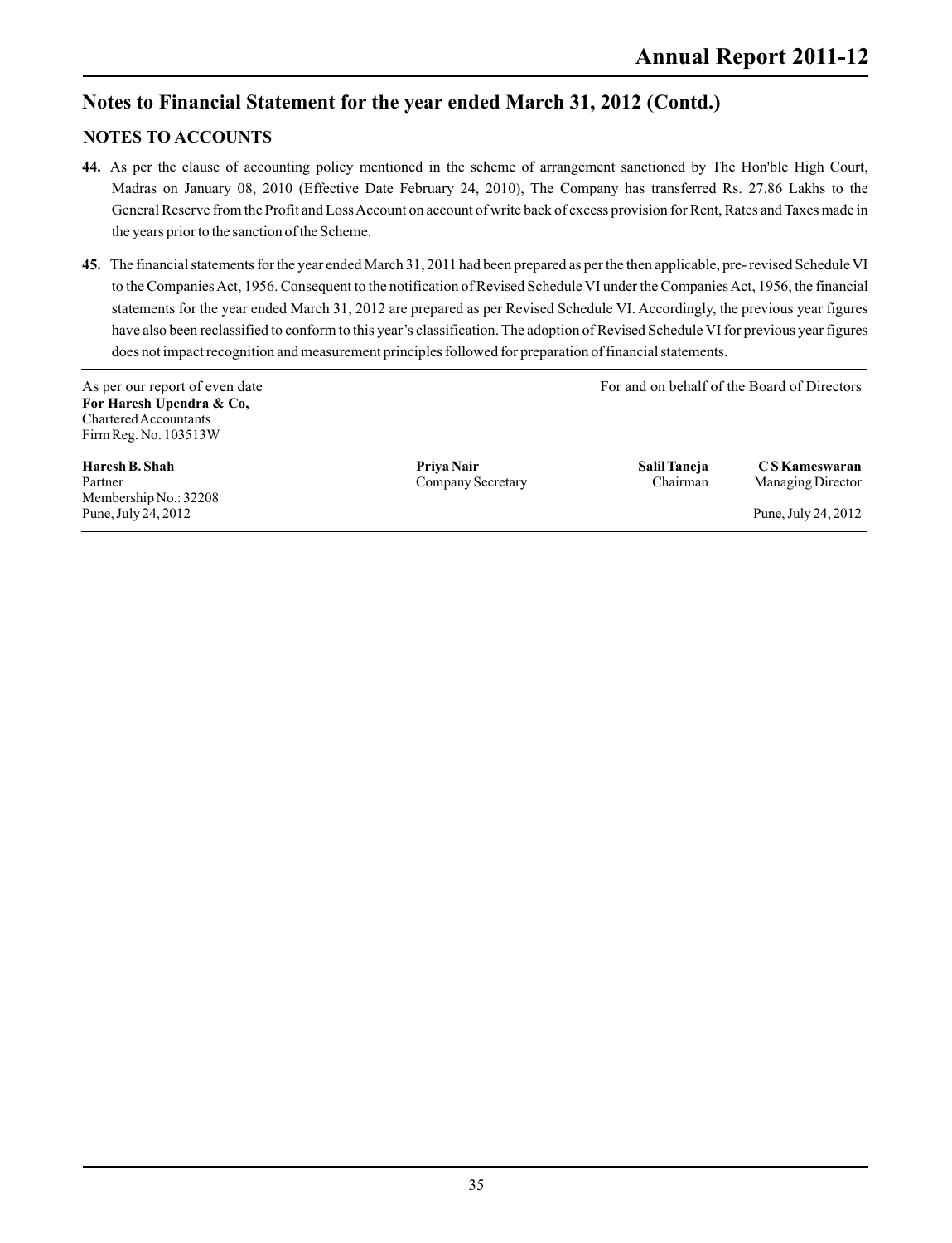## Notes to Financial Statement for the year ended March 31, 2012 (Contd.)

### NOTES TO ACCOUNTS

**44.** As per the clause of accounting policy mentioned in the scheme of arrangement sanctioned by The Hon'ble High Court, Madras on January 08, 2010 (Effective Date February 24, 2010), The Company has transferred Rs. 27.86 Lakhs to the General Reserve from the Profit and Loss Account on account of write back of excess provision for Rent, Rates and Taxes made in the years prior to the sanction of the Scheme.

**45.** The financial statements for the year ended March 31, 2011 had been prepared as per the then applicable, pre- revised Schedule VI to the Companies Act, 1956. Consequent to the notification of Revised Schedule VI under the Companies Act, 1956, the financial statements for the year ended March 31, 2012 are prepared as per Revised Schedule VI. Accordingly, the previous year figures have also been reclassified to conform to this year's classification. The adoption of Revised Schedule VI for previous year figures does not impact recognition and measurement principles followed for preparation of financial statements.

As per our report of even date
**For Haresh Upendra & Co,**
Chartered Accountants
Firm Reg. No. 103513W

For and on behalf of the Board of Directors

| | | | |
|---|---|---|---|
| **Haresh B. Shah** | **Priya Nair** | **Salil Taneja** | **C S Kameswaran** |
| Partner | Company Secretary | Chairman | Managing Director |
| Membership No.: 32208 | | | |
| Pune, July 24, 2012 | | | Pune, July 24, 2012 |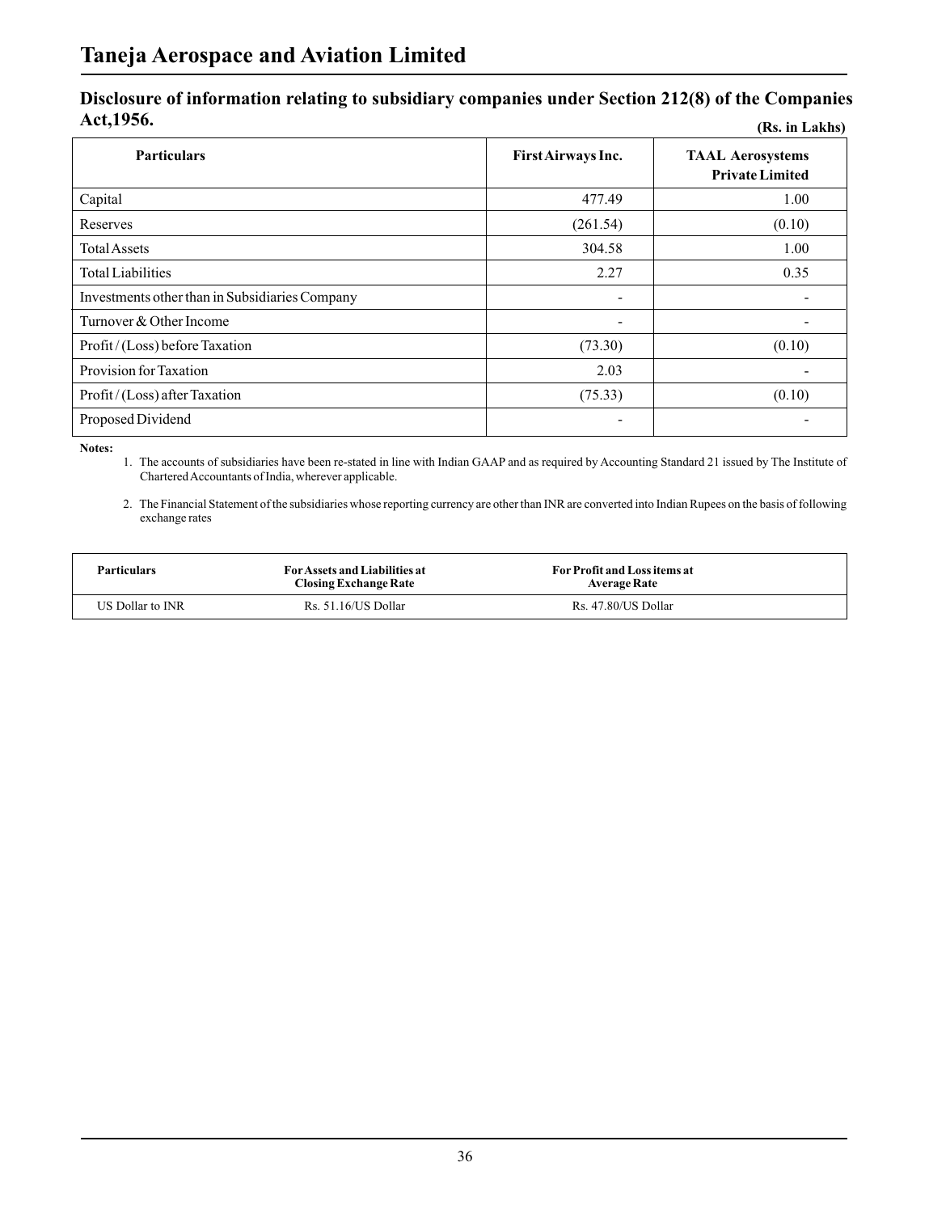## Disclosure of information relating to subsidiary companies under Section 212(8) of the Companies Act,1956.

(Rs. in Lakhs)

| Particulars | First Airways Inc. | TAAL Aerosystems Private Limited |
|---|---|---|
| Capital | 477.49 | 1.00 |
| Reserves | (261.54) | (0.10) |
| Total Assets | 304.58 | 1.00 |
| Total Liabilities | 2.27 | 0.35 |
| Investments other than in Subsidiaries Company | - | - |
| Turnover & Other Income | - | - |
| Profit / (Loss) before Taxation | (73.30) | (0.10) |
| Provision for Taxation | 2.03 | - |
| Profit / (Loss) after Taxation | (75.33) | (0.10) |
| Proposed Dividend | - | - |

**Notes:**

1. The accounts of subsidiaries have been re-stated in line with Indian GAAP and as required by Accounting Standard 21 issued by The Institute of Chartered Accountants of India, wherever applicable.

2. The Financial Statement of the subsidiaries whose reporting currency are other than INR are converted into Indian Rupees on the basis of following exchange rates

| Particulars | For Assets and Liabilities at Closing Exchange Rate | For Profit and Loss items at Average Rate |
|---|---|---|
| US Dollar to INR | Rs. 51.16/US Dollar | Rs. 47.80/US Dollar |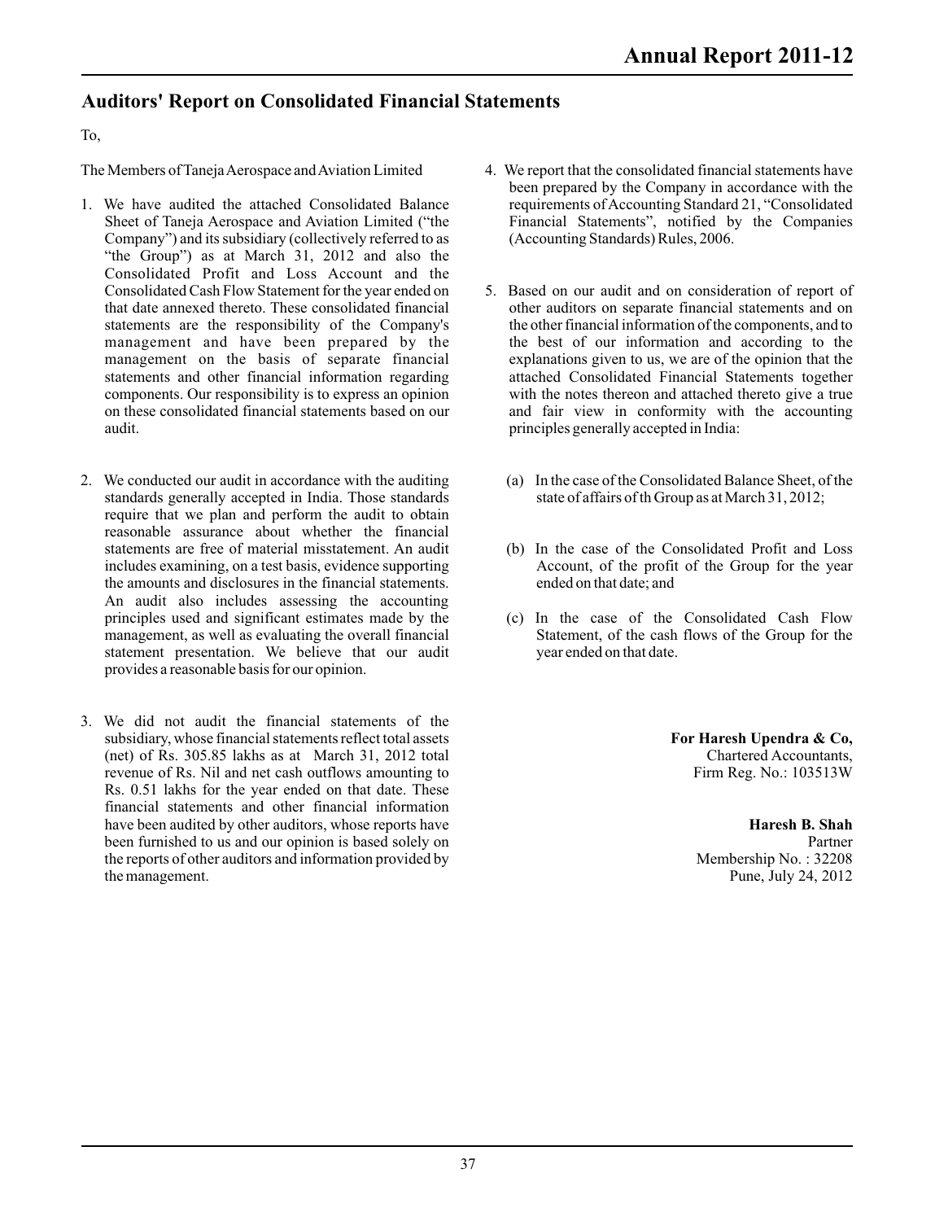## Auditors' Report on Consolidated Financial Statements

To,

The Members of Taneja Aerospace and Aviation Limited

1. We have audited the attached Consolidated Balance Sheet of Taneja Aerospace and Aviation Limited ("the Company") and its subsidiary (collectively referred to as "the Group") as at March 31, 2012 and also the Consolidated Profit and Loss Account and the Consolidated Cash Flow Statement for the year ended on that date annexed thereto. These consolidated financial statements are the responsibility of the Company's management and have been prepared by the management on the basis of separate financial statements and other financial information regarding components. Our responsibility is to express an opinion on these consolidated financial statements based on our audit.

2. We conducted our audit in accordance with the auditing standards generally accepted in India. Those standards require that we plan and perform the audit to obtain reasonable assurance about whether the financial statements are free of material misstatement. An audit includes examining, on a test basis, evidence supporting the amounts and disclosures in the financial statements. An audit also includes assessing the accounting principles used and significant estimates made by the management, as well as evaluating the overall financial statement presentation. We believe that our audit provides a reasonable basis for our opinion.

3. We did not audit the financial statements of the subsidiary, whose financial statements reflect total assets (net) of Rs. 305.85 lakhs as at March 31, 2012 total revenue of Rs. Nil and net cash outflows amounting to Rs. 0.51 lakhs for the year ended on that date. These financial statements and other financial information have been audited by other auditors, whose reports have been furnished to us and our opinion is based solely on the reports of other auditors and information provided by the management.

4. We report that the consolidated financial statements have been prepared by the Company in accordance with the requirements of Accounting Standard 21, "Consolidated Financial Statements", notified by the Companies (Accounting Standards) Rules, 2006.

5. Based on our audit and on consideration of report of other auditors on separate financial statements and on the other financial information of the components, and to the best of our information and according to the explanations given to us, we are of the opinion that the attached Consolidated Financial Statements together with the notes thereon and attached thereto give a true and fair view in conformity with the accounting principles generally accepted in India:

   (a) In the case of the Consolidated Balance Sheet, of the state of affairs of th Group as at March 31, 2012;

   (b) In the case of the Consolidated Profit and Loss Account, of the profit of the Group for the year ended on that date; and

   (c) In the case of the Consolidated Cash Flow Statement, of the cash flows of the Group for the year ended on that date.

**For Haresh Upendra & Co,**
Chartered Accountants,
Firm Reg. No.: 103513W

**Haresh B. Shah**
Partner
Membership No. : 32208
Pune, July 24, 2012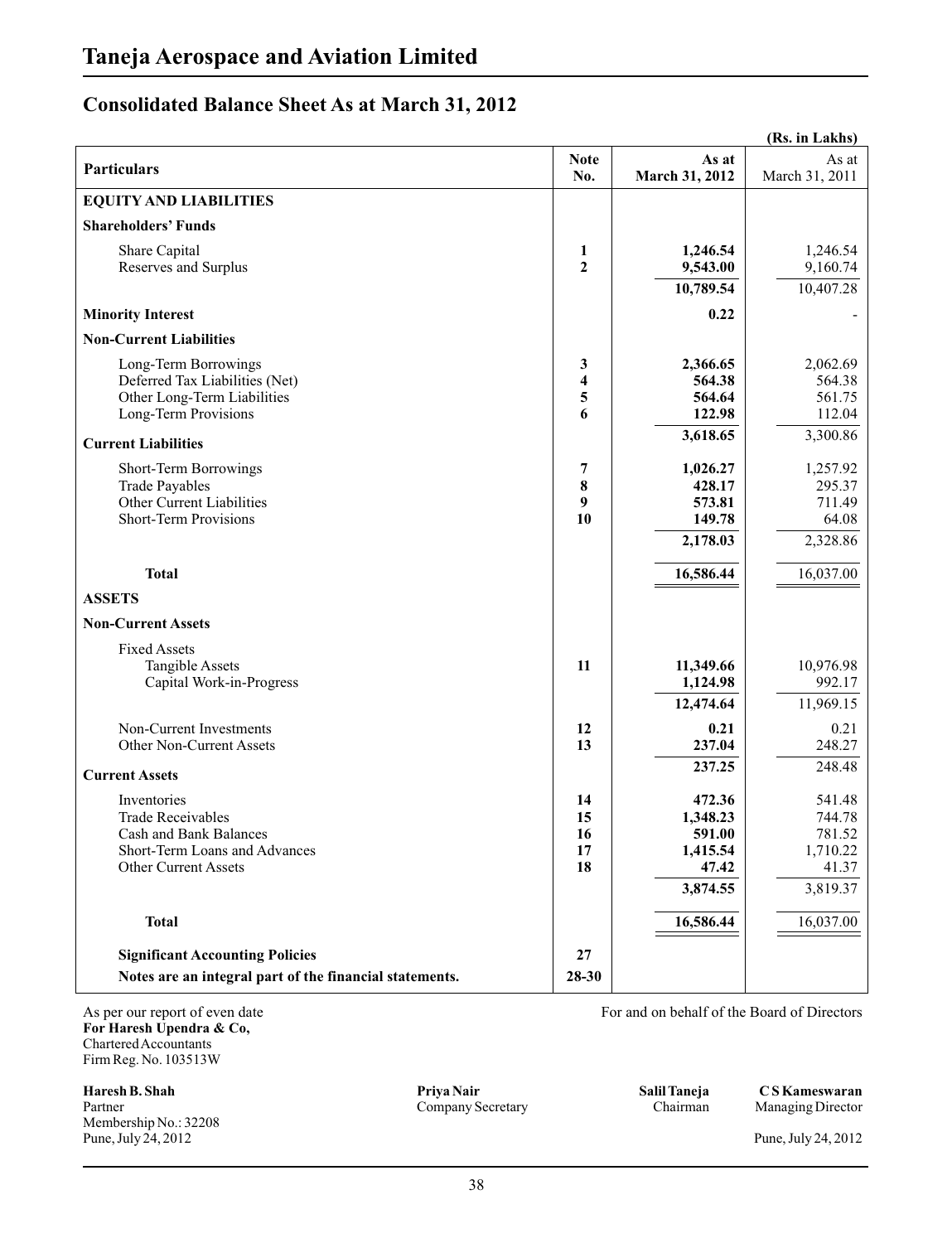# Taneja Aerospace and Aviation Limited

## Consolidated Balance Sheet As at March 31, 2012

(Rs. in Lakhs)

| Particulars | Note No. | As at March 31, 2012 | As at March 31, 2011 |
|---|---|---|---|
| **EQUITY AND LIABILITIES** | | | |
| **Shareholders' Funds** | | | |
| Share Capital | 1 | 1,246.54 | 1,246.54 |
| Reserves and Surplus | 2 | 9,543.00 | 9,160.74 |
| | | 10,789.54 | 10,407.28 |
| **Minority Interest** | | 0.22 | - |
| **Non-Current Liabilities** | | | |
| Long-Term Borrowings | 3 | 2,366.65 | 2,062.69 |
| Deferred Tax Liabilities (Net) | 4 | 564.38 | 564.38 |
| Other Long-Term Liabilities | 5 | 564.64 | 561.75 |
| Long-Term Provisions | 6 | 122.98 | 112.04 |
| | | 3,618.65 | 3,300.86 |
| **Current Liabilities** | | | |
| Short-Term Borrowings | 7 | 1,026.27 | 1,257.92 |
| Trade Payables | 8 | 428.17 | 295.37 |
| Other Current Liabilities | 9 | 573.81 | 711.49 |
| Short-Term Provisions | 10 | 149.78 | 64.08 |
| | | 2,178.03 | 2,328.86 |
| **Total** | | 16,586.44 | 16,037.00 |
| **ASSETS** | | | |
| **Non-Current Assets** | | | |
| Fixed Assets | | | |
| Tangible Assets | 11 | 11,349.66 | 10,976.98 |
| Capital Work-in-Progress | | 1,124.98 | 992.17 |
| | | 12,474.64 | 11,969.15 |
| Non-Current Investments | 12 | 0.21 | 0.21 |
| Other Non-Current Assets | 13 | 237.04 | 248.27 |
| | | 237.25 | 248.48 |
| **Current Assets** | | | |
| Inventories | 14 | 472.36 | 541.48 |
| Trade Receivables | 15 | 1,348.23 | 744.78 |
| Cash and Bank Balances | 16 | 591.00 | 781.52 |
| Short-Term Loans and Advances | 17 | 1,415.54 | 1,710.22 |
| Other Current Assets | 18 | 47.42 | 41.37 |
| | | 3,874.55 | 3,819.37 |
| **Total** | | 16,586.44 | 16,037.00 |
| **Significant Accounting Policies** | 27 | | |
| **Notes are an integral part of the financial statements.** | 28-30 | | |

As per our report of even date
**For Haresh Upendra & Co,**
Chartered Accountants
Firm Reg. No. 103513W

**Haresh B. Shah**
Partner
Membership No.: 32208
Pune, July 24, 2012

For and on behalf of the Board of Directors

**Priya Nair**
Company Secretary

**Salil Taneja**
Chairman

**C S Kameswaran**
Managing Director

Pune, July 24, 2012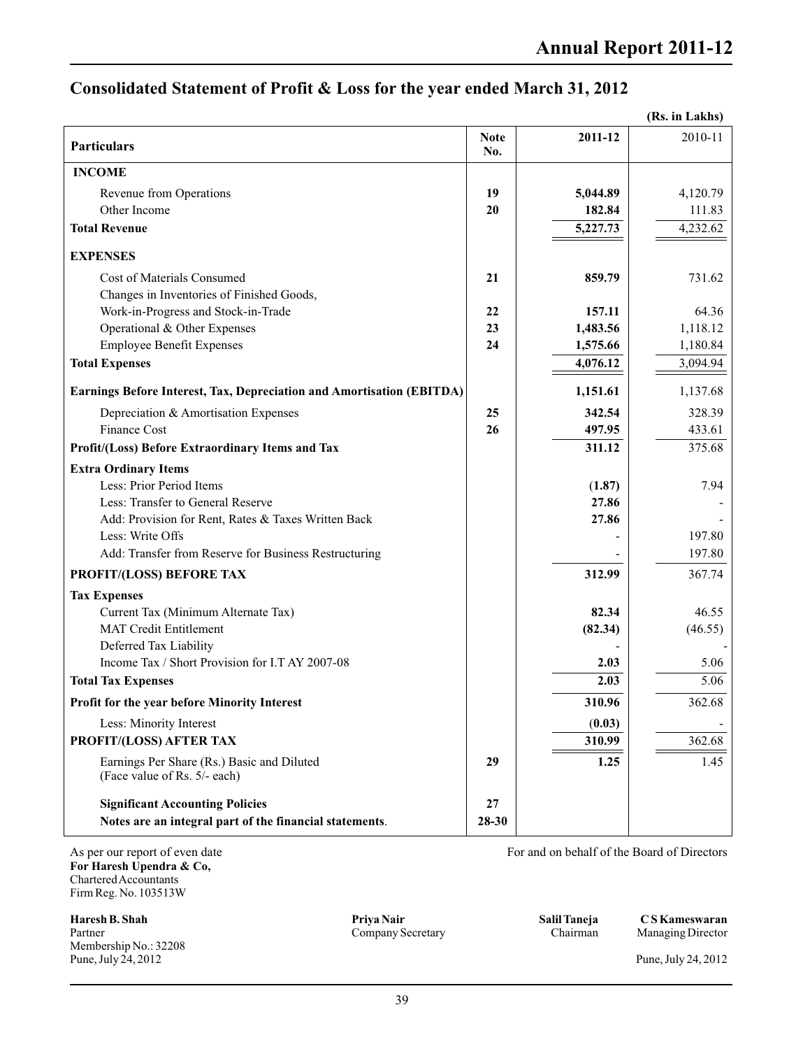## Consolidated Statement of Profit & Loss for the year ended March 31, 2012

(Rs. in Lakhs)

| Particulars | Note No. | 2011-12 | 2010-11 |
|---|---|---|---|
| **INCOME** | | | |
| Revenue from Operations | **19** | **5,044.89** | 4,120.79 |
| Other Income | **20** | **182.84** | 111.83 |
| **Total Revenue** | | **5,227.73** | 4,232.62 |
| **EXPENSES** | | | |
| Cost of Materials Consumed | **21** | **859.79** | 731.62 |
| Changes in Inventories of Finished Goods, Work-in-Progress and Stock-in-Trade | **22** | **157.11** | 64.36 |
| Operational & Other Expenses | **23** | **1,483.56** | 1,118.12 |
| Employee Benefit Expenses | **24** | **1,575.66** | 1,180.84 |
| **Total Expenses** | | **4,076.12** | 3,094.94 |
| **Earnings Before Interest, Tax, Depreciation and Amortisation (EBITDA)** | | **1,151.61** | 1,137.68 |
| Depreciation & Amortisation Expenses | **25** | **342.54** | 328.39 |
| Finance Cost | **26** | **497.95** | 433.61 |
| **Profit/(Loss) Before Extraordinary Items and Tax** | | **311.12** | 375.68 |
| **Extra Ordinary Items** | | | |
| Less: Prior Period Items | | **(1.87)** | 7.94 |
| Less: Transfer to General Reserve | | **27.86** | - |
| Add: Provision for Rent, Rates & Taxes Written Back | | **27.86** | - |
| Less: Write Offs | | - | 197.80 |
| Add: Transfer from Reserve for Business Restructuring | | - | 197.80 |
| **PROFIT/(LOSS) BEFORE TAX** | | **312.99** | 367.74 |
| **Tax Expenses** | | | |
| Current Tax (Minimum Alternate Tax) | | **82.34** | 46.55 |
| MAT Credit Entitlement | | **(82.34)** | (46.55) |
| Deferred Tax Liability | | - | - |
| Income Tax / Short Provision for I.T AY 2007-08 | | **2.03** | 5.06 |
| **Total Tax Expenses** | | **2.03** | 5.06 |
| **Profit for the year before Minority Interest** | | **310.96** | 362.68 |
| Less: Minority Interest | | **(0.03)** | - |
| **PROFIT/(LOSS) AFTER TAX** | | **310.99** | 362.68 |
| Earnings Per Share (Rs.) Basic and Diluted (Face value of Rs. 5/- each) | **29** | **1.25** | 1.45 |
| **Significant Accounting Policies** | **27** | | |
| **Notes are an integral part of the financial statements**. | **28-30** | | |

As per our report of even date
**For Haresh Upendra & Co,**
Chartered Accountants
Firm Reg. No. 103513W

**Haresh B. Shah**
Partner
Membership No.: 32208
Pune, July 24, 2012

For and on behalf of the Board of Directors

**Priya Nair**
Company Secretary

**Salil Taneja**
Chairman

**C S Kameswaran**
Managing Director

Pune, July 24, 2012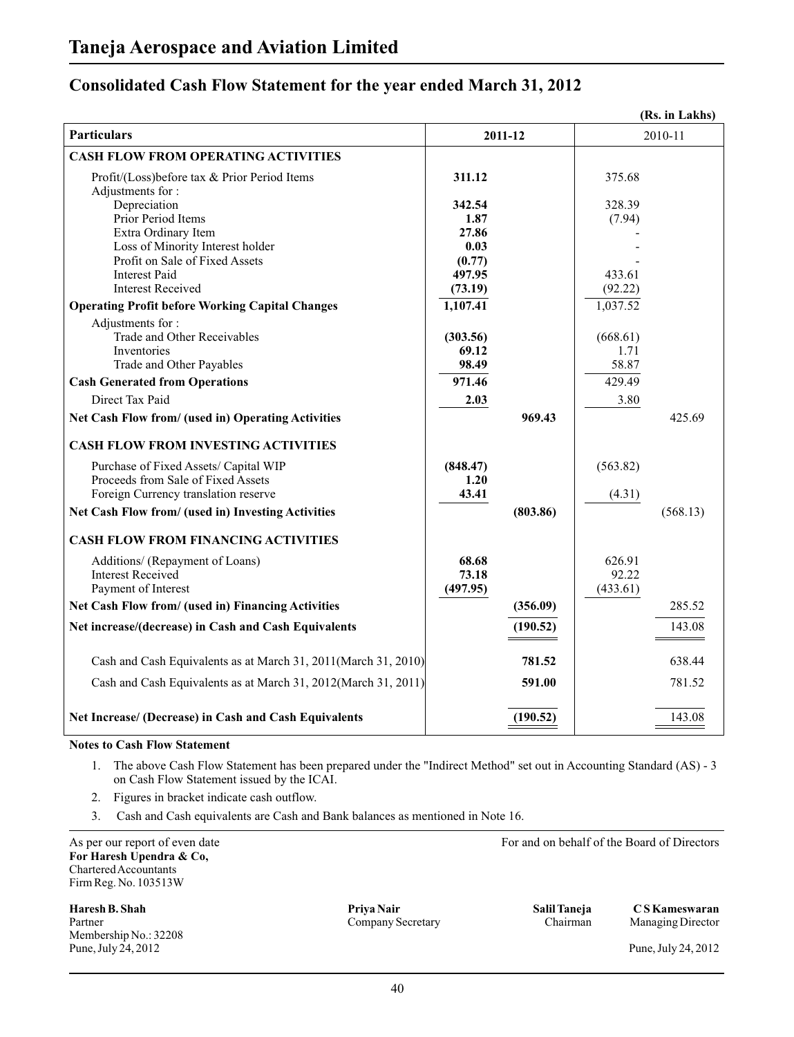# Taneja Aerospace and Aviation Limited

## Consolidated Cash Flow Statement for the year ended March 31, 2012

(Rs. in Lakhs)

| Particulars | 2011-12 | | 2010-11 | |
|---|---|---|---|---|
| **CASH FLOW FROM OPERATING ACTIVITIES** | | | | |
| Profit/(Loss)before tax & Prior Period Items | **311.12** | | 375.68 | |
| Adjustments for : | | | | |
| Depreciation | **342.54** | | 328.39 | |
| Prior Period Items | **1.87** | | (7.94) | |
| Extra Ordinary Item | **27.86** | | - | |
| Loss of Minority Interest holder | **0.03** | | - | |
| Profit on Sale of Fixed Assets | **(0.77)** | | - | |
| Interest Paid | **497.95** | | 433.61 | |
| Interest Received | **(73.19)** | | (92.22) | |
| **Operating Profit before Working Capital Changes** | **1,107.41** | | 1,037.52 | |
| Adjustments for : | | | | |
| Trade and Other Receivables | **(303.56)** | | (668.61) | |
| Inventories | **69.12** | | 1.71 | |
| Trade and Other Payables | **98.49** | | 58.87 | |
| **Cash Generated from Operations** | **971.46** | | 429.49 | |
| Direct Tax Paid | **2.03** | | 3.80 | |
| **Net Cash Flow from/ (used in) Operating Activities** | | **969.43** | | 425.69 |
| **CASH FLOW FROM INVESTING ACTIVITIES** | | | | |
| Purchase of Fixed Assets/ Capital WIP | **(848.47)** | | (563.82) | |
| Proceeds from Sale of Fixed Assets | **1.20** | | | |
| Foreign Currency translation reserve | **43.41** | | (4.31) | |
| **Net Cash Flow from/ (used in) Investing Activities** | | **(803.86)** | | (568.13) |
| **CASH FLOW FROM FINANCING ACTIVITIES** | | | | |
| Additions/ (Repayment of Loans) | **68.68** | | 626.91 | |
| Interest Received | **73.18** | | 92.22 | |
| Payment of Interest | **(497.95)** | | (433.61) | |
| **Net Cash Flow from/ (used in) Financing Activities** | | **(356.09)** | | 285.52 |
| **Net increase/(decrease) in Cash and Cash Equivalents** | | **(190.52)** | | 143.08 |
| Cash and Cash Equivalents as at March 31, 2011(March 31, 2010) | | **781.52** | | 638.44 |
| Cash and Cash Equivalents as at March 31, 2012(March 31, 2011) | | **591.00** | | 781.52 |
| **Net Increase/ (Decrease) in Cash and Cash Equivalents** | | **(190.52)** | | 143.08 |

**Notes to Cash Flow Statement**

1. The above Cash Flow Statement has been prepared under the "Indirect Method" set out in Accounting Standard (AS) - 3 on Cash Flow Statement issued by the ICAI.
2. Figures in bracket indicate cash outflow.
3. Cash and Cash equivalents are Cash and Bank balances as mentioned in Note 16.

As per our report of even date
**For Haresh Upendra & Co,**
Chartered Accountants
Firm Reg. No. 103513W

For and on behalf of the Board of Directors

**Haresh B. Shah**
Partner
Membership No.: 32208
Pune, July 24, 2012

**Priya Nair**
Company Secretary

**Salil Taneja**
Chairman

**C S Kameswaran**
Managing Director

Pune, July 24, 2012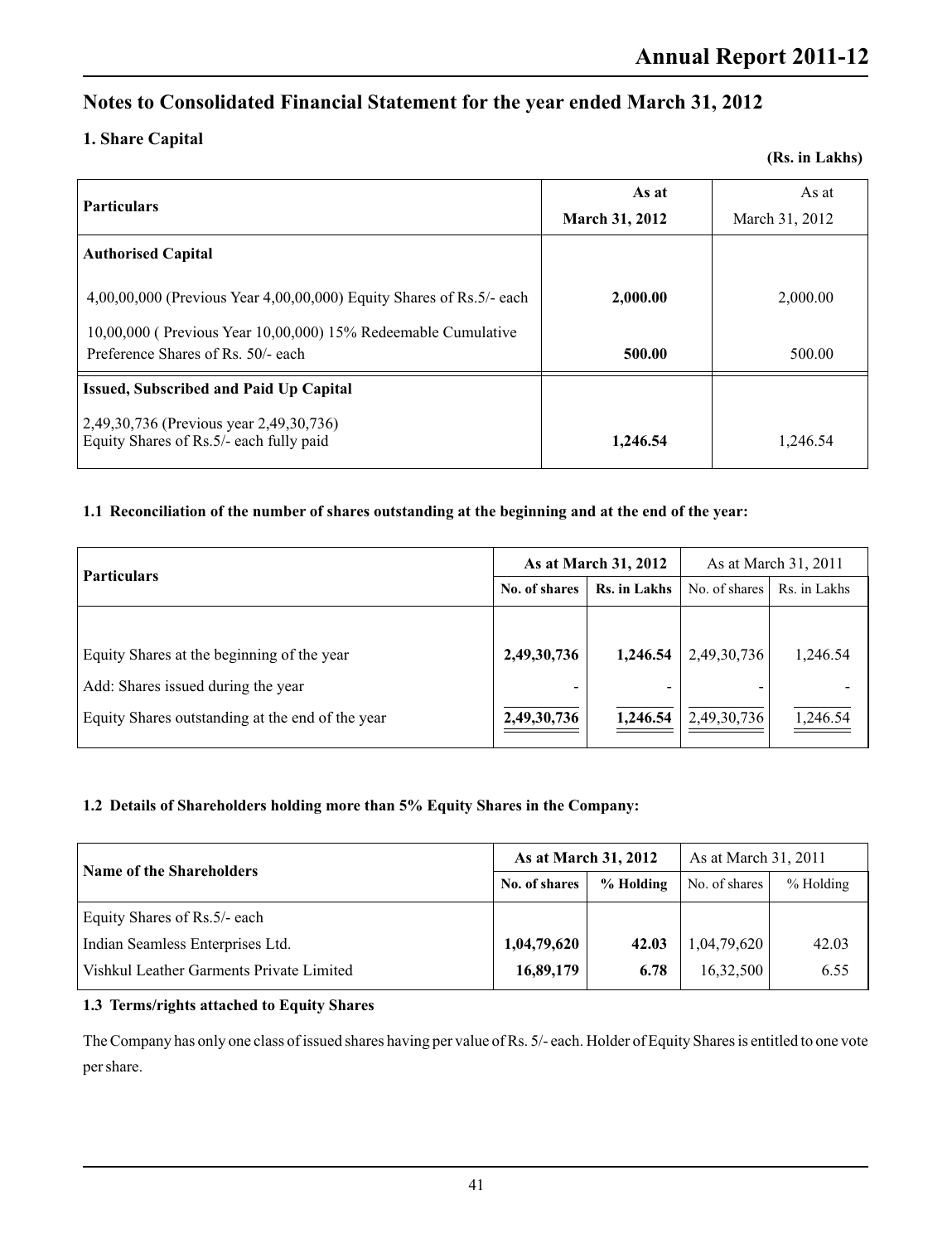## Notes to Consolidated Financial Statement for the year ended March 31, 2012

### 1. Share Capital

**(Rs. in Lakhs)**

| Particulars | As at March 31, 2012 | As at March 31, 2012 |
|---|---|---|
| **Authorised Capital** | | |
| 4,00,00,000 (Previous Year 4,00,00,000) Equity Shares of Rs.5/- each | **2,000.00** | 2,000.00 |
| 10,00,000 ( Previous Year 10,00,000) 15% Redeemable Cumulative Preference Shares of Rs. 50/- each | **500.00** | 500.00 |
| **Issued, Subscribed and Paid Up Capital** | | |
| 2,49,30,736 (Previous year 2,49,30,736) Equity Shares of Rs.5/- each fully paid | **1,246.54** | 1,246.54 |

#### 1.1 Reconciliation of the number of shares outstanding at the beginning and at the end of the year:

| Particulars | As at March 31, 2012 | | As at March 31, 2011 | |
|---|---|---|---|---|
| | No. of shares | Rs. in Lakhs | No. of shares | Rs. in Lakhs |
| Equity Shares at the beginning of the year | **2,49,30,736** | **1,246.54** | 2,49,30,736 | 1,246.54 |
| Add: Shares issued during the year | - | - | - | - |
| Equity Shares outstanding at the end of the year | **2,49,30,736** | **1,246.54** | 2,49,30,736 | 1,246.54 |

#### 1.2 Details of Shareholders holding more than 5% Equity Shares in the Company:

| Name of the Shareholders | As at March 31, 2012 | | As at March 31, 2011 | |
|---|---|---|---|---|
| | No. of shares | % Holding | No. of shares | % Holding |
| Equity Shares of Rs.5/- each | | | | |
| Indian Seamless Enterprises Ltd. | **1,04,79,620** | **42.03** | 1,04,79,620 | 42.03 |
| Vishkul Leather Garments Private Limited | **16,89,179** | **6.78** | 16,32,500 | 6.55 |

#### 1.3 Terms/rights attached to Equity Shares

The Company has only one class of issued shares having per value of Rs. 5/- each. Holder of Equity Shares is entitled to one vote per share.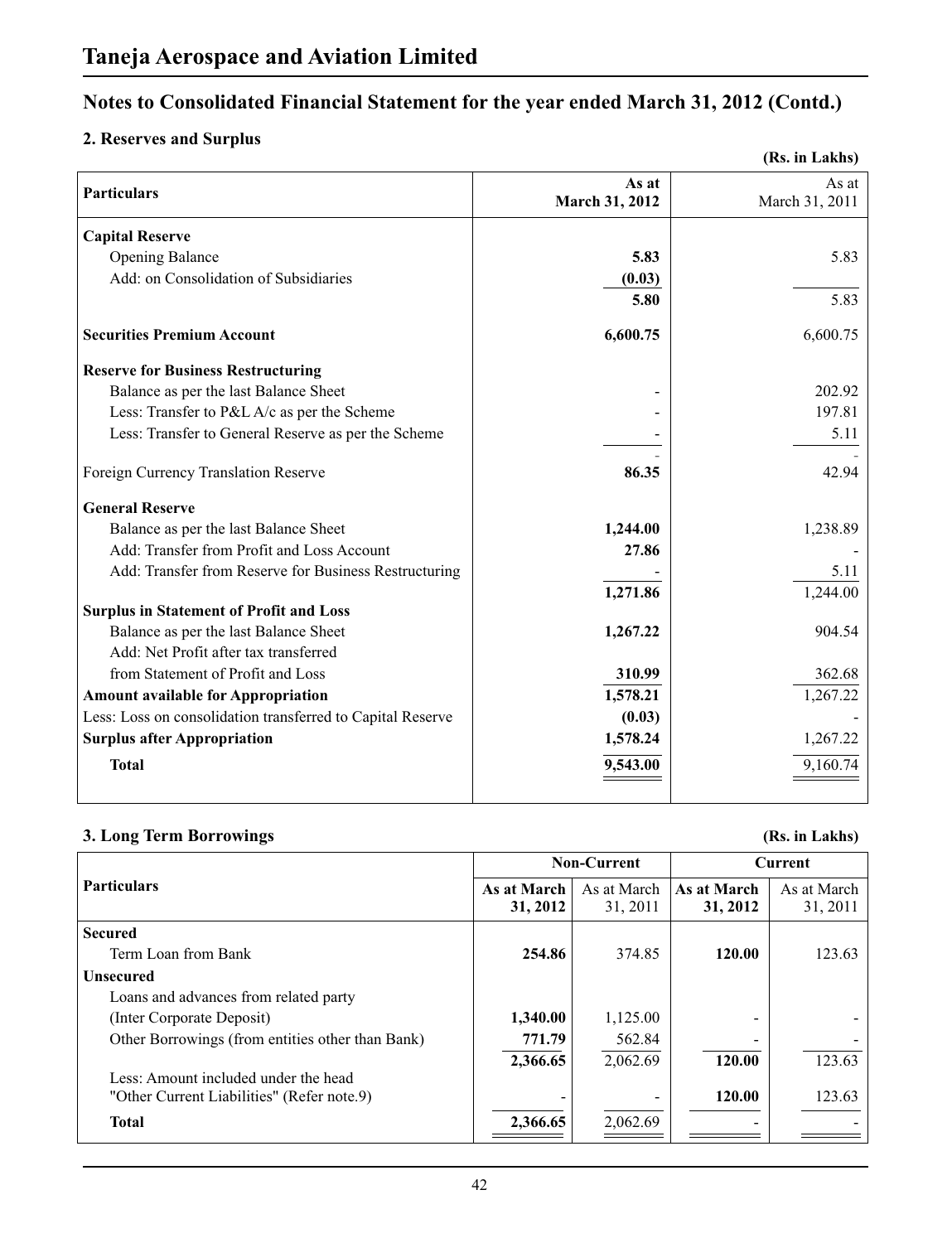# Taneja Aerospace and Aviation Limited

## Notes to Consolidated Financial Statement for the year ended March 31, 2012 (Contd.)

### 2. Reserves and Surplus

**(Rs. in Lakhs)**

| Particulars | As at March 31, 2012 | As at March 31, 2011 |
|---|---|---|
| **Capital Reserve** | | |
| Opening Balance | **5.83** | 5.83 |
| Add: on Consolidation of Subsidiaries | **(0.03)** | |
| | **5.80** | 5.83 |
| **Securities Premium Account** | **6,600.75** | 6,600.75 |
| **Reserve for Business Restructuring** | | |
| Balance as per the last Balance Sheet | - | 202.92 |
| Less: Transfer to P&L A/c as per the Scheme | - | 197.81 |
| Less: Transfer to General Reserve as per the Scheme | - | 5.11 |
| | - | - |
| Foreign Currency Translation Reserve | **86.35** | 42.94 |
| **General Reserve** | | |
| Balance as per the last Balance Sheet | **1,244.00** | 1,238.89 |
| Add: Transfer from Profit and Loss Account | **27.86** | - |
| Add: Transfer from Reserve for Business Restructuring | - | 5.11 |
| | **1,271.86** | 1,244.00 |
| **Surplus in Statement of Profit and Loss** | | |
| Balance as per the last Balance Sheet | **1,267.22** | 904.54 |
| Add: Net Profit after tax transferred from Statement of Profit and Loss | **310.99** | 362.68 |
| **Amount available for Appropriation** | **1,578.21** | 1,267.22 |
| Less: Loss on consolidation transferred to Capital Reserve | **(0.03)** | - |
| **Surplus after Appropriation** | **1,578.24** | 1,267.22 |
| **Total** | **9,543.00** | 9,160.74 |

### 3. Long Term Borrowings

**(Rs. in Lakhs)**

| Particulars | Non-Current | | Current | |
|---|---|---|---|---|
| | **As at March 31, 2012** | As at March 31, 2011 | **As at March 31, 2012** | As at March 31, 2011 |
| **Secured** | | | | |
| Term Loan from Bank | **254.86** | 374.85 | **120.00** | 123.63 |
| **Unsecured** | | | | |
| Loans and advances from related party (Inter Corporate Deposit) | **1,340.00** | 1,125.00 | - | - |
| Other Borrowings (from entities other than Bank) | **771.79** | 562.84 | - | - |
| | **2,366.65** | 2,062.69 | **120.00** | 123.63 |
| Less: Amount included under the head "Other Current Liabilities" (Refer note.9) | - | - | **120.00** | 123.63 |
| **Total** | **2,366.65** | 2,062.69 | - | - |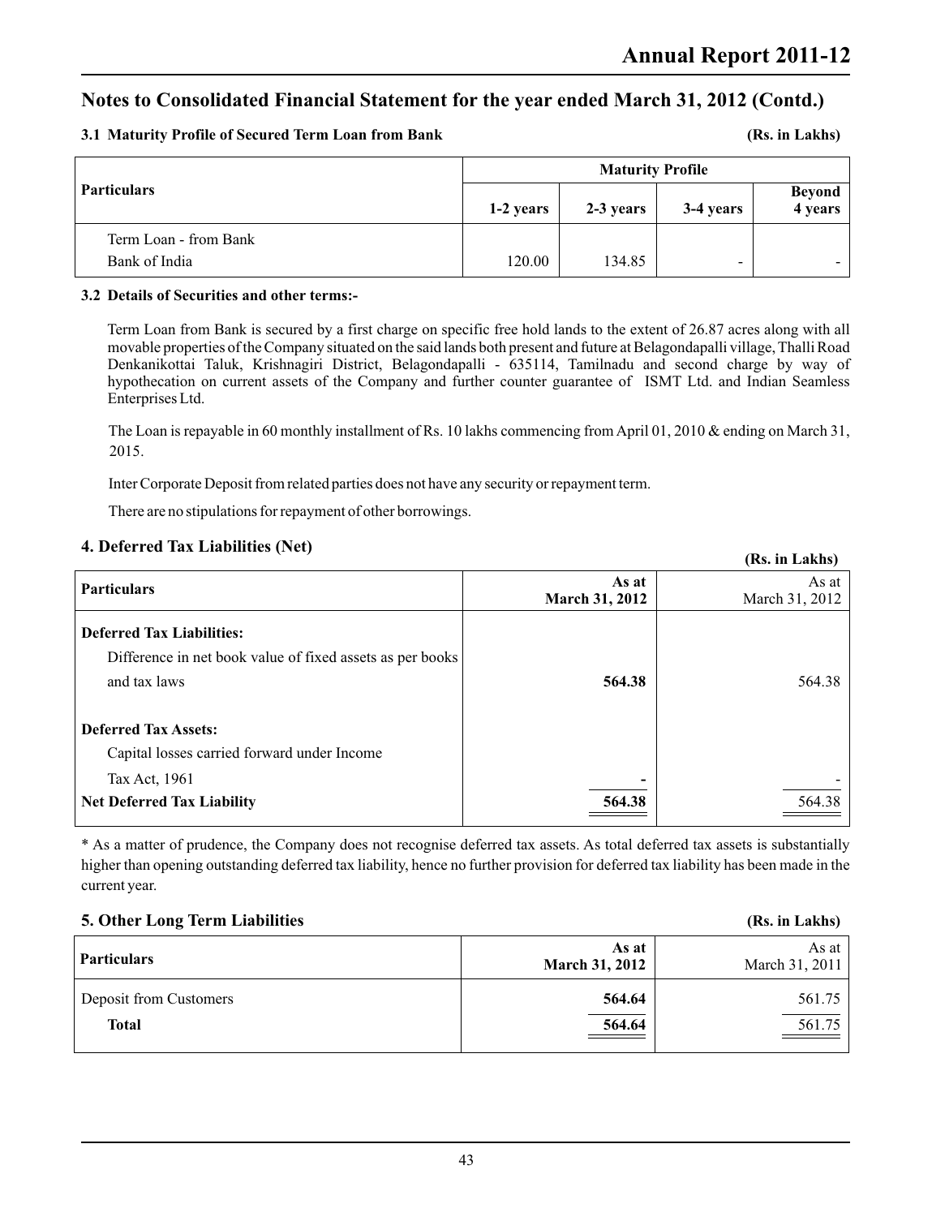## Notes to Consolidated Financial Statement for the year ended March 31, 2012 (Contd.)

### 3.1 Maturity Profile of Secured Term Loan from Bank

(Rs. in Lakhs)

| Particulars | Maturity Profile | | | |
|---|---|---|---|---|
| | 1-2 years | 2-3 years | 3-4 years | Beyond 4 years |
| Term Loan - from Bank<br>Bank of India | 120.00 | 134.85 | - | - |

### 3.2 Details of Securities and other terms:-

Term Loan from Bank is secured by a first charge on specific free hold lands to the extent of 26.87 acres along with all movable properties of the Company situated on the said lands both present and future at Belagondapalli village, Thalli Road Denkanikottai Taluk, Krishnagiri District, Belagondapalli - 635114, Tamilnadu and second charge by way of hypothecation on current assets of the Company and further counter guarantee of ISMT Ltd. and Indian Seamless Enterprises Ltd.

The Loan is repayable in 60 monthly installment of Rs. 10 lakhs commencing from April 01, 2010 & ending on March 31, 2015.

Inter Corporate Deposit from related parties does not have any security or repayment term.

There are no stipulations for repayment of other borrowings.

## 4. Deferred Tax Liabilities (Net)

(Rs. in Lakhs)

| Particulars | As at March 31, 2012 | As at March 31, 2012 |
|---|---|---|
| **Deferred Tax Liabilities:** | | |
| Difference in net book value of fixed assets as per books and tax laws | **564.38** | 564.38 |
| **Deferred Tax Assets:** | | |
| Capital losses carried forward under Income Tax Act, 1961 | **-** | - |
| **Net Deferred Tax Liability** | **564.38** | 564.38 |

\* As a matter of prudence, the Company does not recognise deferred tax assets. As total deferred tax assets is substantially higher than opening outstanding deferred tax liability, hence no further provision for deferred tax liability has been made in the current year.

## 5. Other Long Term Liabilities

(Rs. in Lakhs)

| Particulars | As at March 31, 2012 | As at March 31, 2011 |
|---|---|---|
| Deposit from Customers | **564.64** | 561.75 |
| **Total** | **564.64** | 561.75 |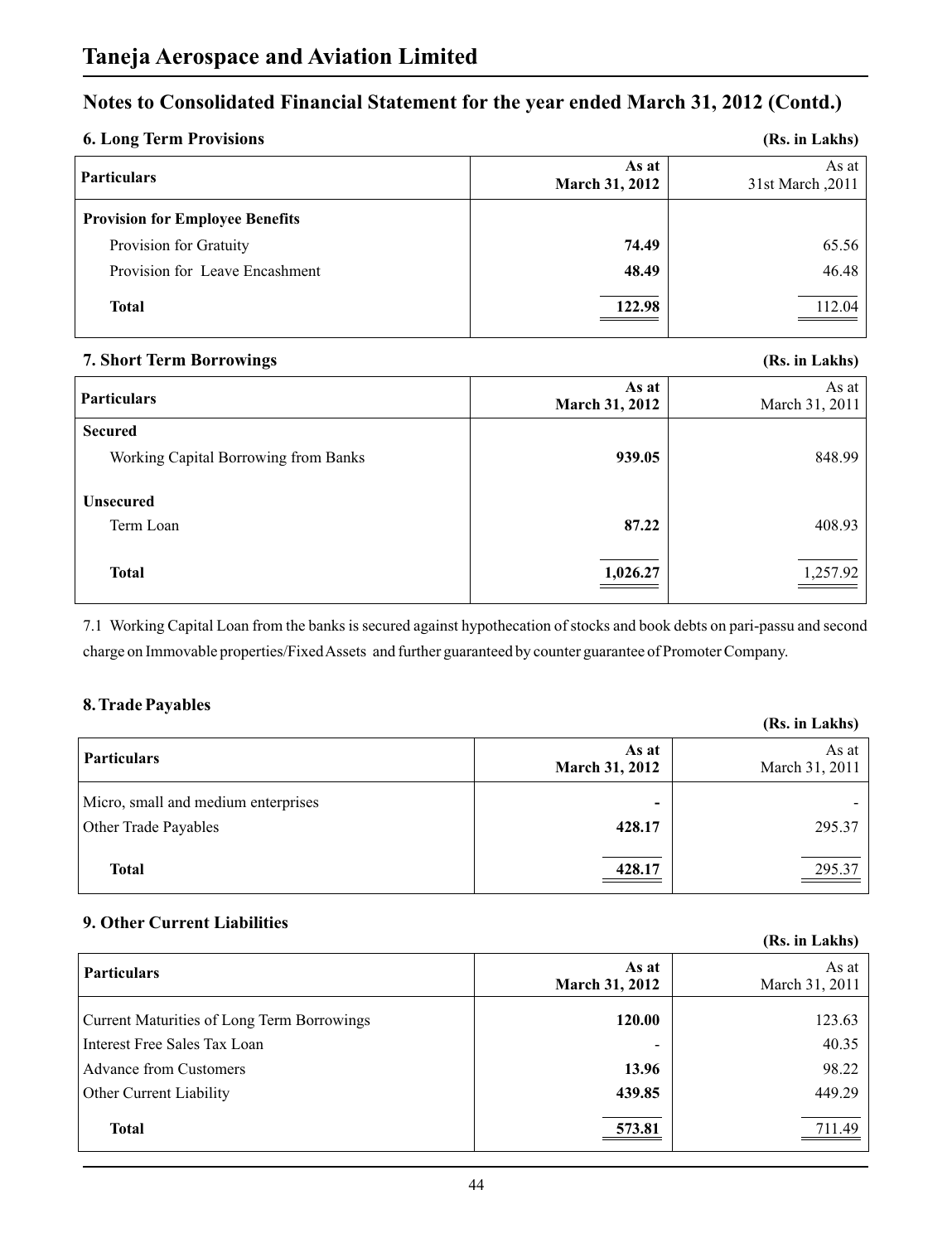# Taneja Aerospace and Aviation Limited

## Notes to Consolidated Financial Statement for the year ended March 31, 2012 (Contd.)

### 6. Long Term Provisions

**(Rs. in Lakhs)**

| Particulars | As at March 31, 2012 | As at 31st March ,2011 |
|---|---|---|
| **Provision for Employee Benefits** | | |
| Provision for Gratuity | **74.49** | 65.56 |
| Provision for Leave Encashment | **48.49** | 46.48 |
| **Total** | **122.98** | 112.04 |

### 7. Short Term Borrowings

**(Rs. in Lakhs)**

| Particulars | As at March 31, 2012 | As at March 31, 2011 |
|---|---|---|
| **Secured** | | |
| Working Capital Borrowing from Banks | **939.05** | 848.99 |
| **Unsecured** | | |
| Term Loan | **87.22** | 408.93 |
| **Total** | **1,026.27** | 1,257.92 |

7.1 Working Capital Loan from the banks is secured against hypothecation of stocks and book debts on pari-passu and second charge on Immovable properties/Fixed Assets and further guaranteed by counter guarantee of Promoter Company.

### 8. Trade Payables

**(Rs. in Lakhs)**

| Particulars | As at March 31, 2012 | As at March 31, 2011 |
|---|---|---|
| Micro, small and medium enterprises | **-** | - |
| Other Trade Payables | **428.17** | 295.37 |
| **Total** | **428.17** | 295.37 |

### 9. Other Current Liabilities

**(Rs. in Lakhs)**

| Particulars | As at March 31, 2012 | As at March 31, 2011 |
|---|---|---|
| Current Maturities of Long Term Borrowings | **120.00** | 123.63 |
| Interest Free Sales Tax Loan | - | 40.35 |
| Advance from Customers | **13.96** | 98.22 |
| Other Current Liability | **439.85** | 449.29 |
| **Total** | **573.81** | 711.49 |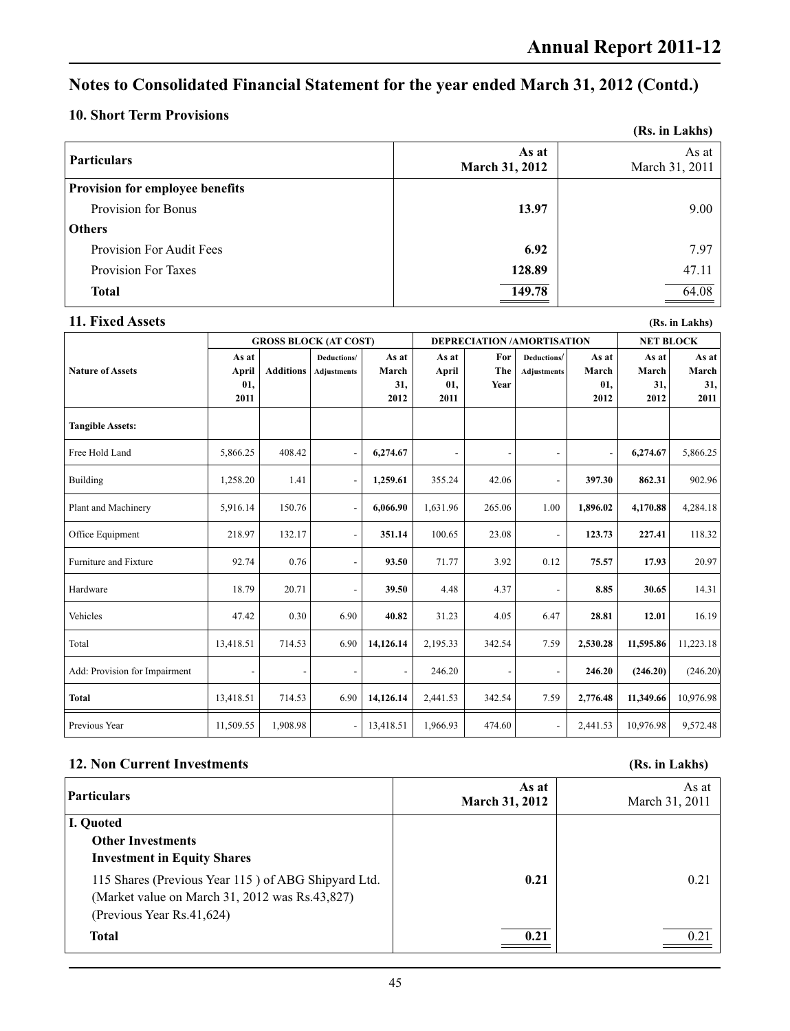# Notes to Consolidated Financial Statement for the year ended March 31, 2012 (Contd.)

## 10. Short Term Provisions

**(Rs. in Lakhs)**

| Particulars | As at March 31, 2012 | As at March 31, 2011 |
|---|---|---|
| **Provision for employee benefits** | | |
| Provision for Bonus | **13.97** | 9.00 |
| **Others** | | |
| Provision For Audit Fees | **6.92** | 7.97 |
| Provision For Taxes | **128.89** | 47.11 |
| **Total** | **149.78** | 64.08 |

## 11. Fixed Assets

**(Rs. in Lakhs)**

| Nature of Assets | GROSS BLOCK (AT COST) | | | | DEPRECIATION /AMORTISATION | | | | NET BLOCK | |
|---|---|---|---|---|---|---|---|---|---|---|
| | As at April 01, 2011 | Additions | Deductions/ Adjustments | As at March 31, 2012 | As at April 01, 2011 | For The Year | Deductions/ Adjustments | As at March 01, 2012 | As at March 31, 2012 | As at March 31, 2011 |
| **Tangible Assets:** | | | | | | | | | | |
| Free Hold Land | 5,866.25 | 408.42 | - | **6,274.67** | - | - | - | - | **6,274.67** | 5,866.25 |
| Building | 1,258.20 | 1.41 | - | **1,259.61** | 355.24 | 42.06 | - | **397.30** | **862.31** | 902.96 |
| Plant and Machinery | 5,916.14 | 150.76 | - | **6,066.90** | 1,631.96 | 265.06 | 1.00 | **1,896.02** | **4,170.88** | 4,284.18 |
| Office Equipment | 218.97 | 132.17 | - | **351.14** | 100.65 | 23.08 | - | **123.73** | **227.41** | 118.32 |
| Furniture and Fixture | 92.74 | 0.76 | - | **93.50** | 71.77 | 3.92 | 0.12 | **75.57** | **17.93** | 20.97 |
| Hardware | 18.79 | 20.71 | - | **39.50** | 4.48 | 4.37 | - | **8.85** | **30.65** | 14.31 |
| Vehicles | 47.42 | 0.30 | 6.90 | **40.82** | 31.23 | 4.05 | 6.47 | **28.81** | **12.01** | 16.19 |
| Total | 13,418.51 | 714.53 | 6.90 | **14,126.14** | 2,195.33 | 342.54 | 7.59 | **2,530.28** | **11,595.86** | 11,223.18 |
| Add: Provision for Impairment | - | - | - | - | 246.20 | - | - | **246.20** | **(246.20)** | (246.20) |
| **Total** | 13,418.51 | 714.53 | 6.90 | **14,126.14** | 2,441.53 | 342.54 | 7.59 | **2,776.48** | **11,349.66** | 10,976.98 |
| Previous Year | 11,509.55 | 1,908.98 | - | 13,418.51 | 1,966.93 | 474.60 | - | 2,441.53 | 10,976.98 | 9,572.48 |

## 12. Non Current Investments

**(Rs. in Lakhs)**

| Particulars | As at March 31, 2012 | As at March 31, 2011 |
|---|---|---|
| **I. Quoted** | | |
| **Other Investments** | | |
| **Investment in Equity Shares** | | |
| 115 Shares (Previous Year 115 ) of ABG Shipyard Ltd. (Market value on March 31, 2012 was Rs.43,827) (Previous Year Rs.41,624) | **0.21** | 0.21 |
| **Total** | **0.21** | 0.21 |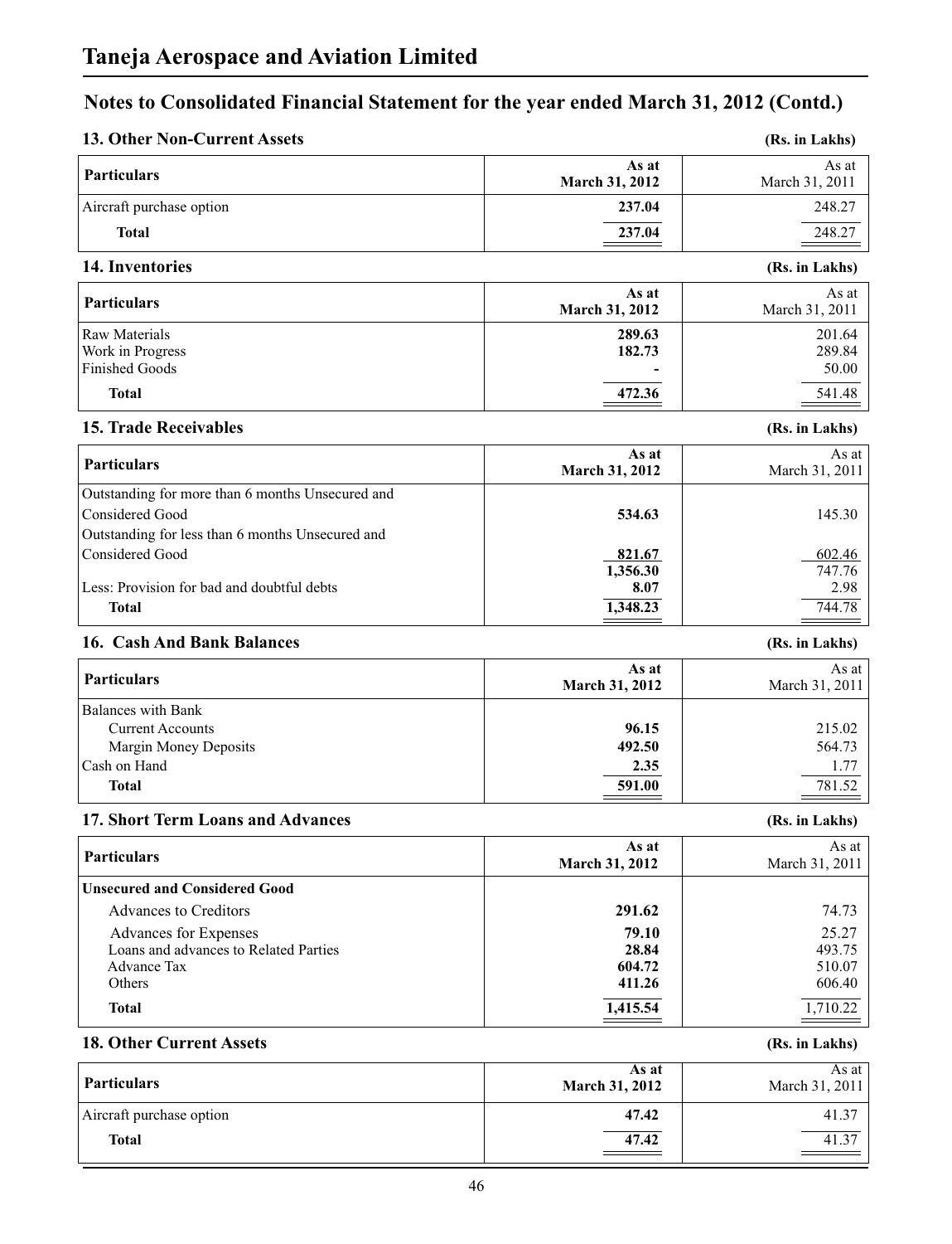# Taneja Aerospace and Aviation Limited

## Notes to Consolidated Financial Statement for the year ended March 31, 2012 (Contd.)

### 13. Other Non-Current Assets

(Rs. in Lakhs)

| Particulars | As at March 31, 2012 | As at March 31, 2011 |
|---|---|---|
| Aircraft purchase option | **237.04** | 248.27 |
| **Total** | **237.04** | 248.27 |

### 14. Inventories

(Rs. in Lakhs)

| Particulars | As at March 31, 2012 | As at March 31, 2011 |
|---|---|---|
| Raw Materials | **289.63** | 201.64 |
| Work in Progress | **182.73** | 289.84 |
| Finished Goods | **-** | 50.00 |
| **Total** | **472.36** | 541.48 |

### 15. Trade Receivables

(Rs. in Lakhs)

| Particulars | As at March 31, 2012 | As at March 31, 2011 |
|---|---|---|
| Outstanding for more than 6 months Unsecured and Considered Good | **534.63** | 145.30 |
| Outstanding for less than 6 months Unsecured and Considered Good | **821.67** | 602.46 |
| | **1,356.30** | 747.76 |
| Less: Provision for bad and doubtful debts | **8.07** | 2.98 |
| **Total** | **1,348.23** | 744.78 |

### 16. Cash And Bank Balances

(Rs. in Lakhs)

| Particulars | As at March 31, 2012 | As at March 31, 2011 |
|---|---|---|
| Balances with Bank | | |
| Current Accounts | **96.15** | 215.02 |
| Margin Money Deposits | **492.50** | 564.73 |
| Cash on Hand | **2.35** | 1.77 |
| **Total** | **591.00** | 781.52 |

### 17. Short Term Loans and Advances

(Rs. in Lakhs)

| Particulars | As at March 31, 2012 | As at March 31, 2011 |
|---|---|---|
| **Unsecured and Considered Good** | | |
| Advances to Creditors | **291.62** | 74.73 |
| Advances for Expenses | **79.10** | 25.27 |
| Loans and advances to Related Parties | **28.84** | 493.75 |
| Advance Tax | **604.72** | 510.07 |
| Others | **411.26** | 606.40 |
| **Total** | **1,415.54** | 1,710.22 |

### 18. Other Current Assets

(Rs. in Lakhs)

| Particulars | As at March 31, 2012 | As at March 31, 2011 |
|---|---|---|
| Aircraft purchase option | **47.42** | 41.37 |
| **Total** | **47.42** | 41.37 |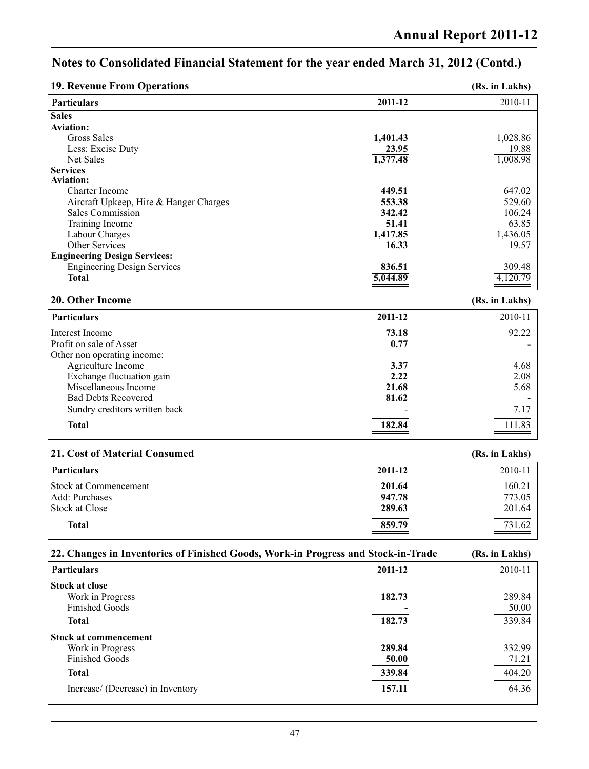## Notes to Consolidated Financial Statement for the year ended March 31, 2012 (Contd.)

### 19. Revenue From Operations

(Rs. in Lakhs)

| Particulars | 2011-12 | 2010-11 |
|---|---|---|
| **Sales** | | |
| **Aviation:** | | |
| Gross Sales | **1,401.43** | 1,028.86 |
| Less: Excise Duty | **23.95** | 19.88 |
| Net Sales | **1,377.48** | 1,008.98 |
| **Services** | | |
| **Aviation:** | | |
| Charter Income | **449.51** | 647.02 |
| Aircraft Upkeep, Hire & Hanger Charges | **553.38** | 529.60 |
| Sales Commission | **342.42** | 106.24 |
| Training Income | **51.41** | 63.85 |
| Labour Charges | **1,417.85** | 1,436.05 |
| Other Services | **16.33** | 19.57 |
| **Engineering Design Services:** | | |
| Engineering Design Services | **836.51** | 309.48 |
| **Total** | **5,044.89** | 4,120.79 |

### 20. Other Income

(Rs. in Lakhs)

| Particulars | 2011-12 | 2010-11 |
|---|---|---|
| Interest Income | **73.18** | 92.22 |
| Profit on sale of Asset | **0.77** | - |
| Other non operating income: | | |
| Agriculture Income | **3.37** | 4.68 |
| Exchange fluctuation gain | **2.22** | 2.08 |
| Miscellaneous Income | **21.68** | 5.68 |
| Bad Debts Recovered | **81.62** | - |
| Sundry creditors written back | - | 7.17 |
| **Total** | **182.84** | 111.83 |

### 21. Cost of Material Consumed

(Rs. in Lakhs)

| Particulars | 2011-12 | 2010-11 |
|---|---|---|
| Stock at Commencement | **201.64** | 160.21 |
| Add: Purchases | **947.78** | 773.05 |
| Stock at Close | **289.63** | 201.64 |
| **Total** | **859.79** | 731.62 |

### 22. Changes in Inventories of Finished Goods, Work-in Progress and Stock-in-Trade

(Rs. in Lakhs)

| Particulars | 2011-12 | 2010-11 |
|---|---|---|
| **Stock at close** | | |
| Work in Progress | **182.73** | 289.84 |
| Finished Goods | **-** | 50.00 |
| **Total** | **182.73** | 339.84 |
| **Stock at commencement** | | |
| Work in Progress | **289.84** | 332.99 |
| Finished Goods | **50.00** | 71.21 |
| **Total** | **339.84** | 404.20 |
| Increase/ (Decrease) in Inventory | **157.11** | 64.36 |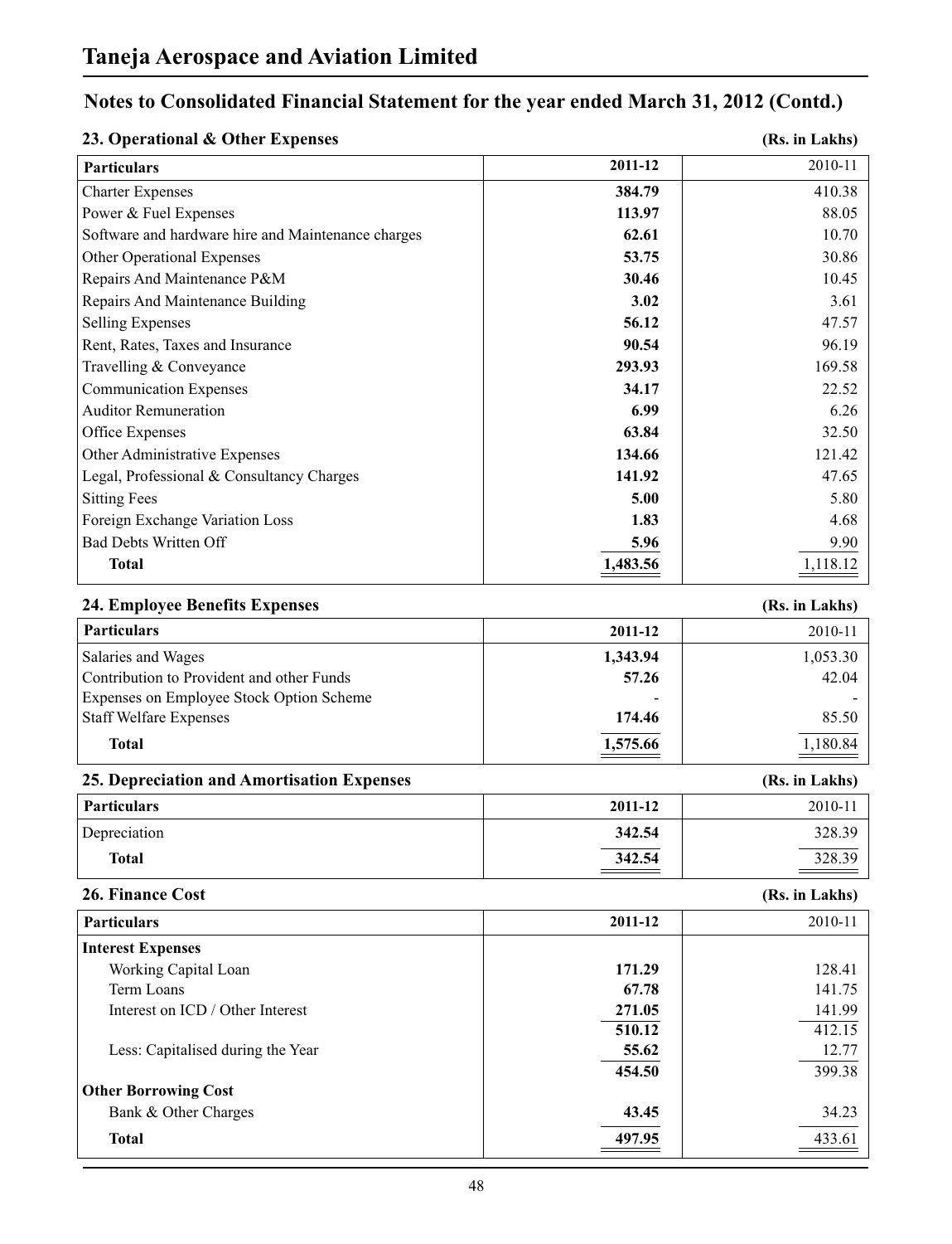# Taneja Aerospace and Aviation Limited

## Notes to Consolidated Financial Statement for the year ended March 31, 2012 (Contd.)

### 23. Operational & Other Expenses

(Rs. in Lakhs)

| Particulars | 2011-12 | 2010-11 |
|---|---|---|
| Charter Expenses | **384.79** | 410.38 |
| Power & Fuel Expenses | **113.97** | 88.05 |
| Software and hardware hire and Maintenance charges | **62.61** | 10.70 |
| Other Operational Expenses | **53.75** | 30.86 |
| Repairs And Maintenance P&M | **30.46** | 10.45 |
| Repairs And Maintenance Building | **3.02** | 3.61 |
| Selling Expenses | **56.12** | 47.57 |
| Rent, Rates, Taxes and Insurance | **90.54** | 96.19 |
| Travelling & Conveyance | **293.93** | 169.58 |
| Communication Expenses | **34.17** | 22.52 |
| Auditor Remuneration | **6.99** | 6.26 |
| Office Expenses | **63.84** | 32.50 |
| Other Administrative Expenses | **134.66** | 121.42 |
| Legal, Professional & Consultancy Charges | **141.92** | 47.65 |
| Sitting Fees | **5.00** | 5.80 |
| Foreign Exchange Variation Loss | **1.83** | 4.68 |
| Bad Debts Written Off | **5.96** | 9.90 |
| **Total** | **1,483.56** | 1,118.12 |

### 24. Employee Benefits Expenses

(Rs. in Lakhs)

| Particulars | 2011-12 | 2010-11 |
|---|---|---|
| Salaries and Wages | **1,343.94** | 1,053.30 |
| Contribution to Provident and other Funds | **57.26** | 42.04 |
| Expenses on Employee Stock Option Scheme | - | - |
| Staff Welfare Expenses | **174.46** | 85.50 |
| **Total** | **1,575.66** | 1,180.84 |

### 25. Depreciation and Amortisation Expenses

(Rs. in Lakhs)

| Particulars | 2011-12 | 2010-11 |
|---|---|---|
| Depreciation | **342.54** | 328.39 |
| **Total** | **342.54** | 328.39 |

### 26. Finance Cost

(Rs. in Lakhs)

| Particulars | 2011-12 | 2010-11 |
|---|---|---|
| **Interest Expenses** | | |
| Working Capital Loan | **171.29** | 128.41 |
| Term Loans | **67.78** | 141.75 |
| Interest on ICD / Other Interest | **271.05** | 141.99 |
| | **510.12** | 412.15 |
| Less: Capitalised during the Year | **55.62** | 12.77 |
| | **454.50** | 399.38 |
| **Other Borrowing Cost** | | |
| Bank & Other Charges | **43.45** | 34.23 |
| **Total** | **497.95** | 433.61 |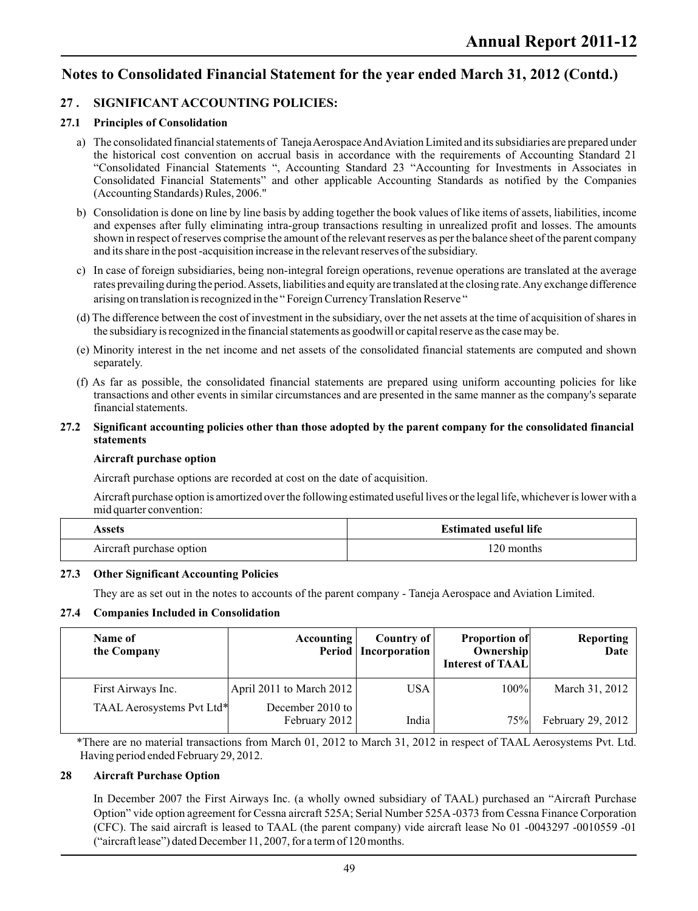# Notes to Consolidated Financial Statement for the year ended March 31, 2012 (Contd.)

## 27 . SIGNIFICANT ACCOUNTING POLICIES:

### 27.1 Principles of Consolidation

a) The consolidated financial statements of Taneja Aerospace And Aviation Limited and its subsidiaries are prepared under the historical cost convention on accrual basis in accordance with the requirements of Accounting Standard 21 "Consolidated Financial Statements ", Accounting Standard 23 "Accounting for Investments in Associates in Consolidated Financial Statements" and other applicable Accounting Standards as notified by the Companies (Accounting Standards) Rules, 2006."

b) Consolidation is done on line by line basis by adding together the book values of like items of assets, liabilities, income and expenses after fully eliminating intra-group transactions resulting in unrealized profit and losses. The amounts shown in respect of reserves comprise the amount of the relevant reserves as per the balance sheet of the parent company and its share in the post -acquisition increase in the relevant reserves of the subsidiary.

c) In case of foreign subsidiaries, being non-integral foreign operations, revenue operations are translated at the average rates prevailing during the period. Assets, liabilities and equity are translated at the closing rate. Any exchange difference arising on translation is recognized in the " Foreign Currency Translation Reserve "

(d) The difference between the cost of investment in the subsidiary, over the net assets at the time of acquisition of shares in the subsidiary is recognized in the financial statements as goodwill or capital reserve as the case may be.

(e) Minority interest in the net income and net assets of the consolidated financial statements are computed and shown separately.

(f) As far as possible, the consolidated financial statements are prepared using uniform accounting policies for like transactions and other events in similar circumstances and are presented in the same manner as the company's separate financial statements.

### 27.2 Significant accounting policies other than those adopted by the parent company for the consolidated financial statements

**Aircraft purchase option**

Aircraft purchase options are recorded at cost on the date of acquisition.

Aircraft purchase option is amortized over the following estimated useful lives or the legal life, whichever is lower with a mid quarter convention:

| Assets | Estimated useful life |
|---|---|
| Aircraft purchase option | 120 months |

### 27.3 Other Significant Accounting Policies

They are as set out in the notes to accounts of the parent company - Taneja Aerospace and Aviation Limited.

### 27.4 Companies Included in Consolidation

| Name of the Company | Accounting Period | Country of Incorporation | Proportion of Ownership Interest of TAAL | Reporting Date |
|---|---|---|---|---|
| First Airways Inc. | April 2011 to March 2012 | USA | 100% | March 31, 2012 |
| TAAL Aerosystems Pvt Ltd* | December 2010 to February 2012 | India | 75% | February 29, 2012 |

*There are no material transactions from March 01, 2012 to March 31, 2012 in respect of TAAL Aerosystems Pvt. Ltd. Having period ended February 29, 2012.

## 28 Aircraft Purchase Option

In December 2007 the First Airways Inc. (a wholly owned subsidiary of TAAL) purchased an "Aircraft Purchase Option" vide option agreement for Cessna aircraft 525A; Serial Number 525A -0373 from Cessna Finance Corporation (CFC). The said aircraft is leased to TAAL (the parent company) vide aircraft lease No 01 -0043297 -0010559 -01 ("aircraft lease") dated December 11, 2007, for a term of 120 months.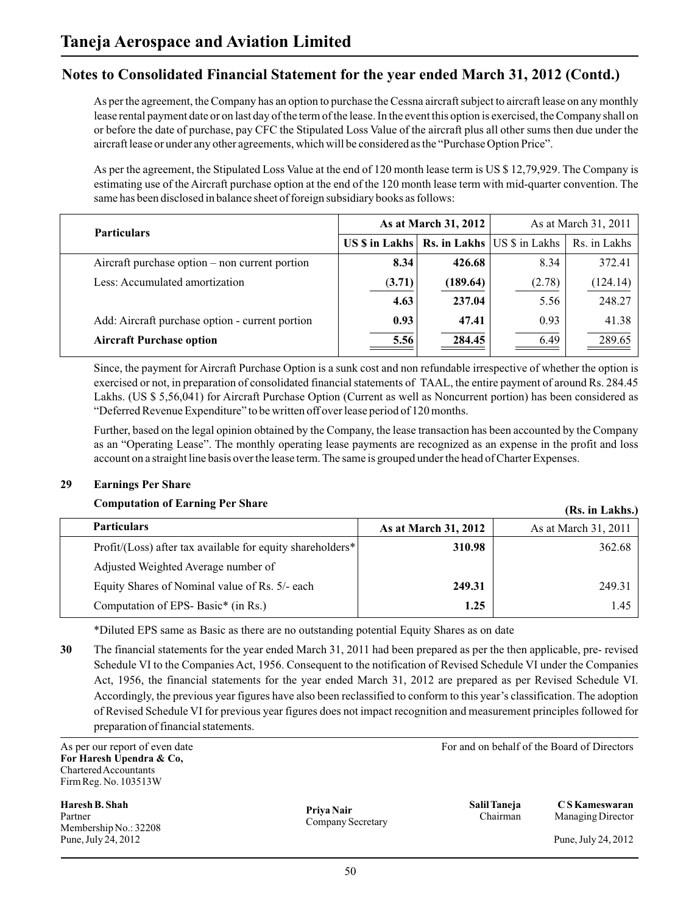# Taneja Aerospace and Aviation Limited

## Notes to Consolidated Financial Statement for the year ended March 31, 2012 (Contd.)

As per the agreement, the Company has an option to purchase the Cessna aircraft subject to aircraft lease on any monthly lease rental payment date or on last day of the term of the lease. In the event this option is exercised, the Company shall on or before the date of purchase, pay CFC the Stipulated Loss Value of the aircraft plus all other sums then due under the aircraft lease or under any other agreements, which will be considered as the "Purchase Option Price".

As per the agreement, the Stipulated Loss Value at the end of 120 month lease term is US $ 12,79,929. The Company is estimating use of the Aircraft purchase option at the end of the 120 month lease term with mid-quarter convention. The same has been disclosed in balance sheet of foreign subsidiary books as follows:

| Particulars | As at March 31, 2012 | | As at March 31, 2011 | |
|---|---|---|---|---|
| | US $ in Lakhs | Rs. in Lakhs | US $ in Lakhs | Rs. in Lakhs |
| Aircraft purchase option – non current portion | **8.34** | **426.68** | 8.34 | 372.41 |
| Less: Accumulated amortization | **(3.71)** | **(189.64)** | (2.78) | (124.14) |
| | **4.63** | **237.04** | 5.56 | 248.27 |
| Add: Aircraft purchase option - current portion | **0.93** | **47.41** | 0.93 | 41.38 |
| **Aircraft Purchase option** | **5.56** | **284.45** | 6.49 | 289.65 |

Since, the payment for Aircraft Purchase Option is a sunk cost and non refundable irrespective of whether the option is exercised or not, in preparation of consolidated financial statements of TAAL, the entire payment of around Rs. 284.45 Lakhs. (US $ 5,56,041) for Aircraft Purchase Option (Current as well as Noncurrent portion) has been considered as "Deferred Revenue Expenditure" to be written off over lease period of 120 months.

Further, based on the legal opinion obtained by the Company, the lease transaction has been accounted by the Company as an "Operating Lease". The monthly operating lease payments are recognized as an expense in the profit and loss account on a straight line basis over the lease term. The same is grouped under the head of Charter Expenses.

**29 Earnings Per Share**

**Computation of Earning Per Share** **(Rs. in Lakhs.)**

| Particulars | As at March 31, 2012 | As at March 31, 2011 |
|---|---|---|
| Profit/(Loss) after tax available for equity shareholders* | **310.98** | 362.68 |
| Adjusted Weighted Average number of Equity Shares of Nominal value of Rs. 5/- each | **249.31** | 249.31 |
| Computation of EPS- Basic* (in Rs.) | **1.25** | 1.45 |

*Diluted EPS same as Basic as there are no outstanding potential Equity Shares as on date

**30** The financial statements for the year ended March 31, 2011 had been prepared as per the then applicable, pre- revised Schedule VI to the Companies Act, 1956. Consequent to the notification of Revised Schedule VI under the Companies Act, 1956, the financial statements for the year ended March 31, 2012 are prepared as per Revised Schedule VI. Accordingly, the previous year figures have also been reclassified to conform to this year's classification. The adoption of Revised Schedule VI for previous year figures does not impact recognition and measurement principles followed for preparation of financial statements.

As per our report of even date
**For Haresh Upendra & Co,**
Chartered Accountants
Firm Reg. No. 103513W

For and on behalf of the Board of Directors

**Haresh B. Shah**
Partner
Membership No.: 32208
Pune, July 24, 2012

**Priya Nair**
Company Secretary

**Salil Taneja**
Chairman

**C S Kameswaran**
Managing Director
Pune, July 24, 2012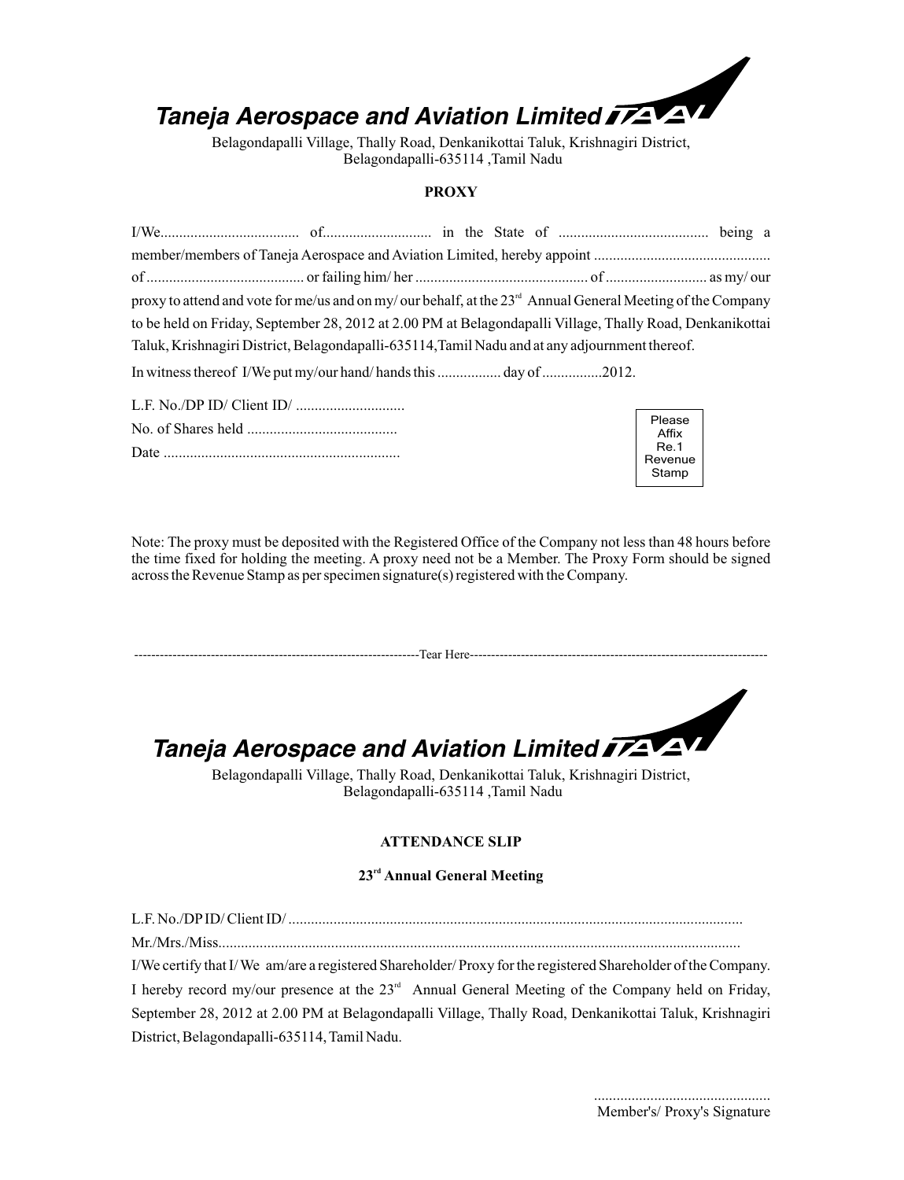# Taneja Aerospace and Aviation Limited

Belagondapalli Village, Thally Road, Denkanikottai Taluk, Krishnagiri District,
Belagondapalli-635114 ,Tamil Nadu

## PROXY

I/We..................................... of............................. in the State of ........................................ being a member/members of Taneja Aerospace and Aviation Limited, hereby appoint ............................................... of .......................................... or failing him/ her ............................................. of ........................... as my/ our proxy to attend and vote for me/us and on my/ our behalf, at the 23rd Annual General Meeting of the Company to be held on Friday, September 28, 2012 at 2.00 PM at Belagondapalli Village, Thally Road, Denkanikottai Taluk, Krishnagiri District, Belagondapalli-635114,Tamil Nadu and at any adjournment thereof.

In witness thereof I/We put my/our hand/ hands this ................. day of ................2012.

L.F. No./DP ID/ Client ID/ .............................

No. of Shares held ........................................

Date ...............................................................

Please Affix Re.1 Revenue Stamp

Note: The proxy must be deposited with the Registered Office of the Company not less than 48 hours before the time fixed for holding the meeting. A proxy need not be a Member. The Proxy Form should be signed across the Revenue Stamp as per specimen signature(s) registered with the Company.

--------------------------------------------------------------------Tear Here----------------------------------------------------------------------

# Taneja Aerospace and Aviation Limited

Belagondapalli Village, Thally Road, Denkanikottai Taluk, Krishnagiri District,
Belagondapalli-635114 ,Tamil Nadu

## ATTENDANCE SLIP

### 23rd Annual General Meeting

L.F. No./DP ID/ Client ID/ ........................................................................................................................

Mr./Mrs./Miss...........................................................................................................................................

I/We certify that I/ We am/are a registered Shareholder/ Proxy for the registered Shareholder of the Company. I hereby record my/our presence at the 23rd Annual General Meeting of the Company held on Friday, September 28, 2012 at 2.00 PM at Belagondapalli Village, Thally Road, Denkanikottai Taluk, Krishnagiri District, Belagondapalli-635114, Tamil Nadu.

...............................................

Member's/ Proxy's Signature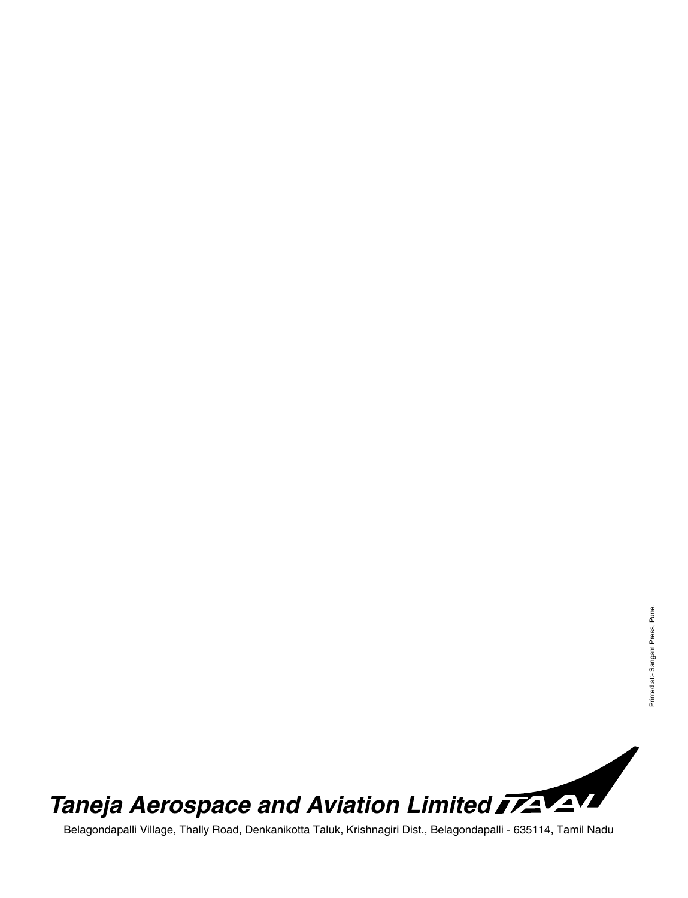Printed at:- Sangam Press, Pune.

***Taneja Aerospace and Aviation Limited***

Belagondapalli Village, Thally Road, Denkanikotta Taluk, Krishnagiri Dist., Belagondapalli - 635114, Tamil Nadu